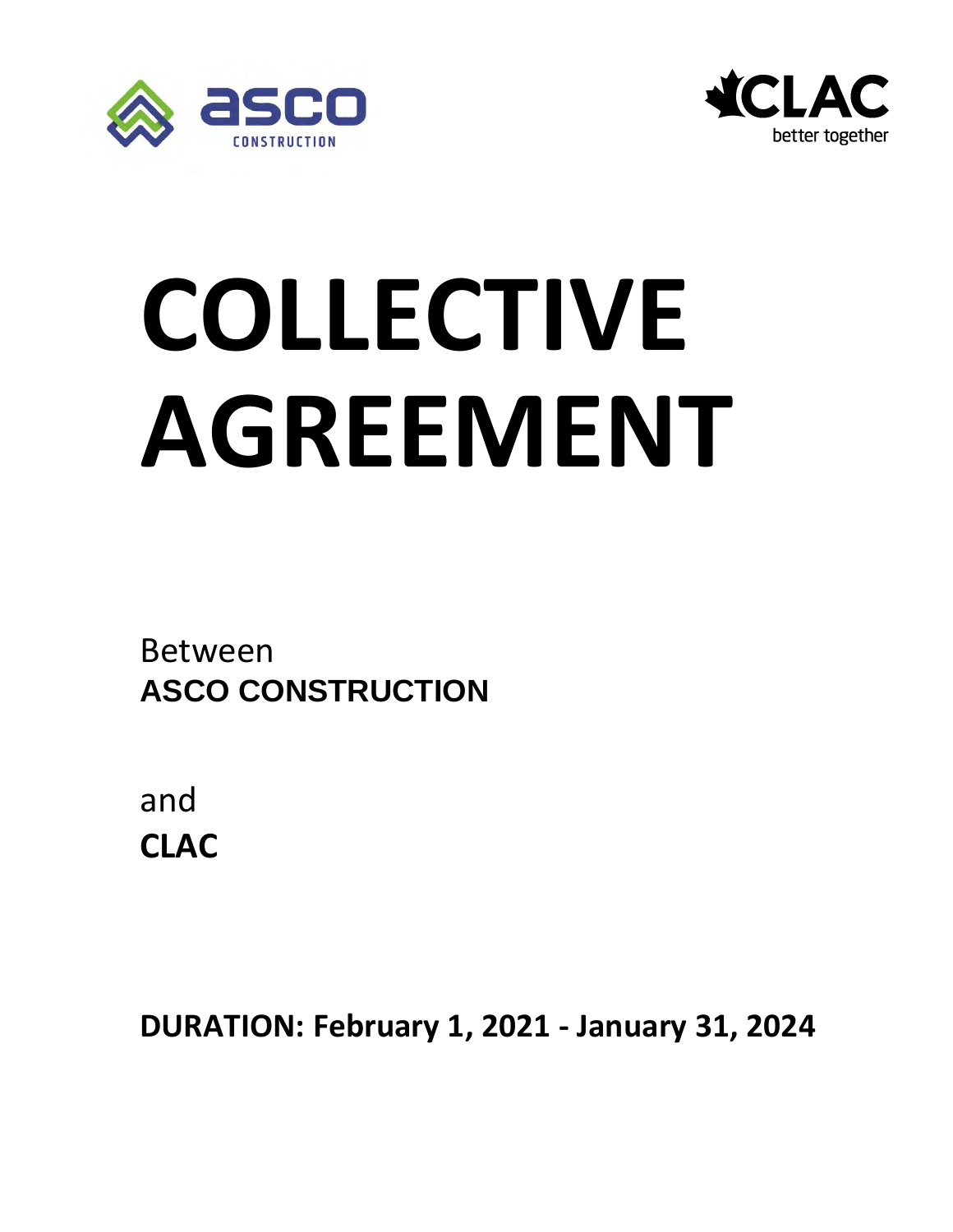# COLLECTIVE AGREEMENT

Between

**ASCO CONSTRUCTION**

and

**CLAC**

**DURATION: February 1, 2021 - January 31, 2024**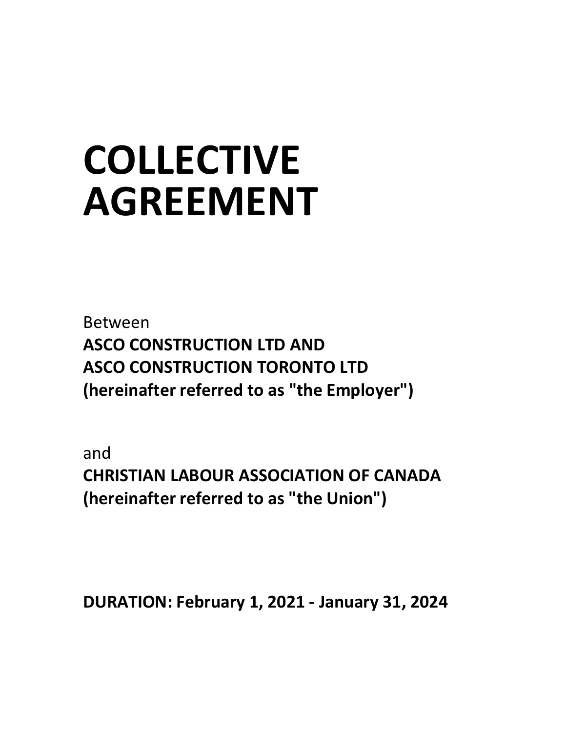# COLLECTIVE AGREEMENT

Between
**ASCO CONSTRUCTION LTD AND**
**ASCO CONSTRUCTION TORONTO LTD**
**(hereinafter referred to as "the Employer")**

and
**CHRISTIAN LABOUR ASSOCIATION OF CANADA**
**(hereinafter referred to as "the Union")**

**DURATION: February 1, 2021 - January 31, 2024**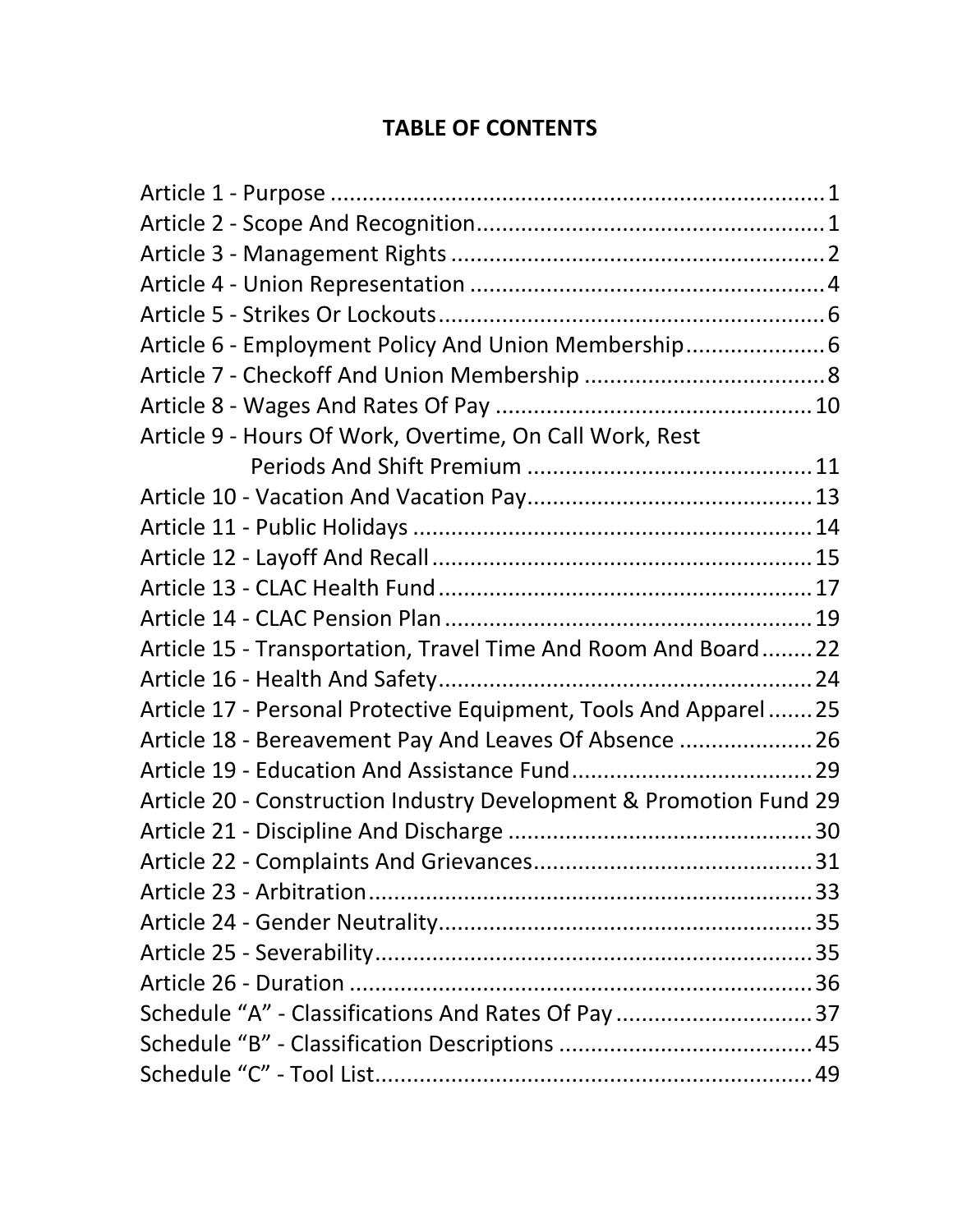# TABLE OF CONTENTS

| | |
|---|---|
| Article 1 - Purpose | 1 |
| Article 2 - Scope And Recognition | 1 |
| Article 3 - Management Rights | 2 |
| Article 4 - Union Representation | 4 |
| Article 5 - Strikes Or Lockouts | 6 |
| Article 6 - Employment Policy And Union Membership | 6 |
| Article 7 - Checkoff And Union Membership | 8 |
| Article 8 - Wages And Rates Of Pay | 10 |
| Article 9 - Hours Of Work, Overtime, On Call Work, Rest Periods And Shift Premium | 11 |
| Article 10 - Vacation And Vacation Pay | 13 |
| Article 11 - Public Holidays | 14 |
| Article 12 - Layoff And Recall | 15 |
| Article 13 - CLAC Health Fund | 17 |
| Article 14 - CLAC Pension Plan | 19 |
| Article 15 - Transportation, Travel Time And Room And Board | 22 |
| Article 16 - Health And Safety | 24 |
| Article 17 - Personal Protective Equipment, Tools And Apparel | 25 |
| Article 18 - Bereavement Pay And Leaves Of Absence | 26 |
| Article 19 - Education And Assistance Fund | 29 |
| Article 20 - Construction Industry Development & Promotion Fund | 29 |
| Article 21 - Discipline And Discharge | 30 |
| Article 22 - Complaints And Grievances | 31 |
| Article 23 - Arbitration | 33 |
| Article 24 - Gender Neutrality | 35 |
| Article 25 - Severability | 35 |
| Article 26 - Duration | 36 |
| Schedule "A" - Classifications And Rates Of Pay | 37 |
| Schedule "B" - Classification Descriptions | 45 |
| Schedule "C" - Tool List | 49 |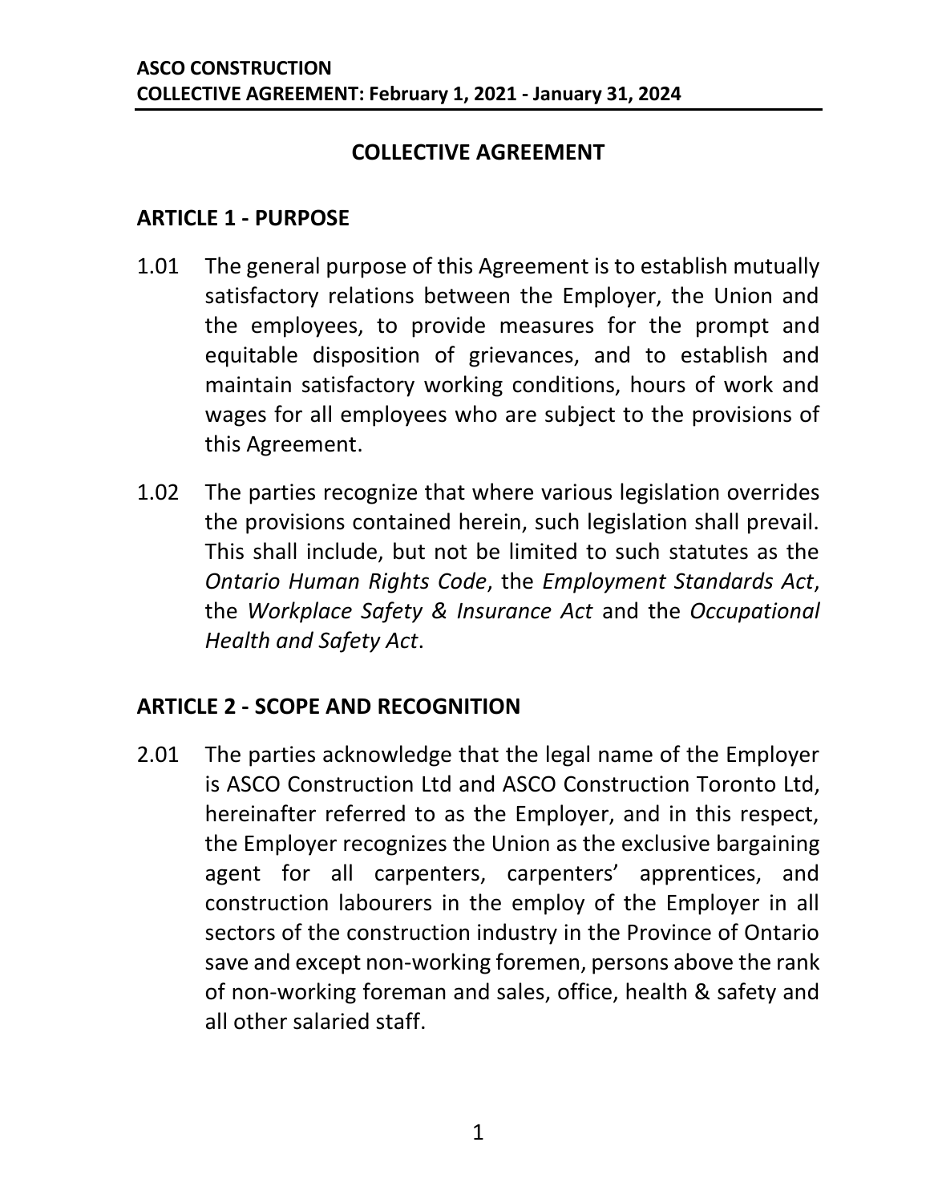# COLLECTIVE AGREEMENT

## ARTICLE 1 - PURPOSE

1.01 The general purpose of this Agreement is to establish mutually satisfactory relations between the Employer, the Union and the employees, to provide measures for the prompt and equitable disposition of grievances, and to establish and maintain satisfactory working conditions, hours of work and wages for all employees who are subject to the provisions of this Agreement.

1.02 The parties recognize that where various legislation overrides the provisions contained herein, such legislation shall prevail. This shall include, but not be limited to such statutes as the *Ontario Human Rights Code*, the *Employment Standards Act*, the *Workplace Safety & Insurance Act* and the *Occupational Health and Safety Act*.

## ARTICLE 2 - SCOPE AND RECOGNITION

2.01 The parties acknowledge that the legal name of the Employer is ASCO Construction Ltd and ASCO Construction Toronto Ltd, hereinafter referred to as the Employer, and in this respect, the Employer recognizes the Union as the exclusive bargaining agent for all carpenters, carpenters' apprentices, and construction labourers in the employ of the Employer in all sectors of the construction industry in the Province of Ontario save and except non-working foremen, persons above the rank of non-working foreman and sales, office, health & safety and all other salaried staff.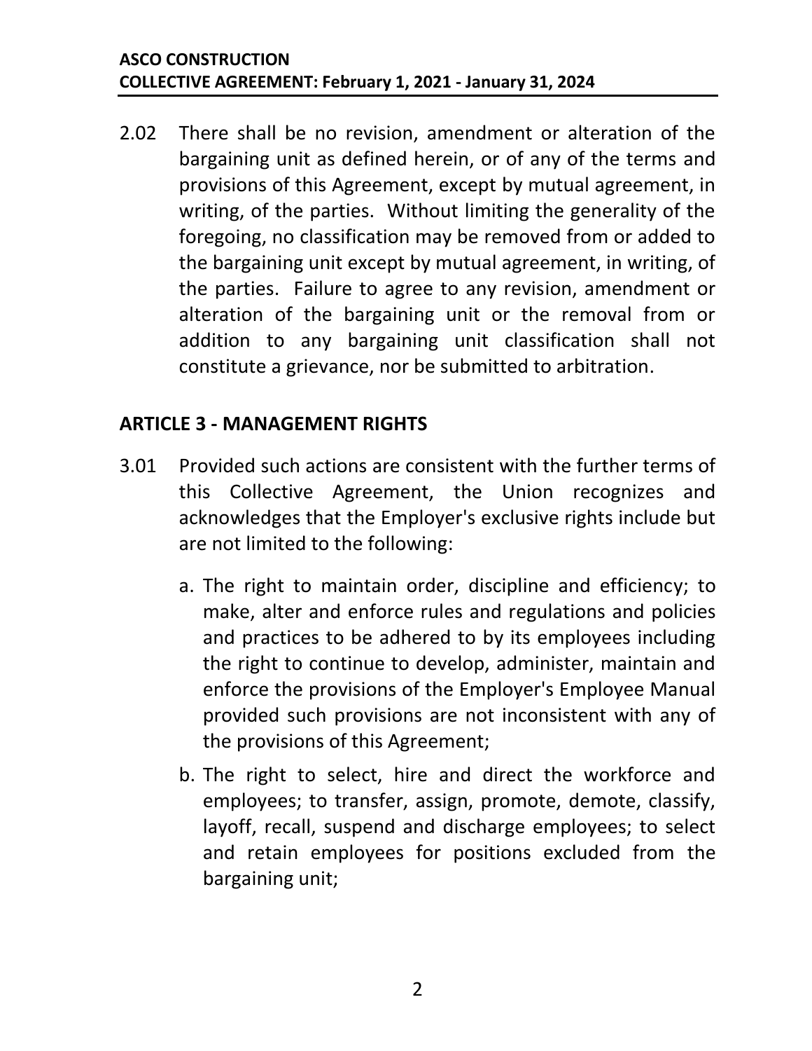2.02 There shall be no revision, amendment or alteration of the bargaining unit as defined herein, or of any of the terms and provisions of this Agreement, except by mutual agreement, in writing, of the parties. Without limiting the generality of the foregoing, no classification may be removed from or added to the bargaining unit except by mutual agreement, in writing, of the parties. Failure to agree to any revision, amendment or alteration of the bargaining unit or the removal from or addition to any bargaining unit classification shall not constitute a grievance, nor be submitted to arbitration.

## ARTICLE 3 - MANAGEMENT RIGHTS

3.01 Provided such actions are consistent with the further terms of this Collective Agreement, the Union recognizes and acknowledges that the Employer's exclusive rights include but are not limited to the following:

a. The right to maintain order, discipline and efficiency; to make, alter and enforce rules and regulations and policies and practices to be adhered to by its employees including the right to continue to develop, administer, maintain and enforce the provisions of the Employer's Employee Manual provided such provisions are not inconsistent with any of the provisions of this Agreement;

b. The right to select, hire and direct the workforce and employees; to transfer, assign, promote, demote, classify, layoff, recall, suspend and discharge employees; to select and retain employees for positions excluded from the bargaining unit;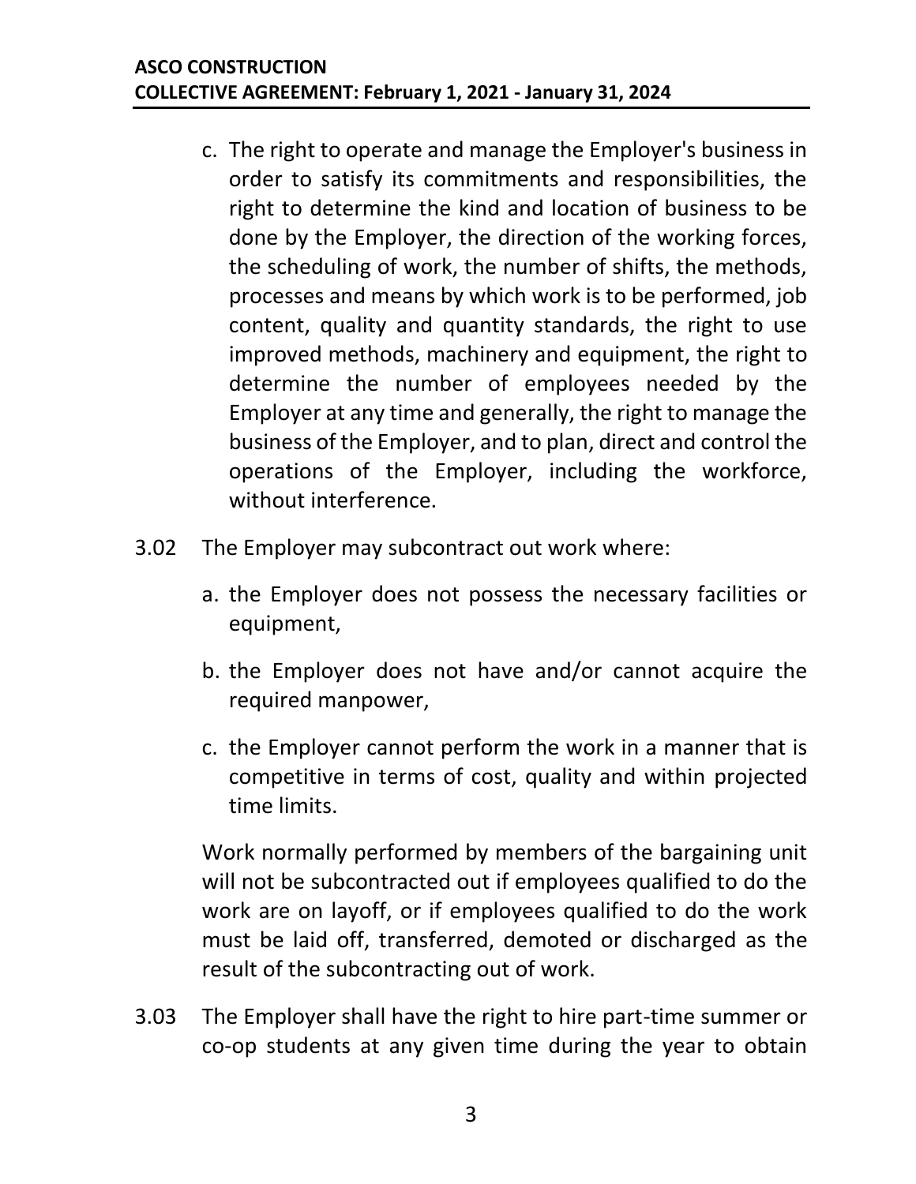c. The right to operate and manage the Employer's business in order to satisfy its commitments and responsibilities, the right to determine the kind and location of business to be done by the Employer, the direction of the working forces, the scheduling of work, the number of shifts, the methods, processes and means by which work is to be performed, job content, quality and quantity standards, the right to use improved methods, machinery and equipment, the right to determine the number of employees needed by the Employer at any time and generally, the right to manage the business of the Employer, and to plan, direct and control the operations of the Employer, including the workforce, without interference.

3.02 The Employer may subcontract out work where:

a. the Employer does not possess the necessary facilities or equipment,

b. the Employer does not have and/or cannot acquire the required manpower,

c. the Employer cannot perform the work in a manner that is competitive in terms of cost, quality and within projected time limits.

Work normally performed by members of the bargaining unit will not be subcontracted out if employees qualified to do the work are on layoff, or if employees qualified to do the work must be laid off, transferred, demoted or discharged as the result of the subcontracting out of work.

3.03 The Employer shall have the right to hire part-time summer or co-op students at any given time during the year to obtain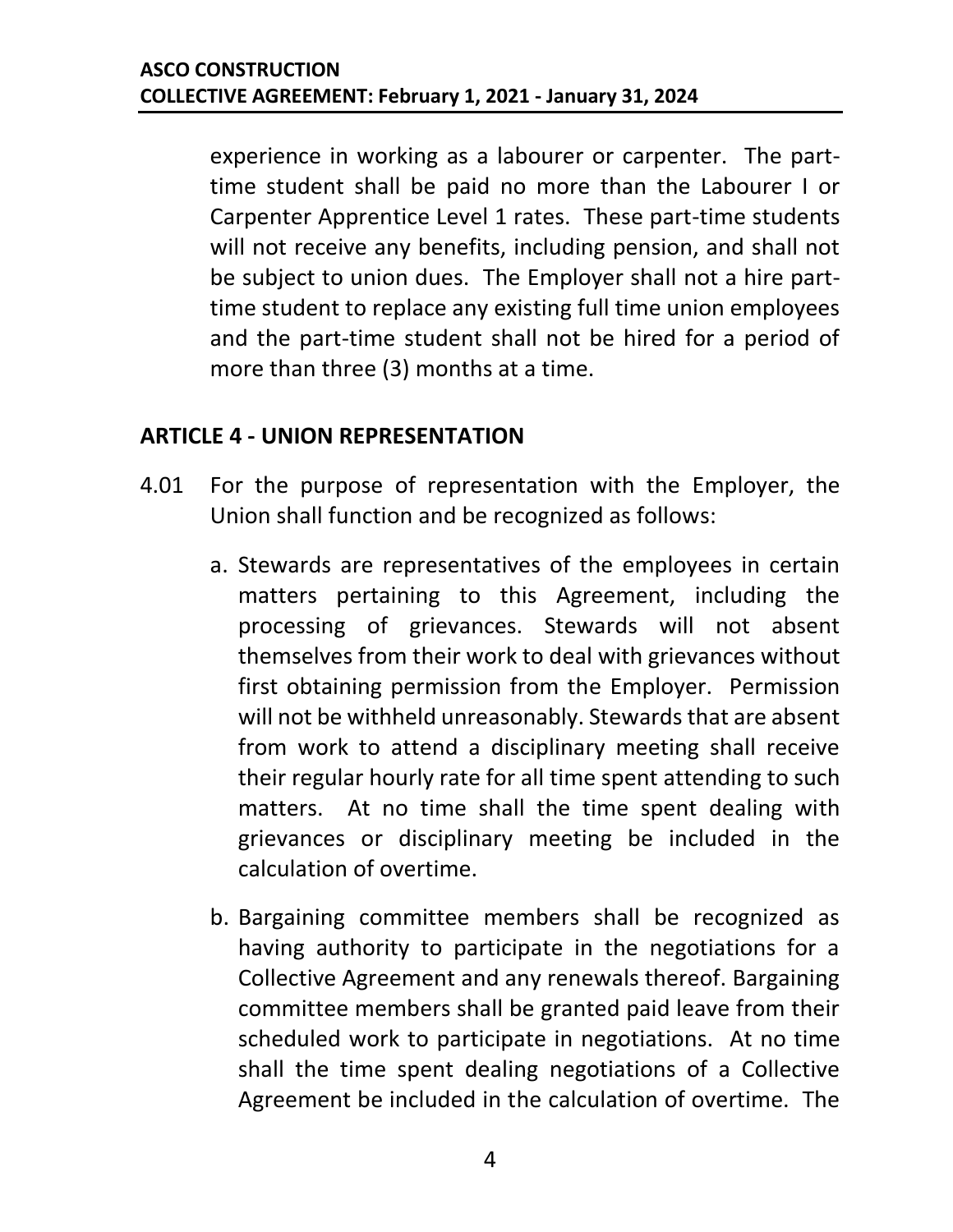experience in working as a labourer or carpenter. The part-time student shall be paid no more than the Labourer I or Carpenter Apprentice Level 1 rates. These part-time students will not receive any benefits, including pension, and shall not be subject to union dues. The Employer shall not a hire part-time student to replace any existing full time union employees and the part-time student shall not be hired for a period of more than three (3) months at a time.

## ARTICLE 4 - UNION REPRESENTATION

4.01 For the purpose of representation with the Employer, the Union shall function and be recognized as follows:

a. Stewards are representatives of the employees in certain matters pertaining to this Agreement, including the processing of grievances. Stewards will not absent themselves from their work to deal with grievances without first obtaining permission from the Employer. Permission will not be withheld unreasonably. Stewards that are absent from work to attend a disciplinary meeting shall receive their regular hourly rate for all time spent attending to such matters. At no time shall the time spent dealing with grievances or disciplinary meeting be included in the calculation of overtime.

b. Bargaining committee members shall be recognized as having authority to participate in the negotiations for a Collective Agreement and any renewals thereof. Bargaining committee members shall be granted paid leave from their scheduled work to participate in negotiations. At no time shall the time spent dealing negotiations of a Collective Agreement be included in the calculation of overtime. The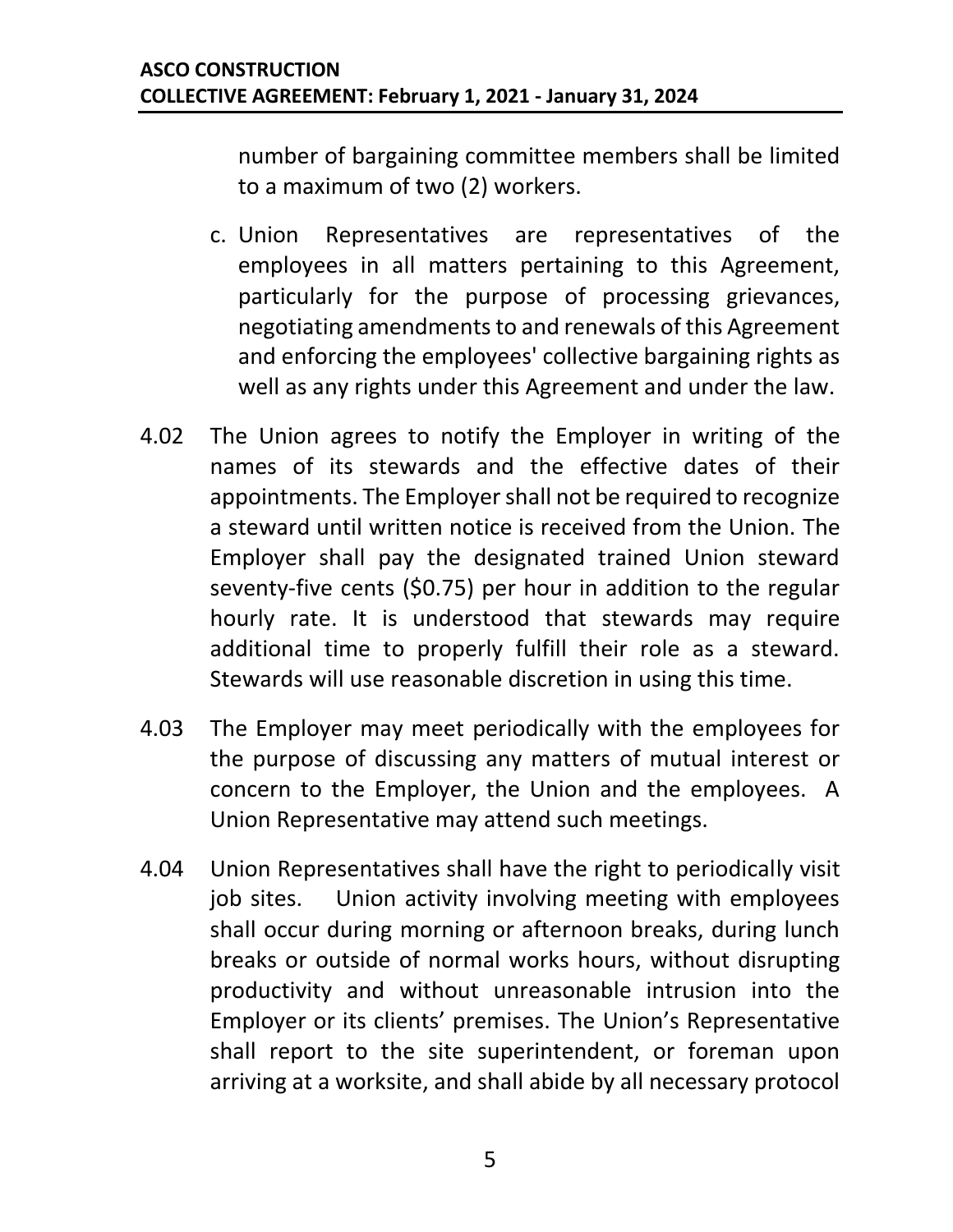number of bargaining committee members shall be limited to a maximum of two (2) workers.

c. Union Representatives are representatives of the employees in all matters pertaining to this Agreement, particularly for the purpose of processing grievances, negotiating amendments to and renewals of this Agreement and enforcing the employees' collective bargaining rights as well as any rights under this Agreement and under the law.

4.02 The Union agrees to notify the Employer in writing of the names of its stewards and the effective dates of their appointments. The Employer shall not be required to recognize a steward until written notice is received from the Union. The Employer shall pay the designated trained Union steward seventy-five cents ($0.75) per hour in addition to the regular hourly rate. It is understood that stewards may require additional time to properly fulfill their role as a steward. Stewards will use reasonable discretion in using this time.

4.03 The Employer may meet periodically with the employees for the purpose of discussing any matters of mutual interest or concern to the Employer, the Union and the employees. A Union Representative may attend such meetings.

4.04 Union Representatives shall have the right to periodically visit job sites. Union activity involving meeting with employees shall occur during morning or afternoon breaks, during lunch breaks or outside of normal works hours, without disrupting productivity and without unreasonable intrusion into the Employer or its clients' premises. The Union's Representative shall report to the site superintendent, or foreman upon arriving at a worksite, and shall abide by all necessary protocol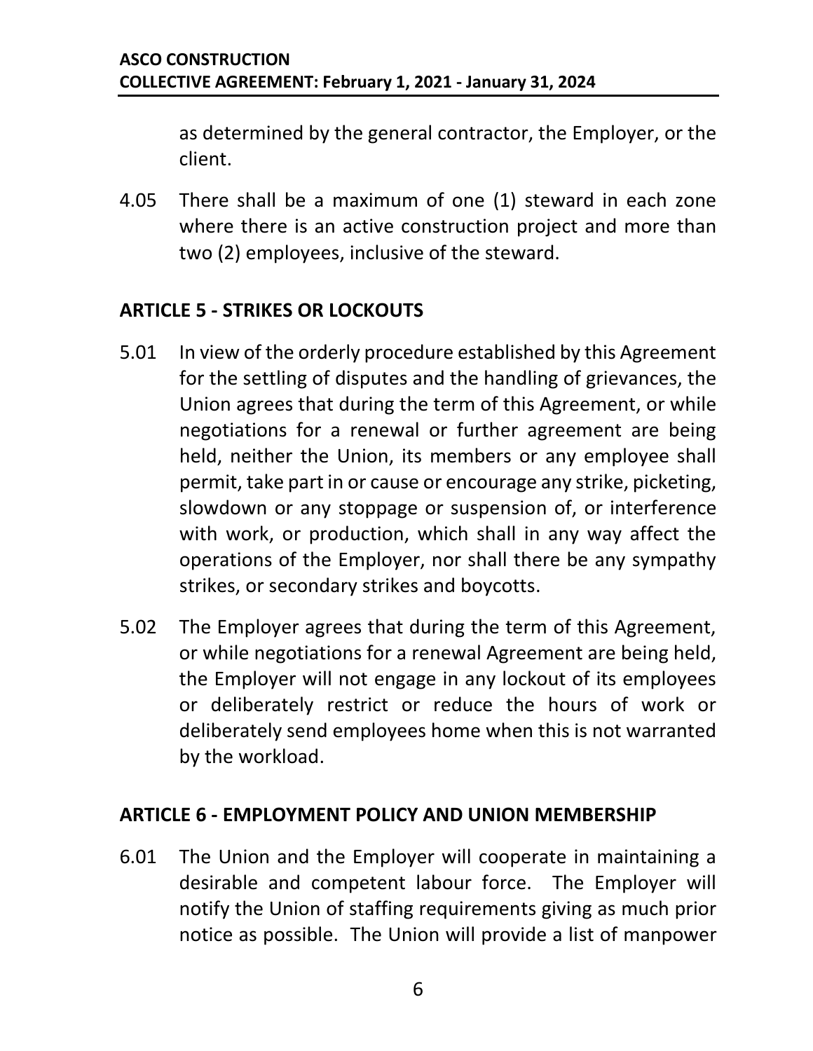as determined by the general contractor, the Employer, or the client.

4.05 There shall be a maximum of one (1) steward in each zone where there is an active construction project and more than two (2) employees, inclusive of the steward.

## ARTICLE 5 - STRIKES OR LOCKOUTS

5.01 In view of the orderly procedure established by this Agreement for the settling of disputes and the handling of grievances, the Union agrees that during the term of this Agreement, or while negotiations for a renewal or further agreement are being held, neither the Union, its members or any employee shall permit, take part in or cause or encourage any strike, picketing, slowdown or any stoppage or suspension of, or interference with work, or production, which shall in any way affect the operations of the Employer, nor shall there be any sympathy strikes, or secondary strikes and boycotts.

5.02 The Employer agrees that during the term of this Agreement, or while negotiations for a renewal Agreement are being held, the Employer will not engage in any lockout of its employees or deliberately restrict or reduce the hours of work or deliberately send employees home when this is not warranted by the workload.

## ARTICLE 6 - EMPLOYMENT POLICY AND UNION MEMBERSHIP

6.01 The Union and the Employer will cooperate in maintaining a desirable and competent labour force. The Employer will notify the Union of staffing requirements giving as much prior notice as possible. The Union will provide a list of manpower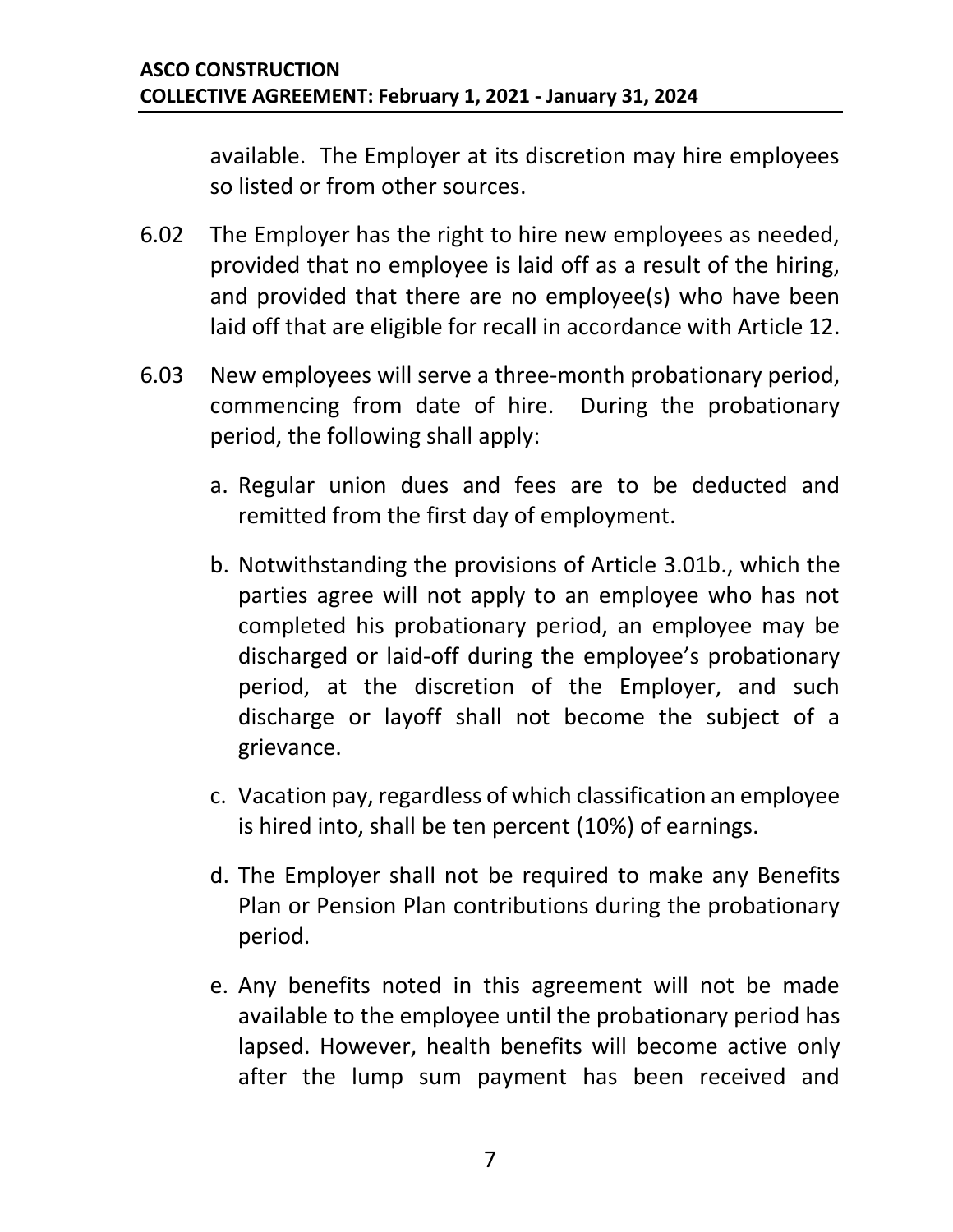available. The Employer at its discretion may hire employees so listed or from other sources.

6.02 The Employer has the right to hire new employees as needed, provided that no employee is laid off as a result of the hiring, and provided that there are no employee(s) who have been laid off that are eligible for recall in accordance with Article 12.

6.03 New employees will serve a three-month probationary period, commencing from date of hire. During the probationary period, the following shall apply:

a. Regular union dues and fees are to be deducted and remitted from the first day of employment.

b. Notwithstanding the provisions of Article 3.01b., which the parties agree will not apply to an employee who has not completed his probationary period, an employee may be discharged or laid-off during the employee's probationary period, at the discretion of the Employer, and such discharge or layoff shall not become the subject of a grievance.

c. Vacation pay, regardless of which classification an employee is hired into, shall be ten percent (10%) of earnings.

d. The Employer shall not be required to make any Benefits Plan or Pension Plan contributions during the probationary period.

e. Any benefits noted in this agreement will not be made available to the employee until the probationary period has lapsed. However, health benefits will become active only after the lump sum payment has been received and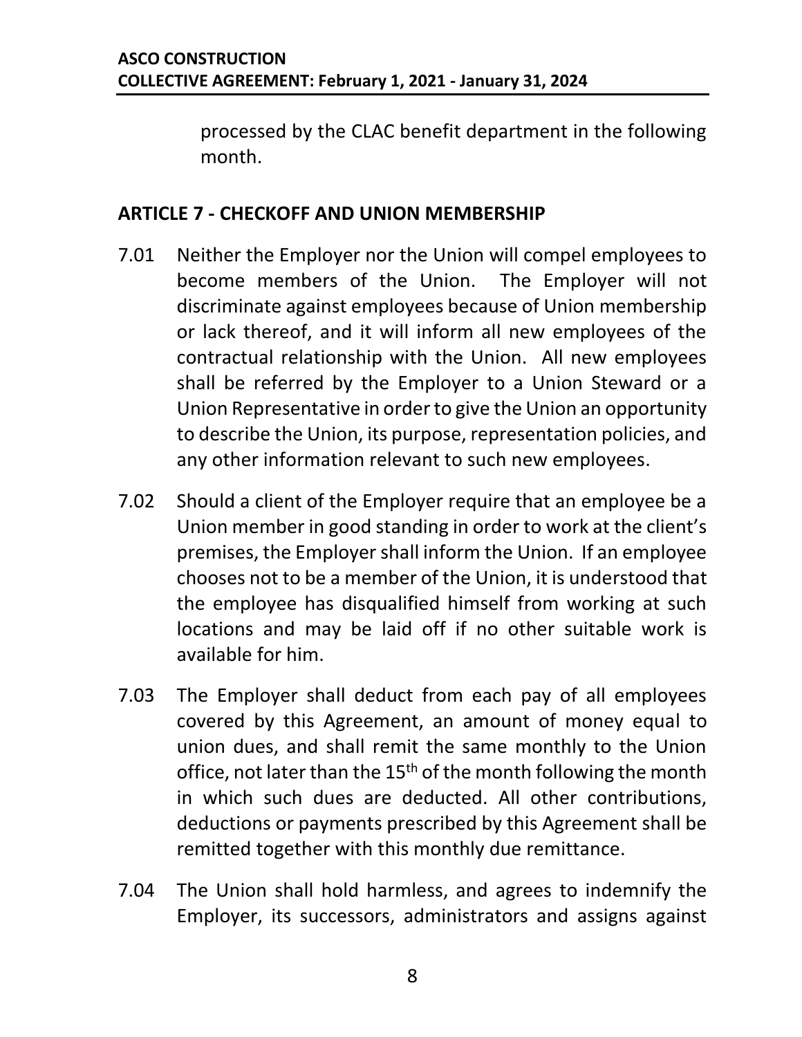processed by the CLAC benefit department in the following month.

## ARTICLE 7 - CHECKOFF AND UNION MEMBERSHIP

7.01 Neither the Employer nor the Union will compel employees to become members of the Union. The Employer will not discriminate against employees because of Union membership or lack thereof, and it will inform all new employees of the contractual relationship with the Union. All new employees shall be referred by the Employer to a Union Steward or a Union Representative in order to give the Union an opportunity to describe the Union, its purpose, representation policies, and any other information relevant to such new employees.

7.02 Should a client of the Employer require that an employee be a Union member in good standing in order to work at the client's premises, the Employer shall inform the Union. If an employee chooses not to be a member of the Union, it is understood that the employee has disqualified himself from working at such locations and may be laid off if no other suitable work is available for him.

7.03 The Employer shall deduct from each pay of all employees covered by this Agreement, an amount of money equal to union dues, and shall remit the same monthly to the Union office, not later than the 15th of the month following the month in which such dues are deducted. All other contributions, deductions or payments prescribed by this Agreement shall be remitted together with this monthly due remittance.

7.04 The Union shall hold harmless, and agrees to indemnify the Employer, its successors, administrators and assigns against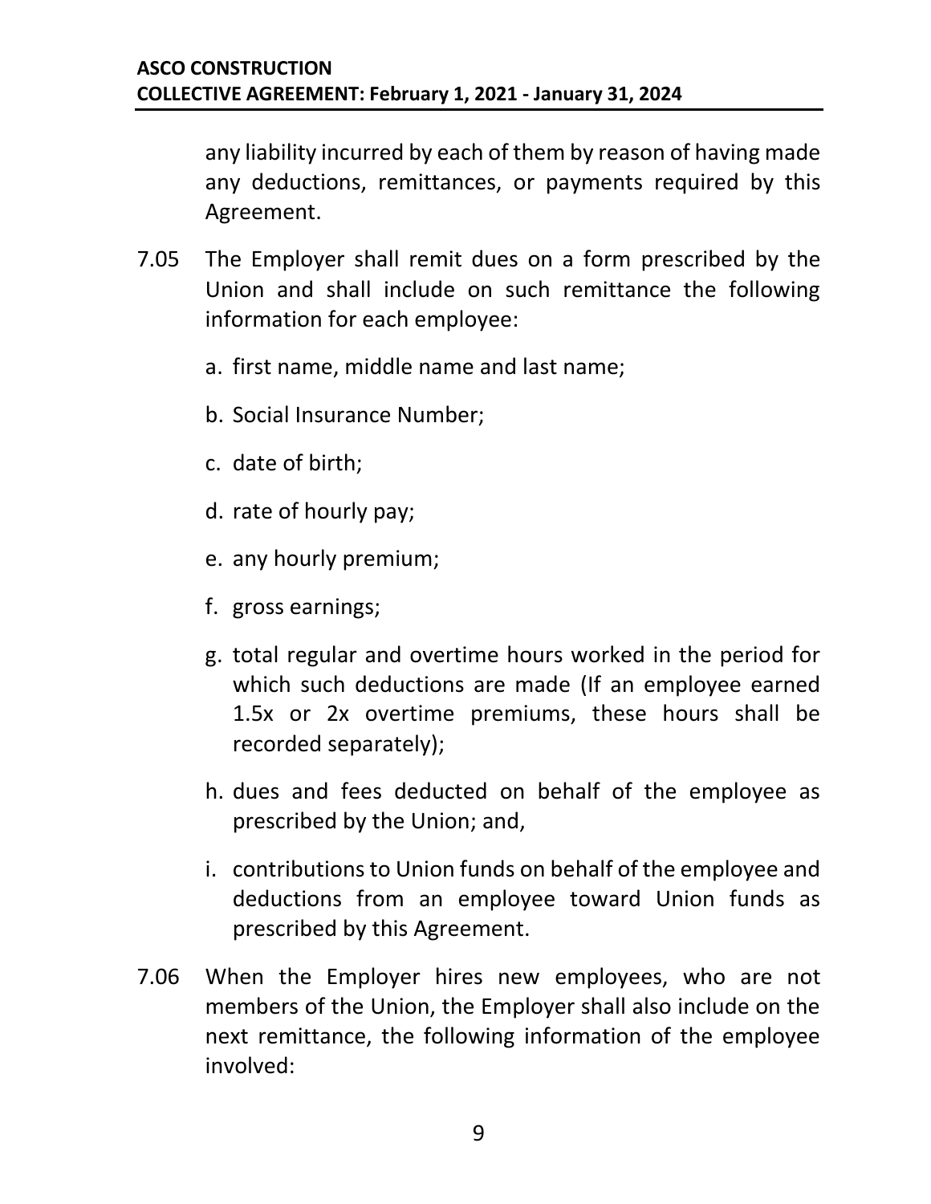any liability incurred by each of them by reason of having made any deductions, remittances, or payments required by this Agreement.

7.05 The Employer shall remit dues on a form prescribed by the Union and shall include on such remittance the following information for each employee:

a. first name, middle name and last name;

b. Social Insurance Number;

c. date of birth;

d. rate of hourly pay;

e. any hourly premium;

f. gross earnings;

g. total regular and overtime hours worked in the period for which such deductions are made (If an employee earned 1.5x or 2x overtime premiums, these hours shall be recorded separately);

h. dues and fees deducted on behalf of the employee as prescribed by the Union; and,

i. contributions to Union funds on behalf of the employee and deductions from an employee toward Union funds as prescribed by this Agreement.

7.06 When the Employer hires new employees, who are not members of the Union, the Employer shall also include on the next remittance, the following information of the employee involved: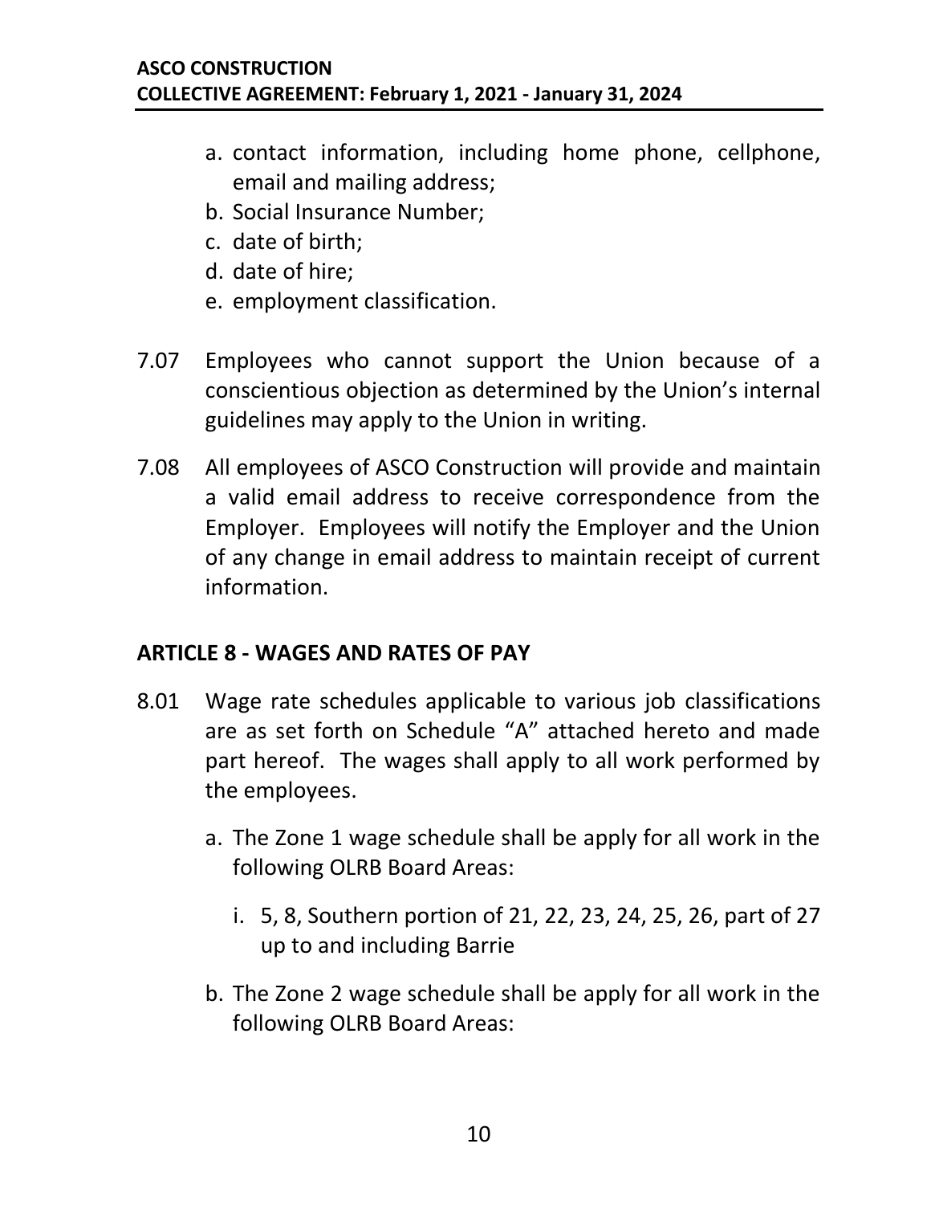a. contact information, including home phone, cellphone, email and mailing address;
b. Social Insurance Number;
c. date of birth;
d. date of hire;
e. employment classification.

7.07 Employees who cannot support the Union because of a conscientious objection as determined by the Union's internal guidelines may apply to the Union in writing.

7.08 All employees of ASCO Construction will provide and maintain a valid email address to receive correspondence from the Employer. Employees will notify the Employer and the Union of any change in email address to maintain receipt of current information.

## ARTICLE 8 - WAGES AND RATES OF PAY

8.01 Wage rate schedules applicable to various job classifications are as set forth on Schedule "A" attached hereto and made part hereof. The wages shall apply to all work performed by the employees.

a. The Zone 1 wage schedule shall be apply for all work in the following OLRB Board Areas:

   i. 5, 8, Southern portion of 21, 22, 23, 24, 25, 26, part of 27 up to and including Barrie

b. The Zone 2 wage schedule shall be apply for all work in the following OLRB Board Areas: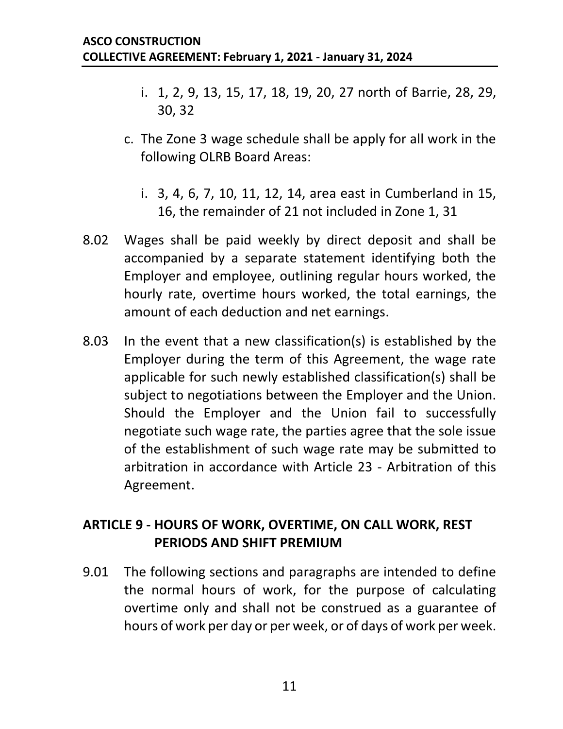i. 1, 2, 9, 13, 15, 17, 18, 19, 20, 27 north of Barrie, 28, 29, 30, 32

c. The Zone 3 wage schedule shall be apply for all work in the following OLRB Board Areas:

i. 3, 4, 6, 7, 10, 11, 12, 14, area east in Cumberland in 15, 16, the remainder of 21 not included in Zone 1, 31

8.02 Wages shall be paid weekly by direct deposit and shall be accompanied by a separate statement identifying both the Employer and employee, outlining regular hours worked, the hourly rate, overtime hours worked, the total earnings, the amount of each deduction and net earnings.

8.03 In the event that a new classification(s) is established by the Employer during the term of this Agreement, the wage rate applicable for such newly established classification(s) shall be subject to negotiations between the Employer and the Union. Should the Employer and the Union fail to successfully negotiate such wage rate, the parties agree that the sole issue of the establishment of such wage rate may be submitted to arbitration in accordance with Article 23 - Arbitration of this Agreement.

## ARTICLE 9 - HOURS OF WORK, OVERTIME, ON CALL WORK, REST PERIODS AND SHIFT PREMIUM

9.01 The following sections and paragraphs are intended to define the normal hours of work, for the purpose of calculating overtime only and shall not be construed as a guarantee of hours of work per day or per week, or of days of work per week.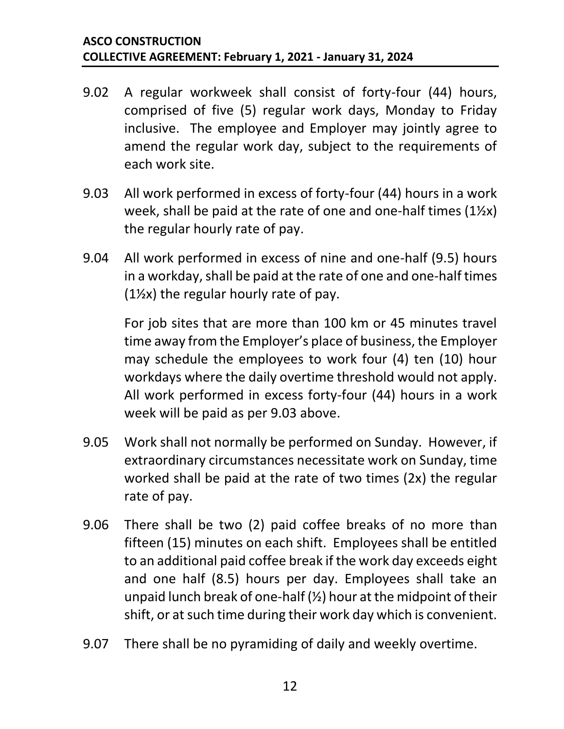9.02 A regular workweek shall consist of forty-four (44) hours, comprised of five (5) regular work days, Monday to Friday inclusive. The employee and Employer may jointly agree to amend the regular work day, subject to the requirements of each work site.

9.03 All work performed in excess of forty-four (44) hours in a work week, shall be paid at the rate of one and one-half times (1½x) the regular hourly rate of pay.

9.04 All work performed in excess of nine and one-half (9.5) hours in a workday, shall be paid at the rate of one and one-half times (1½x) the regular hourly rate of pay.

For job sites that are more than 100 km or 45 minutes travel time away from the Employer's place of business, the Employer may schedule the employees to work four (4) ten (10) hour workdays where the daily overtime threshold would not apply. All work performed in excess forty-four (44) hours in a work week will be paid as per 9.03 above.

9.05 Work shall not normally be performed on Sunday. However, if extraordinary circumstances necessitate work on Sunday, time worked shall be paid at the rate of two times (2x) the regular rate of pay.

9.06 There shall be two (2) paid coffee breaks of no more than fifteen (15) minutes on each shift. Employees shall be entitled to an additional paid coffee break if the work day exceeds eight and one half (8.5) hours per day. Employees shall take an unpaid lunch break of one-half (½) hour at the midpoint of their shift, or at such time during their work day which is convenient.

9.07 There shall be no pyramiding of daily and weekly overtime.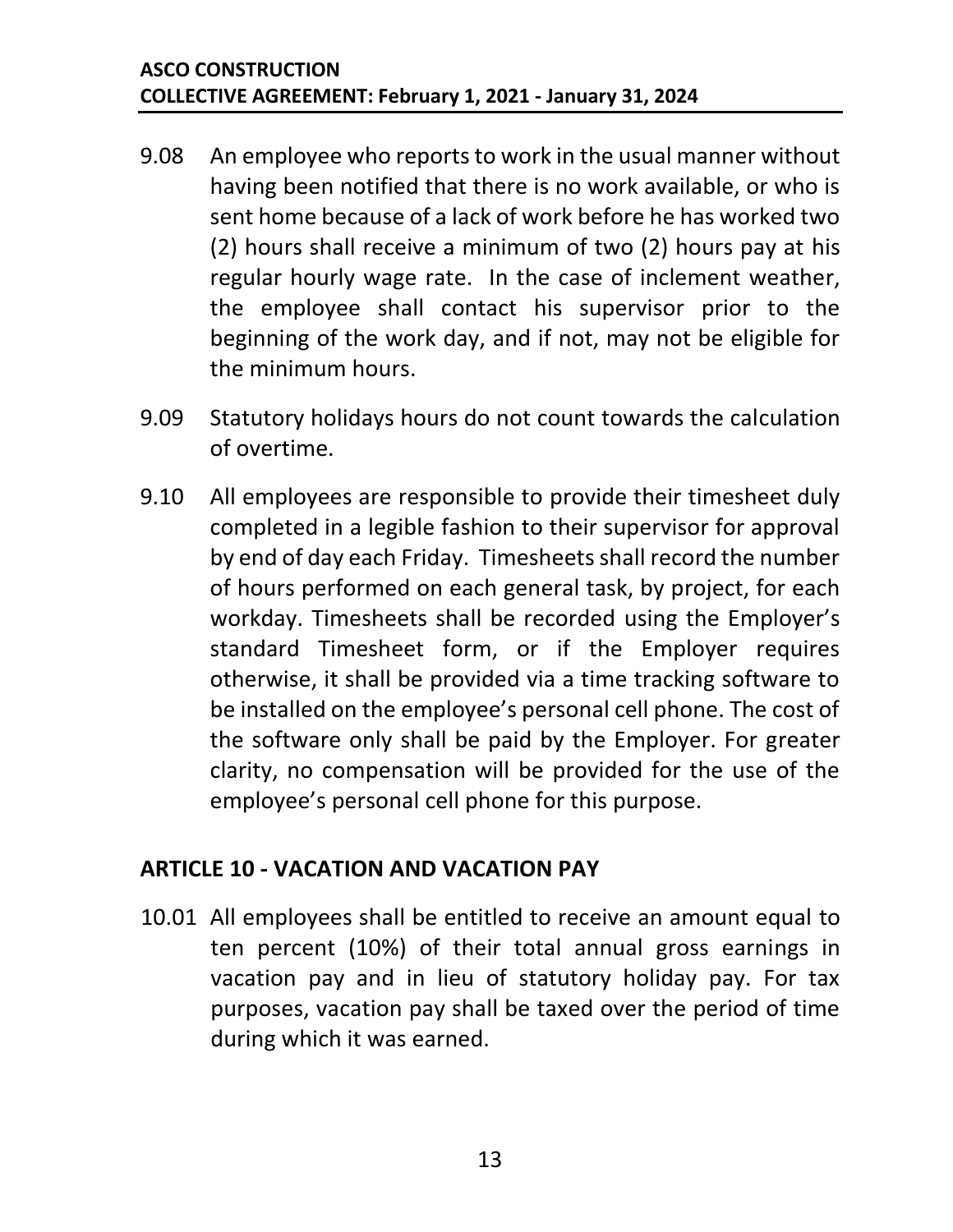9.08 An employee who reports to work in the usual manner without having been notified that there is no work available, or who is sent home because of a lack of work before he has worked two (2) hours shall receive a minimum of two (2) hours pay at his regular hourly wage rate. In the case of inclement weather, the employee shall contact his supervisor prior to the beginning of the work day, and if not, may not be eligible for the minimum hours.

9.09 Statutory holidays hours do not count towards the calculation of overtime.

9.10 All employees are responsible to provide their timesheet duly completed in a legible fashion to their supervisor for approval by end of day each Friday. Timesheets shall record the number of hours performed on each general task, by project, for each workday. Timesheets shall be recorded using the Employer's standard Timesheet form, or if the Employer requires otherwise, it shall be provided via a time tracking software to be installed on the employee's personal cell phone. The cost of the software only shall be paid by the Employer. For greater clarity, no compensation will be provided for the use of the employee's personal cell phone for this purpose.

## ARTICLE 10 - VACATION AND VACATION PAY

10.01 All employees shall be entitled to receive an amount equal to ten percent (10%) of their total annual gross earnings in vacation pay and in lieu of statutory holiday pay. For tax purposes, vacation pay shall be taxed over the period of time during which it was earned.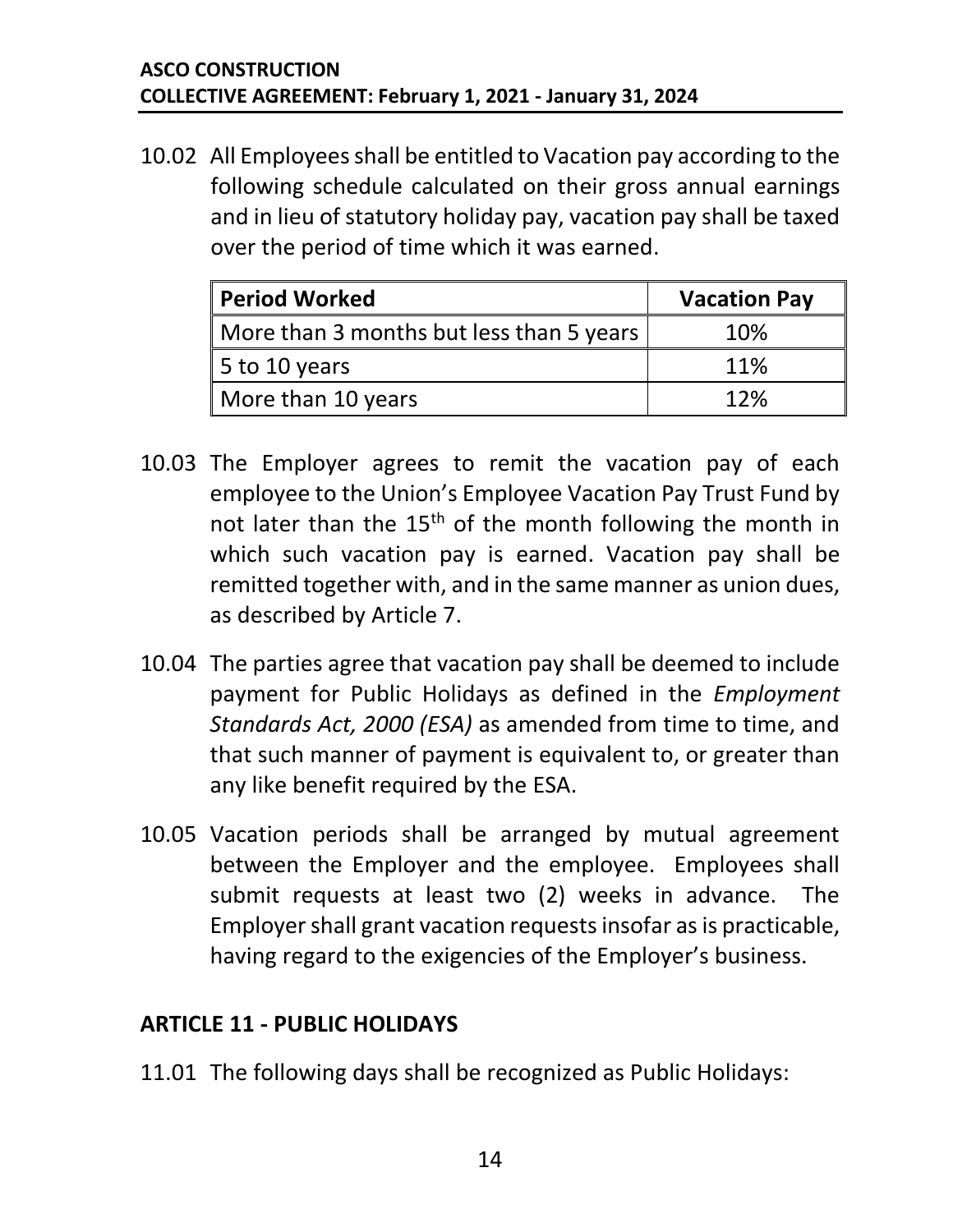10.02 All Employees shall be entitled to Vacation pay according to the following schedule calculated on their gross annual earnings and in lieu of statutory holiday pay, vacation pay shall be taxed over the period of time which it was earned.

| Period Worked | Vacation Pay |
|---|---|
| More than 3 months but less than 5 years | 10% |
| 5 to 10 years | 11% |
| More than 10 years | 12% |

10.03 The Employer agrees to remit the vacation pay of each employee to the Union's Employee Vacation Pay Trust Fund by not later than the 15th of the month following the month in which such vacation pay is earned. Vacation pay shall be remitted together with, and in the same manner as union dues, as described by Article 7.

10.04 The parties agree that vacation pay shall be deemed to include payment for Public Holidays as defined in the *Employment Standards Act, 2000 (ESA)* as amended from time to time, and that such manner of payment is equivalent to, or greater than any like benefit required by the ESA.

10.05 Vacation periods shall be arranged by mutual agreement between the Employer and the employee. Employees shall submit requests at least two (2) weeks in advance. The Employer shall grant vacation requests insofar as is practicable, having regard to the exigencies of the Employer's business.

## ARTICLE 11 - PUBLIC HOLIDAYS

11.01 The following days shall be recognized as Public Holidays: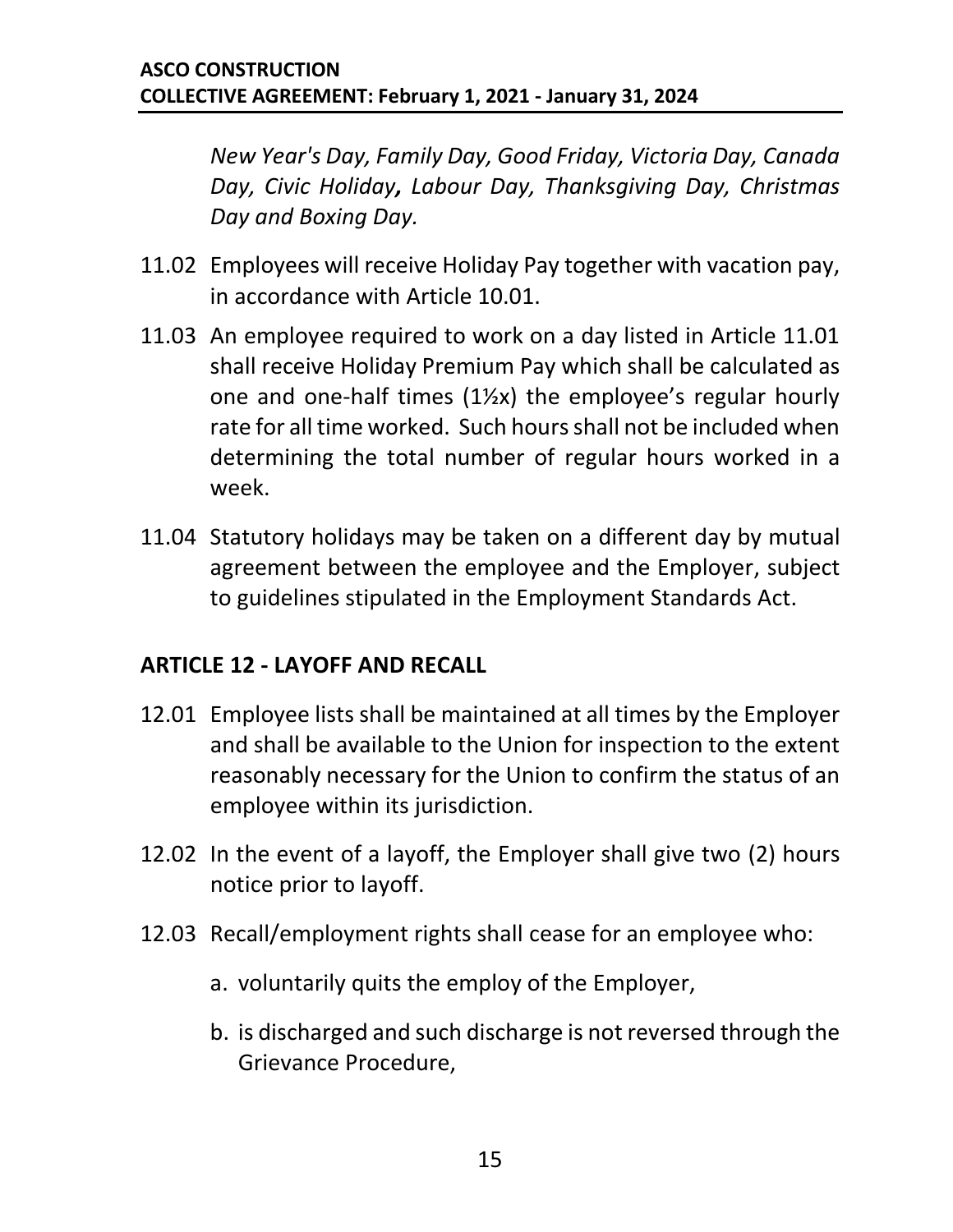*New Year's Day, Family Day, Good Friday, Victoria Day, Canada Day, Civic Holiday, Labour Day, Thanksgiving Day, Christmas Day and Boxing Day.*

11.02 Employees will receive Holiday Pay together with vacation pay, in accordance with Article 10.01.

11.03 An employee required to work on a day listed in Article 11.01 shall receive Holiday Premium Pay which shall be calculated as one and one-half times (1½x) the employee's regular hourly rate for all time worked. Such hours shall not be included when determining the total number of regular hours worked in a week.

11.04 Statutory holidays may be taken on a different day by mutual agreement between the employee and the Employer, subject to guidelines stipulated in the Employment Standards Act.

## ARTICLE 12 - LAYOFF AND RECALL

12.01 Employee lists shall be maintained at all times by the Employer and shall be available to the Union for inspection to the extent reasonably necessary for the Union to confirm the status of an employee within its jurisdiction.

12.02 In the event of a layoff, the Employer shall give two (2) hours notice prior to layoff.

12.03 Recall/employment rights shall cease for an employee who:

a. voluntarily quits the employ of the Employer,

b. is discharged and such discharge is not reversed through the Grievance Procedure,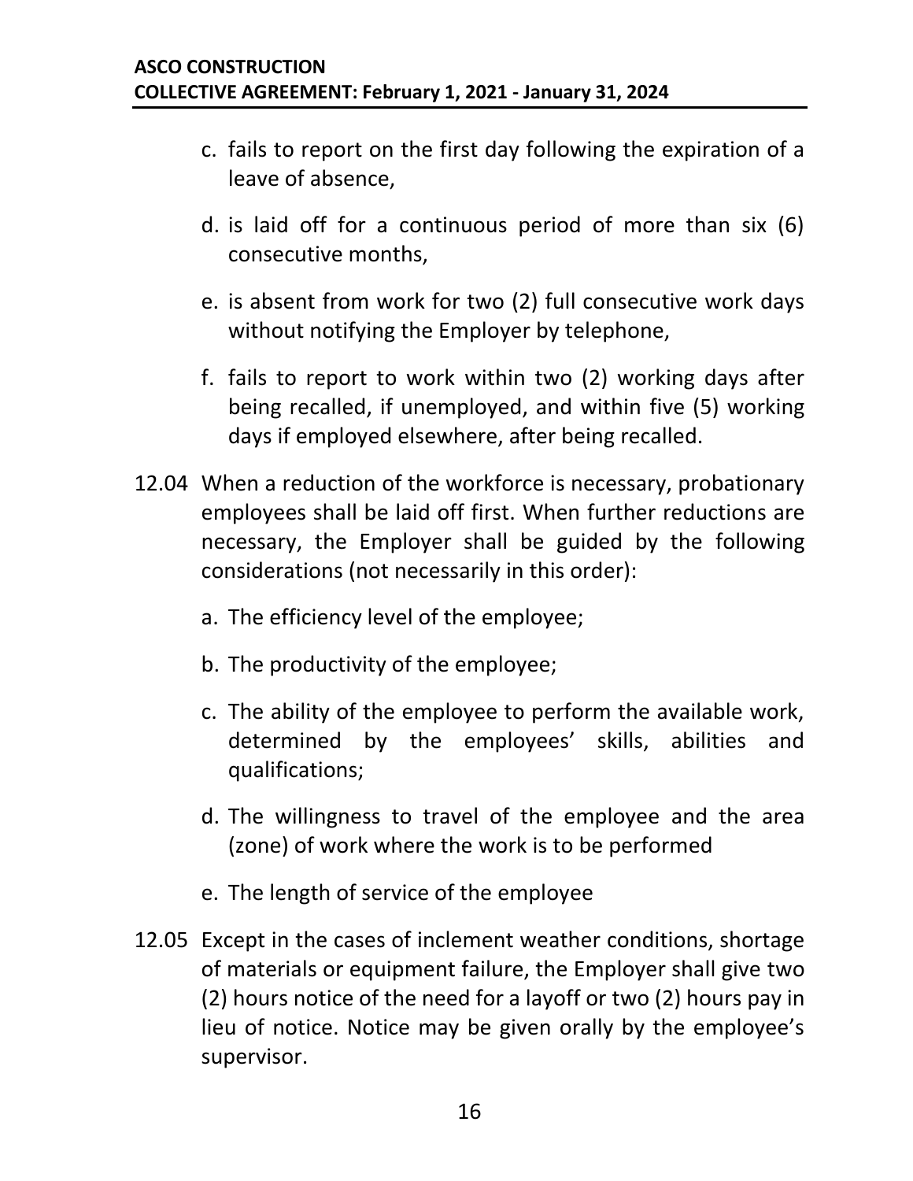c. fails to report on the first day following the expiration of a leave of absence,

d. is laid off for a continuous period of more than six (6) consecutive months,

e. is absent from work for two (2) full consecutive work days without notifying the Employer by telephone,

f. fails to report to work within two (2) working days after being recalled, if unemployed, and within five (5) working days if employed elsewhere, after being recalled.

12.04 When a reduction of the workforce is necessary, probationary employees shall be laid off first. When further reductions are necessary, the Employer shall be guided by the following considerations (not necessarily in this order):

a. The efficiency level of the employee;

b. The productivity of the employee;

c. The ability of the employee to perform the available work, determined by the employees' skills, abilities and qualifications;

d. The willingness to travel of the employee and the area (zone) of work where the work is to be performed

e. The length of service of the employee

12.05 Except in the cases of inclement weather conditions, shortage of materials or equipment failure, the Employer shall give two (2) hours notice of the need for a layoff or two (2) hours pay in lieu of notice. Notice may be given orally by the employee's supervisor.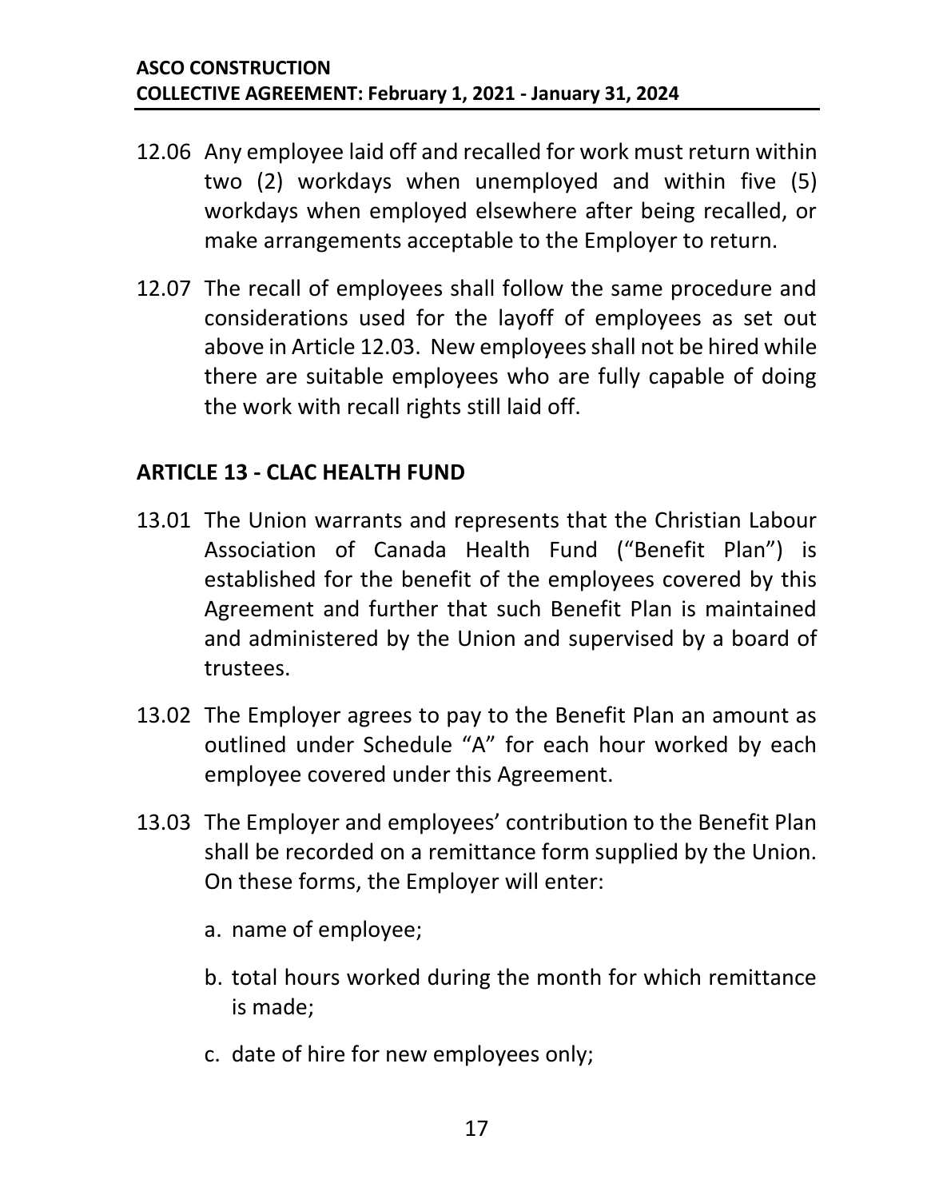12.06 Any employee laid off and recalled for work must return within two (2) workdays when unemployed and within five (5) workdays when employed elsewhere after being recalled, or make arrangements acceptable to the Employer to return.

12.07 The recall of employees shall follow the same procedure and considerations used for the layoff of employees as set out above in Article 12.03. New employees shall not be hired while there are suitable employees who are fully capable of doing the work with recall rights still laid off.

## ARTICLE 13 - CLAC HEALTH FUND

13.01 The Union warrants and represents that the Christian Labour Association of Canada Health Fund ("Benefit Plan") is established for the benefit of the employees covered by this Agreement and further that such Benefit Plan is maintained and administered by the Union and supervised by a board of trustees.

13.02 The Employer agrees to pay to the Benefit Plan an amount as outlined under Schedule "A" for each hour worked by each employee covered under this Agreement.

13.03 The Employer and employees' contribution to the Benefit Plan shall be recorded on a remittance form supplied by the Union. On these forms, the Employer will enter:

a. name of employee;

b. total hours worked during the month for which remittance is made;

c. date of hire for new employees only;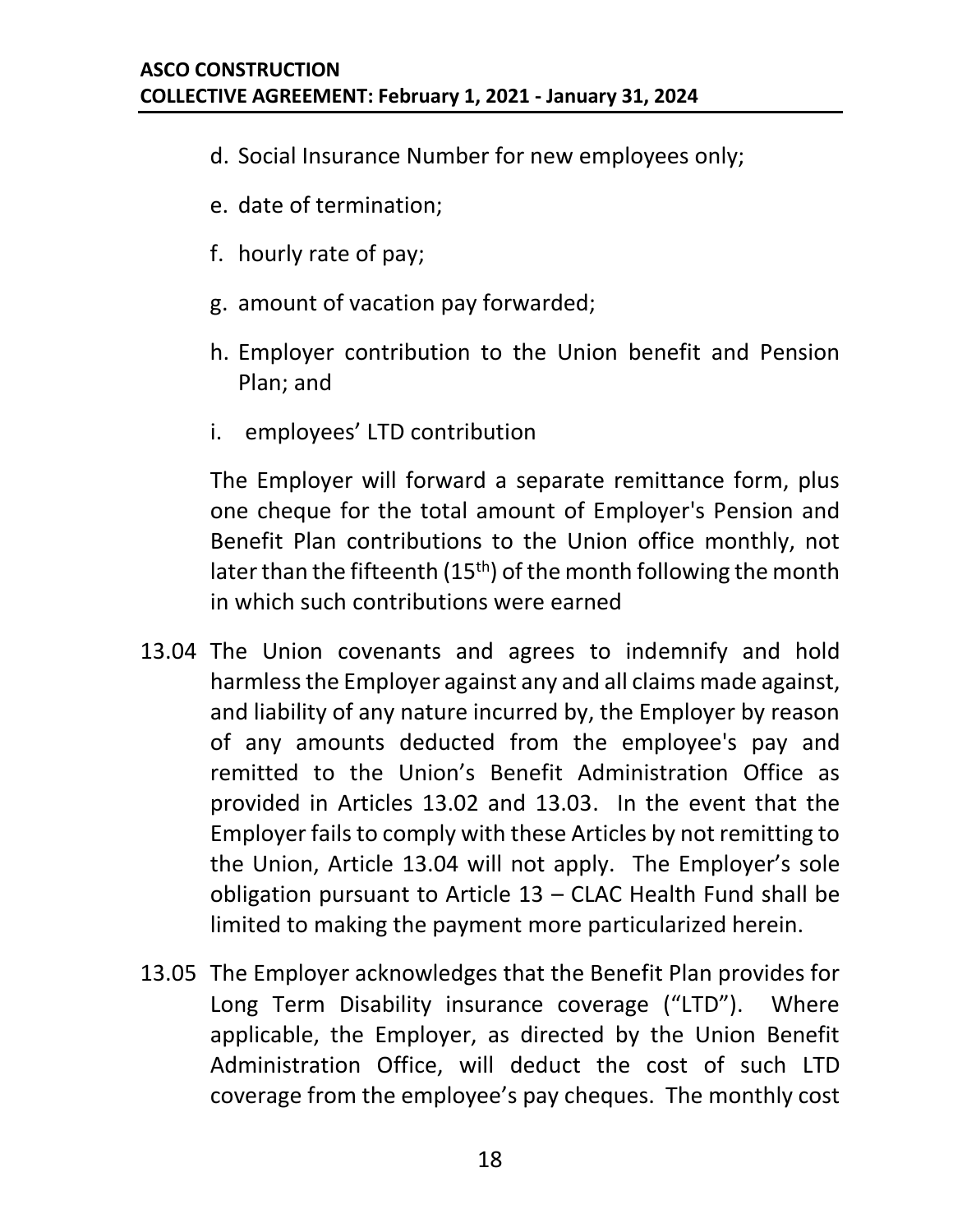d. Social Insurance Number for new employees only;

e. date of termination;

f. hourly rate of pay;

g. amount of vacation pay forwarded;

h. Employer contribution to the Union benefit and Pension Plan; and

i. employees' LTD contribution

The Employer will forward a separate remittance form, plus one cheque for the total amount of Employer's Pension and Benefit Plan contributions to the Union office monthly, not later than the fifteenth (15th) of the month following the month in which such contributions were earned

13.04 The Union covenants and agrees to indemnify and hold harmless the Employer against any and all claims made against, and liability of any nature incurred by, the Employer by reason of any amounts deducted from the employee's pay and remitted to the Union's Benefit Administration Office as provided in Articles 13.02 and 13.03. In the event that the Employer fails to comply with these Articles by not remitting to the Union, Article 13.04 will not apply. The Employer's sole obligation pursuant to Article 13 – CLAC Health Fund shall be limited to making the payment more particularized herein.

13.05 The Employer acknowledges that the Benefit Plan provides for Long Term Disability insurance coverage ("LTD"). Where applicable, the Employer, as directed by the Union Benefit Administration Office, will deduct the cost of such LTD coverage from the employee's pay cheques. The monthly cost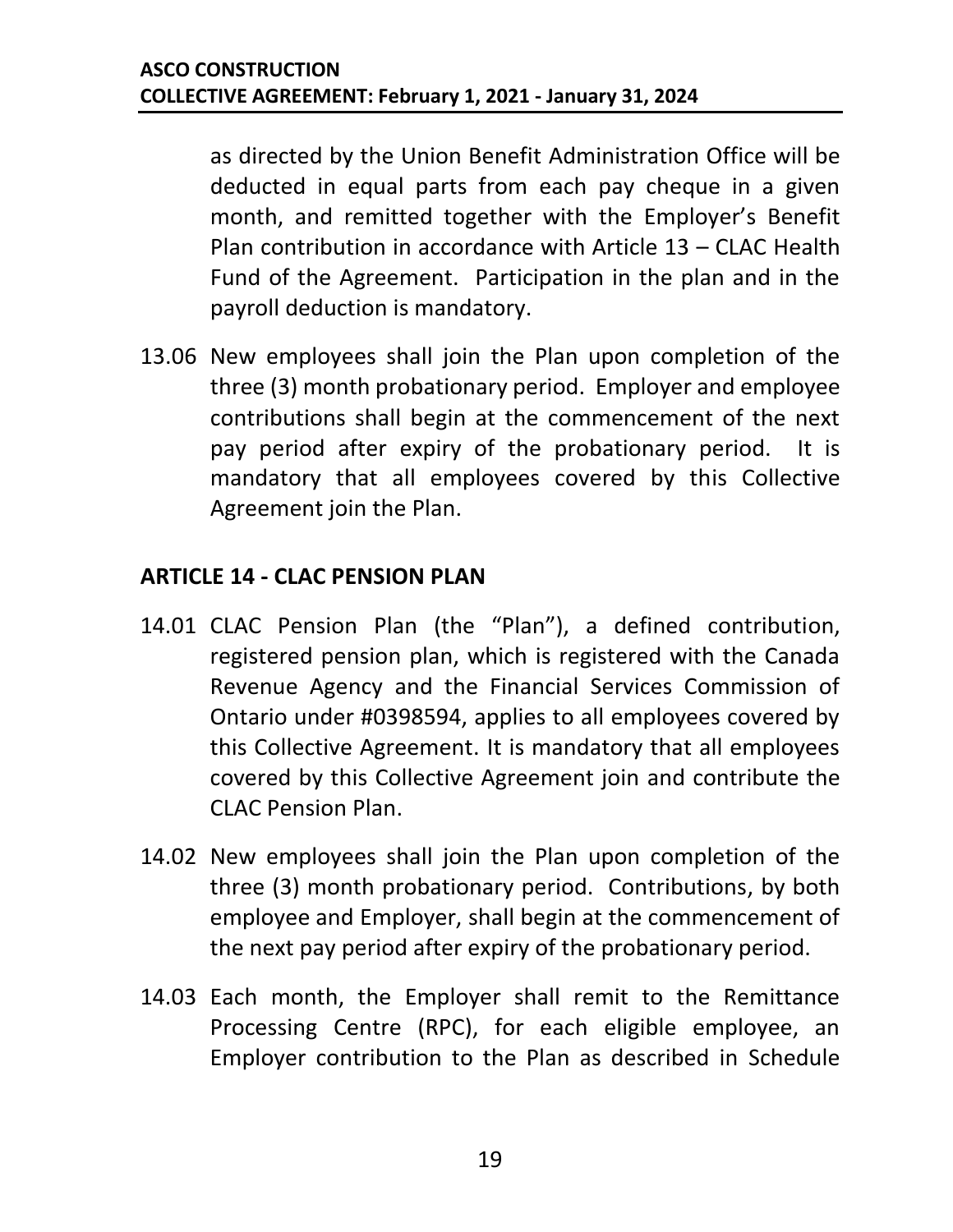as directed by the Union Benefit Administration Office will be deducted in equal parts from each pay cheque in a given month, and remitted together with the Employer's Benefit Plan contribution in accordance with Article 13 – CLAC Health Fund of the Agreement. Participation in the plan and in the payroll deduction is mandatory.

13.06 New employees shall join the Plan upon completion of the three (3) month probationary period. Employer and employee contributions shall begin at the commencement of the next pay period after expiry of the probationary period. It is mandatory that all employees covered by this Collective Agreement join the Plan.

## ARTICLE 14 - CLAC PENSION PLAN

14.01 CLAC Pension Plan (the "Plan"), a defined contribution, registered pension plan, which is registered with the Canada Revenue Agency and the Financial Services Commission of Ontario under #0398594, applies to all employees covered by this Collective Agreement. It is mandatory that all employees covered by this Collective Agreement join and contribute the CLAC Pension Plan.

14.02 New employees shall join the Plan upon completion of the three (3) month probationary period. Contributions, by both employee and Employer, shall begin at the commencement of the next pay period after expiry of the probationary period.

14.03 Each month, the Employer shall remit to the Remittance Processing Centre (RPC), for each eligible employee, an Employer contribution to the Plan as described in Schedule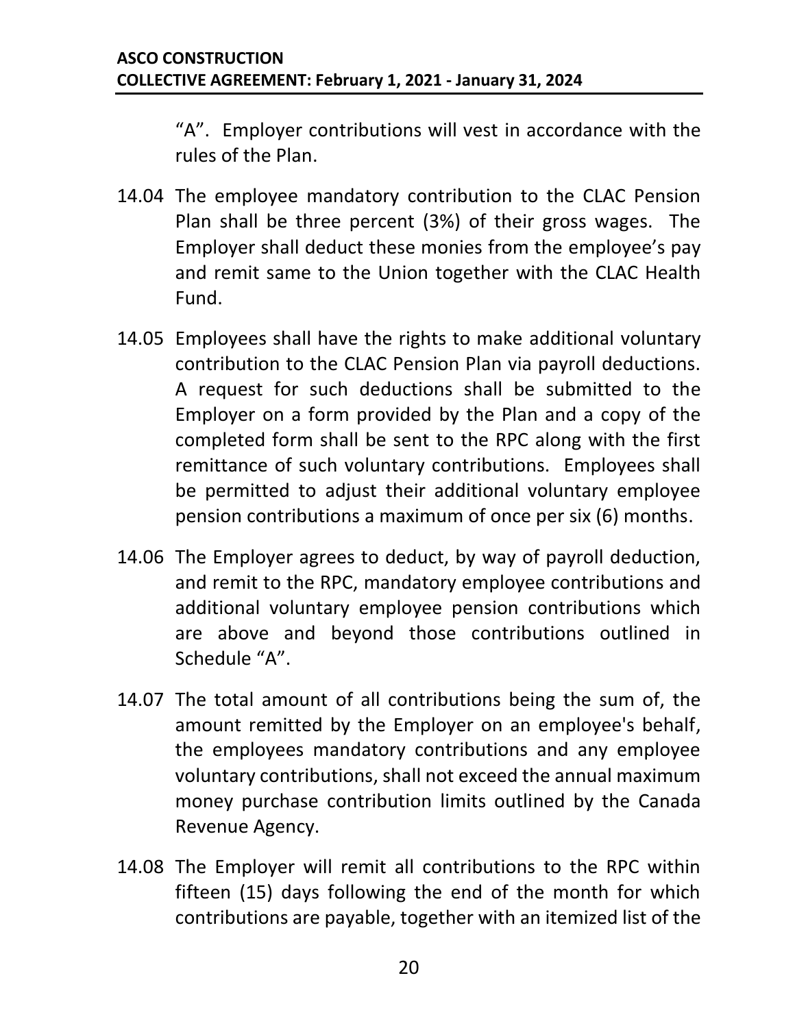"A". Employer contributions will vest in accordance with the rules of the Plan.

14.04 The employee mandatory contribution to the CLAC Pension Plan shall be three percent (3%) of their gross wages. The Employer shall deduct these monies from the employee's pay and remit same to the Union together with the CLAC Health Fund.

14.05 Employees shall have the rights to make additional voluntary contribution to the CLAC Pension Plan via payroll deductions. A request for such deductions shall be submitted to the Employer on a form provided by the Plan and a copy of the completed form shall be sent to the RPC along with the first remittance of such voluntary contributions. Employees shall be permitted to adjust their additional voluntary employee pension contributions a maximum of once per six (6) months.

14.06 The Employer agrees to deduct, by way of payroll deduction, and remit to the RPC, mandatory employee contributions and additional voluntary employee pension contributions which are above and beyond those contributions outlined in Schedule "A".

14.07 The total amount of all contributions being the sum of, the amount remitted by the Employer on an employee's behalf, the employees mandatory contributions and any employee voluntary contributions, shall not exceed the annual maximum money purchase contribution limits outlined by the Canada Revenue Agency.

14.08 The Employer will remit all contributions to the RPC within fifteen (15) days following the end of the month for which contributions are payable, together with an itemized list of the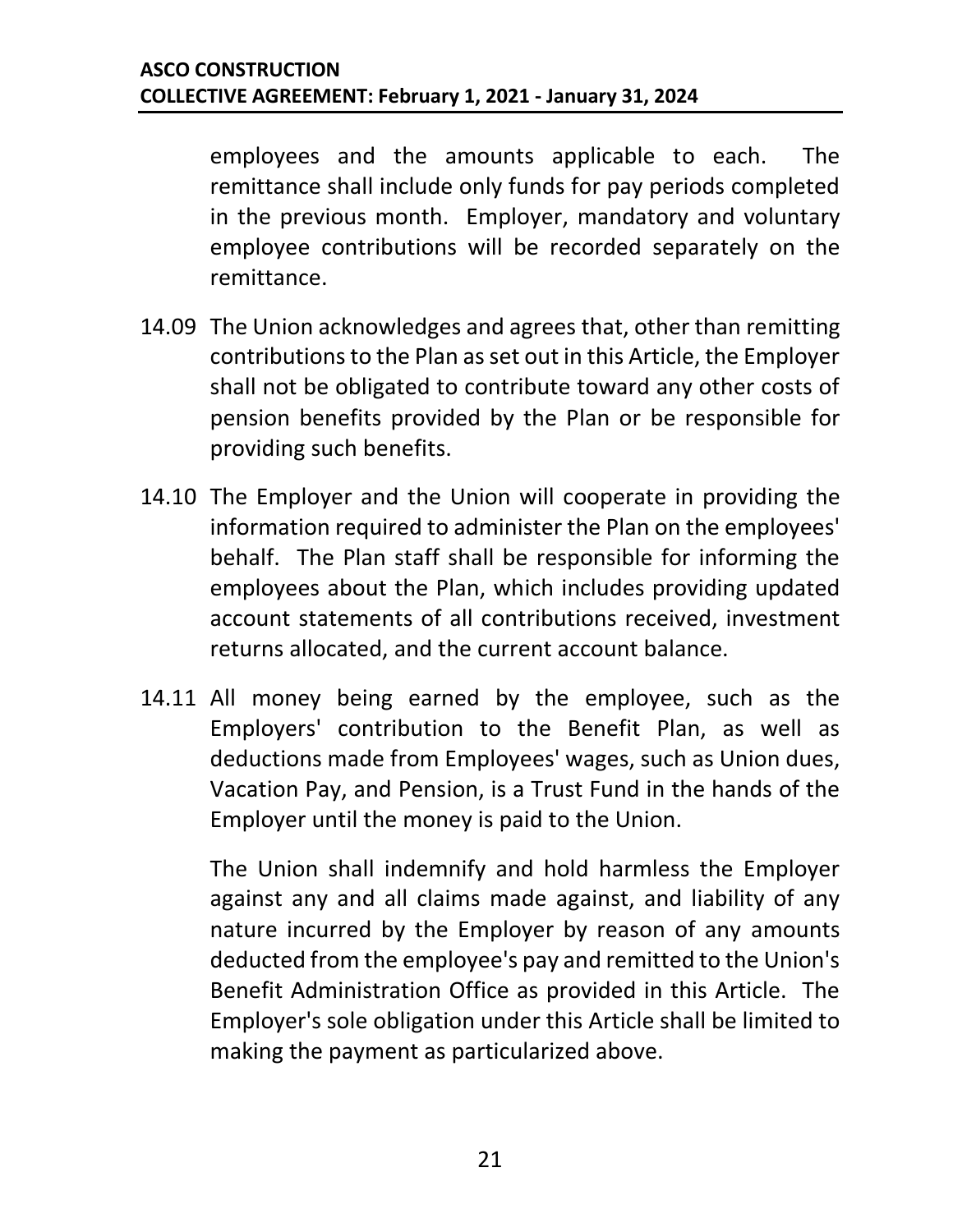employees and the amounts applicable to each. The remittance shall include only funds for pay periods completed in the previous month. Employer, mandatory and voluntary employee contributions will be recorded separately on the remittance.

14.09 The Union acknowledges and agrees that, other than remitting contributions to the Plan as set out in this Article, the Employer shall not be obligated to contribute toward any other costs of pension benefits provided by the Plan or be responsible for providing such benefits.

14.10 The Employer and the Union will cooperate in providing the information required to administer the Plan on the employees' behalf. The Plan staff shall be responsible for informing the employees about the Plan, which includes providing updated account statements of all contributions received, investment returns allocated, and the current account balance.

14.11 All money being earned by the employee, such as the Employers' contribution to the Benefit Plan, as well as deductions made from Employees' wages, such as Union dues, Vacation Pay, and Pension, is a Trust Fund in the hands of the Employer until the money is paid to the Union.

The Union shall indemnify and hold harmless the Employer against any and all claims made against, and liability of any nature incurred by the Employer by reason of any amounts deducted from the employee's pay and remitted to the Union's Benefit Administration Office as provided in this Article. The Employer's sole obligation under this Article shall be limited to making the payment as particularized above.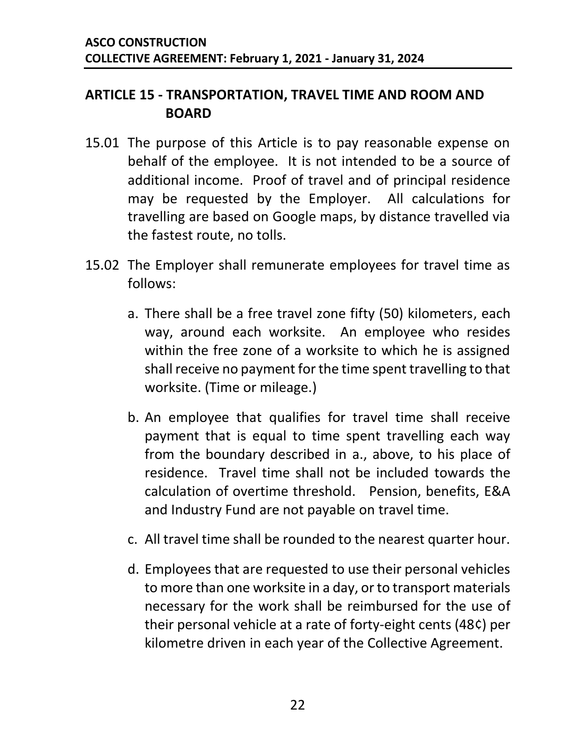## ARTICLE 15 - TRANSPORTATION, TRAVEL TIME AND ROOM AND BOARD

15.01 The purpose of this Article is to pay reasonable expense on behalf of the employee. It is not intended to be a source of additional income. Proof of travel and of principal residence may be requested by the Employer. All calculations for travelling are based on Google maps, by distance travelled via the fastest route, no tolls.

15.02 The Employer shall remunerate employees for travel time as follows:

a. There shall be a free travel zone fifty (50) kilometers, each way, around each worksite. An employee who resides within the free zone of a worksite to which he is assigned shall receive no payment for the time spent travelling to that worksite. (Time or mileage.)

b. An employee that qualifies for travel time shall receive payment that is equal to time spent travelling each way from the boundary described in a., above, to his place of residence. Travel time shall not be included towards the calculation of overtime threshold. Pension, benefits, E&A and Industry Fund are not payable on travel time.

c. All travel time shall be rounded to the nearest quarter hour.

d. Employees that are requested to use their personal vehicles to more than one worksite in a day, or to transport materials necessary for the work shall be reimbursed for the use of their personal vehicle at a rate of forty-eight cents (48¢) per kilometre driven in each year of the Collective Agreement.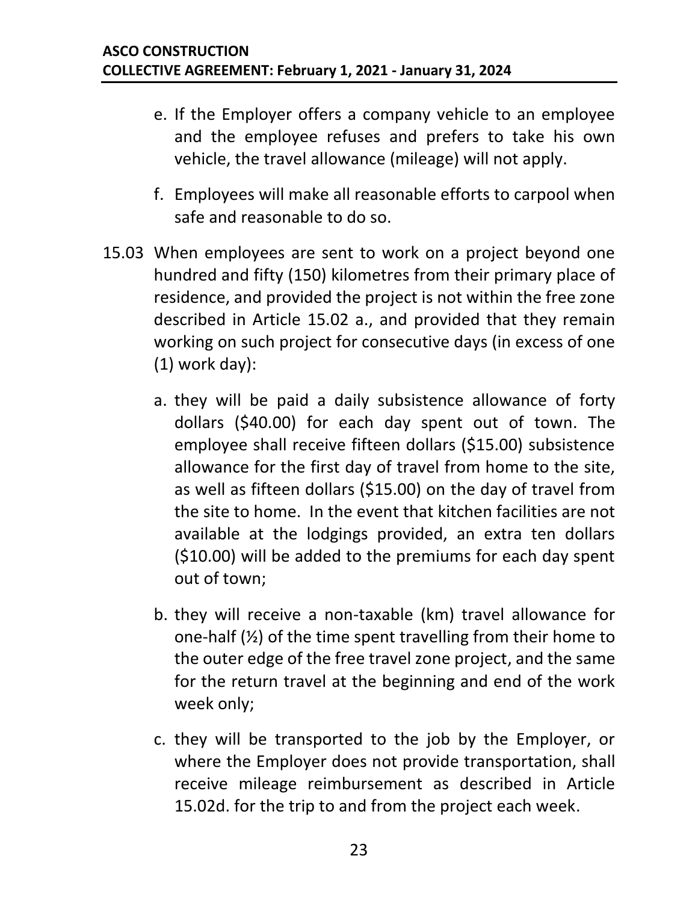e. If the Employer offers a company vehicle to an employee and the employee refuses and prefers to take his own vehicle, the travel allowance (mileage) will not apply.

f. Employees will make all reasonable efforts to carpool when safe and reasonable to do so.

15.03 When employees are sent to work on a project beyond one hundred and fifty (150) kilometres from their primary place of residence, and provided the project is not within the free zone described in Article 15.02 a., and provided that they remain working on such project for consecutive days (in excess of one (1) work day):

a. they will be paid a daily subsistence allowance of forty dollars ($40.00) for each day spent out of town. The employee shall receive fifteen dollars ($15.00) subsistence allowance for the first day of travel from home to the site, as well as fifteen dollars ($15.00) on the day of travel from the site to home. In the event that kitchen facilities are not available at the lodgings provided, an extra ten dollars ($10.00) will be added to the premiums for each day spent out of town;

b. they will receive a non-taxable (km) travel allowance for one-half (½) of the time spent travelling from their home to the outer edge of the free travel zone project, and the same for the return travel at the beginning and end of the work week only;

c. they will be transported to the job by the Employer, or where the Employer does not provide transportation, shall receive mileage reimbursement as described in Article 15.02d. for the trip to and from the project each week.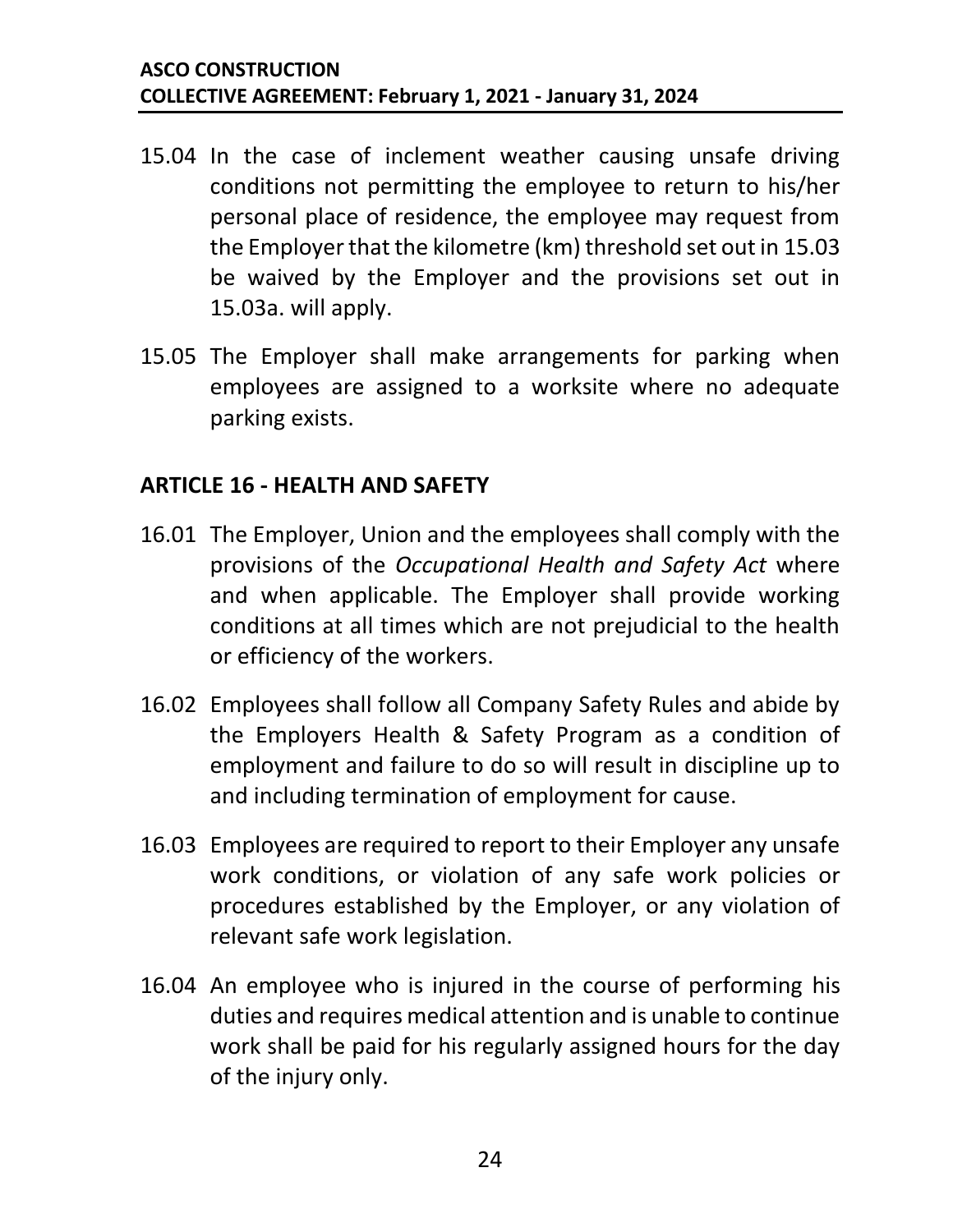15.04 In the case of inclement weather causing unsafe driving conditions not permitting the employee to return to his/her personal place of residence, the employee may request from the Employer that the kilometre (km) threshold set out in 15.03 be waived by the Employer and the provisions set out in 15.03a. will apply.

15.05 The Employer shall make arrangements for parking when employees are assigned to a worksite where no adequate parking exists.

## ARTICLE 16 - HEALTH AND SAFETY

16.01 The Employer, Union and the employees shall comply with the provisions of the *Occupational Health and Safety Act* where and when applicable. The Employer shall provide working conditions at all times which are not prejudicial to the health or efficiency of the workers.

16.02 Employees shall follow all Company Safety Rules and abide by the Employers Health & Safety Program as a condition of employment and failure to do so will result in discipline up to and including termination of employment for cause.

16.03 Employees are required to report to their Employer any unsafe work conditions, or violation of any safe work policies or procedures established by the Employer, or any violation of relevant safe work legislation.

16.04 An employee who is injured in the course of performing his duties and requires medical attention and is unable to continue work shall be paid for his regularly assigned hours for the day of the injury only.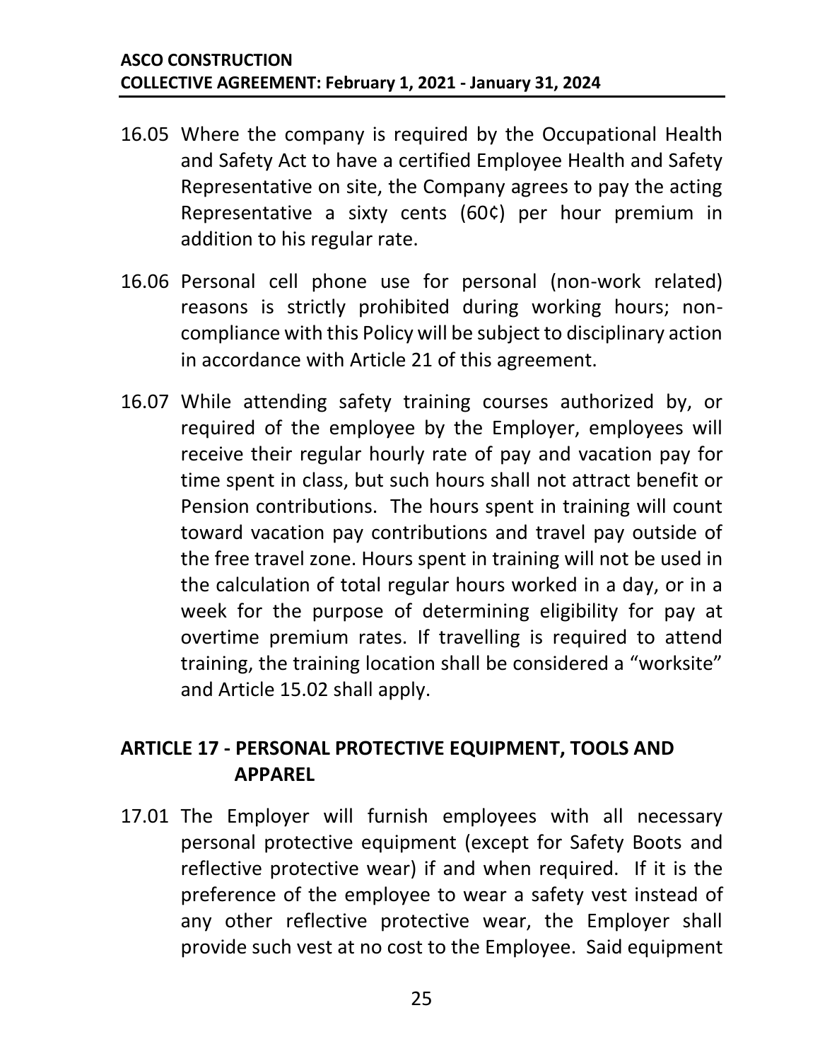16.05 Where the company is required by the Occupational Health and Safety Act to have a certified Employee Health and Safety Representative on site, the Company agrees to pay the acting Representative a sixty cents (60¢) per hour premium in addition to his regular rate.

16.06 Personal cell phone use for personal (non-work related) reasons is strictly prohibited during working hours; non-compliance with this Policy will be subject to disciplinary action in accordance with Article 21 of this agreement.

16.07 While attending safety training courses authorized by, or required of the employee by the Employer, employees will receive their regular hourly rate of pay and vacation pay for time spent in class, but such hours shall not attract benefit or Pension contributions. The hours spent in training will count toward vacation pay contributions and travel pay outside of the free travel zone. Hours spent in training will not be used in the calculation of total regular hours worked in a day, or in a week for the purpose of determining eligibility for pay at overtime premium rates. If travelling is required to attend training, the training location shall be considered a "worksite" and Article 15.02 shall apply.

## ARTICLE 17 - PERSONAL PROTECTIVE EQUIPMENT, TOOLS AND APPAREL

17.01 The Employer will furnish employees with all necessary personal protective equipment (except for Safety Boots and reflective protective wear) if and when required. If it is the preference of the employee to wear a safety vest instead of any other reflective protective wear, the Employer shall provide such vest at no cost to the Employee. Said equipment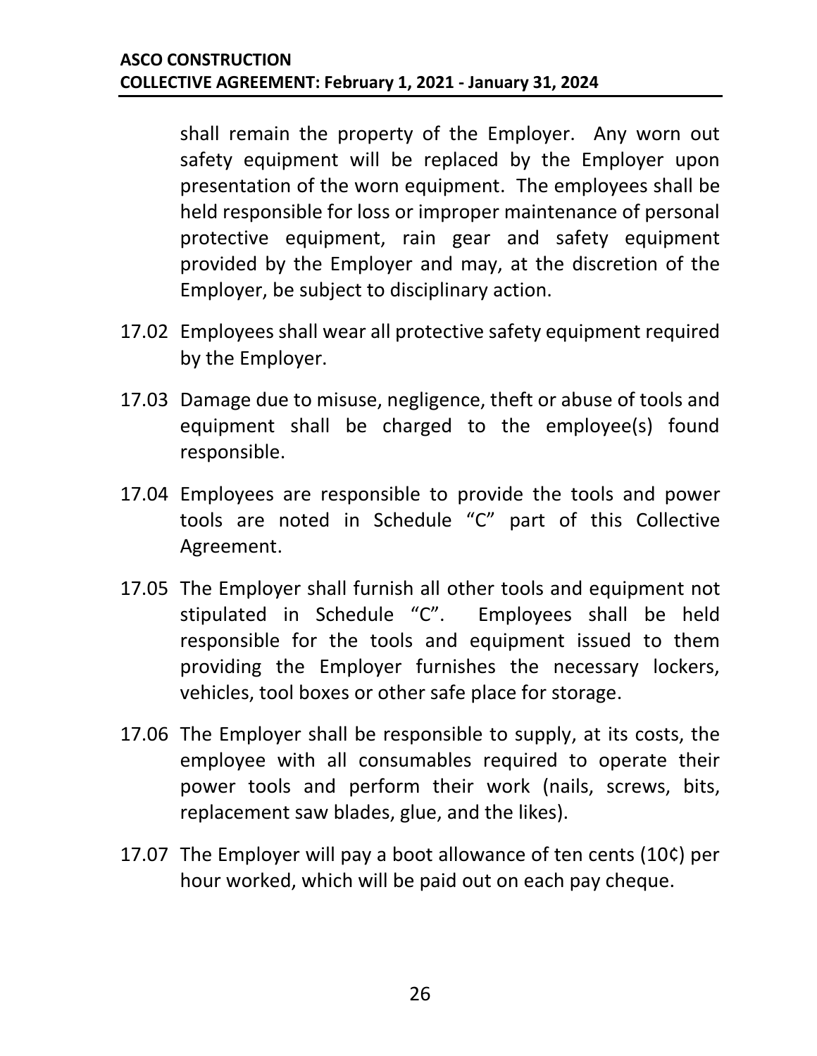shall remain the property of the Employer. Any worn out safety equipment will be replaced by the Employer upon presentation of the worn equipment. The employees shall be held responsible for loss or improper maintenance of personal protective equipment, rain gear and safety equipment provided by the Employer and may, at the discretion of the Employer, be subject to disciplinary action.

17.02 Employees shall wear all protective safety equipment required by the Employer.

17.03 Damage due to misuse, negligence, theft or abuse of tools and equipment shall be charged to the employee(s) found responsible.

17.04 Employees are responsible to provide the tools and power tools are noted in Schedule "C" part of this Collective Agreement.

17.05 The Employer shall furnish all other tools and equipment not stipulated in Schedule "C". Employees shall be held responsible for the tools and equipment issued to them providing the Employer furnishes the necessary lockers, vehicles, tool boxes or other safe place for storage.

17.06 The Employer shall be responsible to supply, at its costs, the employee with all consumables required to operate their power tools and perform their work (nails, screws, bits, replacement saw blades, glue, and the likes).

17.07 The Employer will pay a boot allowance of ten cents (10¢) per hour worked, which will be paid out on each pay cheque.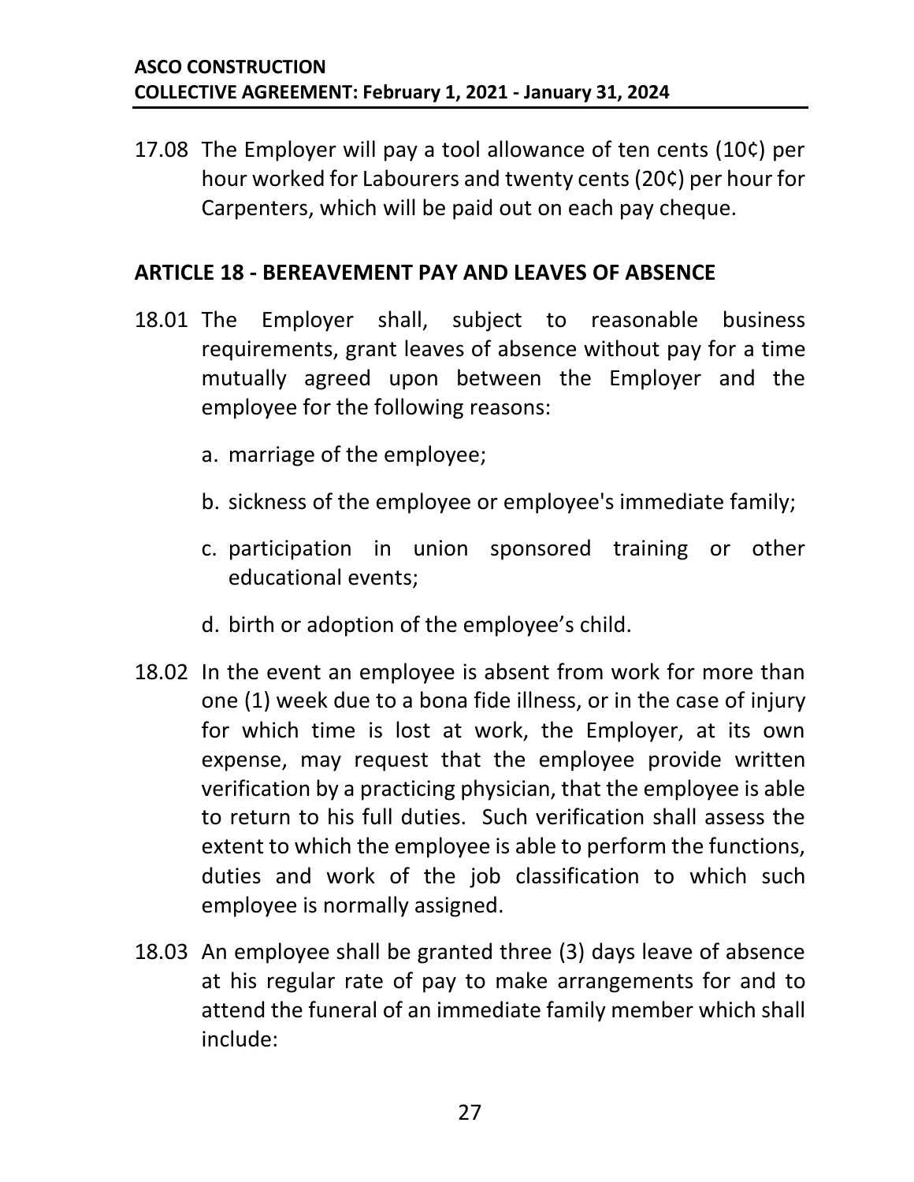17.08 The Employer will pay a tool allowance of ten cents (10¢) per hour worked for Labourers and twenty cents (20¢) per hour for Carpenters, which will be paid out on each pay cheque.

## ARTICLE 18 - BEREAVEMENT PAY AND LEAVES OF ABSENCE

18.01 The Employer shall, subject to reasonable business requirements, grant leaves of absence without pay for a time mutually agreed upon between the Employer and the employee for the following reasons:

a. marriage of the employee;

b. sickness of the employee or employee's immediate family;

c. participation in union sponsored training or other educational events;

d. birth or adoption of the employee's child.

18.02 In the event an employee is absent from work for more than one (1) week due to a bona fide illness, or in the case of injury for which time is lost at work, the Employer, at its own expense, may request that the employee provide written verification by a practicing physician, that the employee is able to return to his full duties. Such verification shall assess the extent to which the employee is able to perform the functions, duties and work of the job classification to which such employee is normally assigned.

18.03 An employee shall be granted three (3) days leave of absence at his regular rate of pay to make arrangements for and to attend the funeral of an immediate family member which shall include: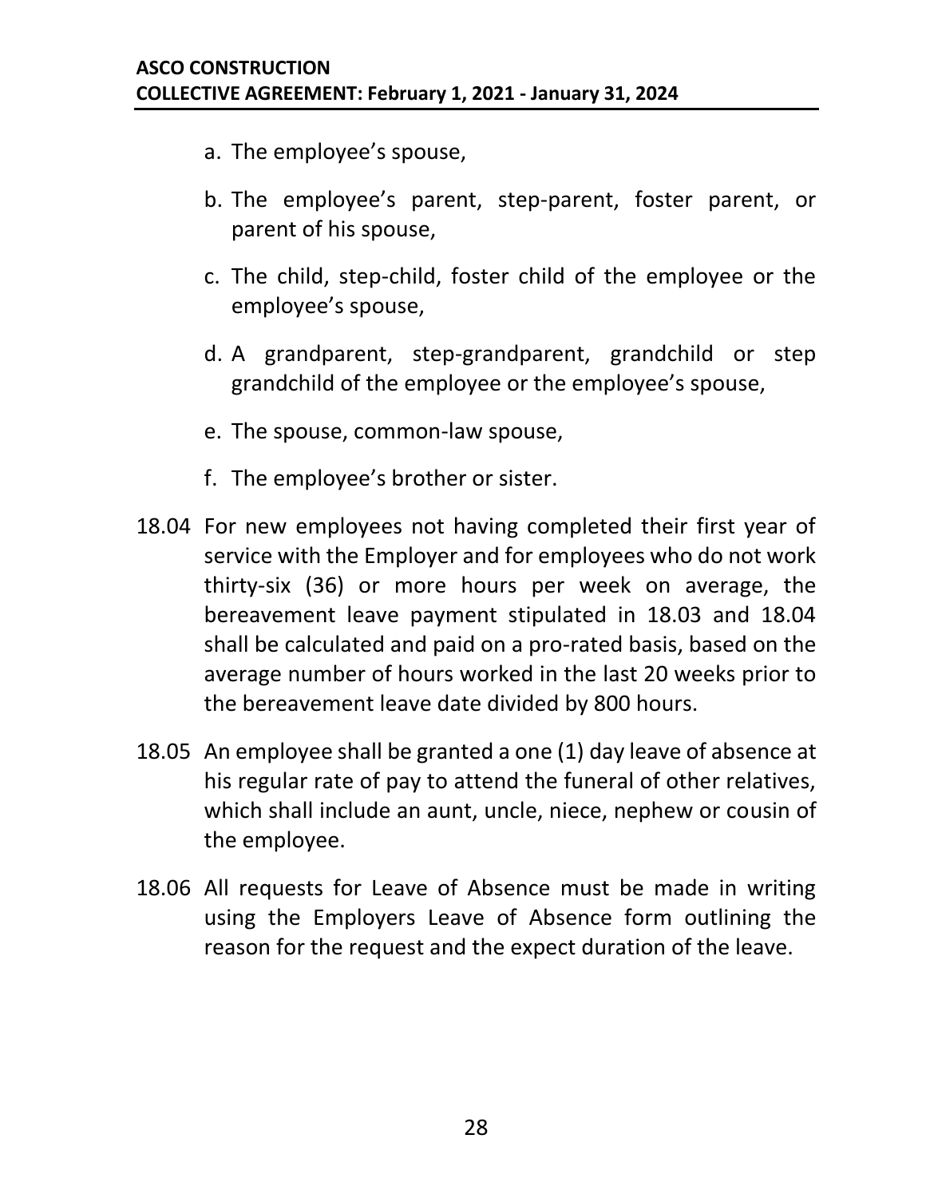a. The employee's spouse,

b. The employee's parent, step-parent, foster parent, or parent of his spouse,

c. The child, step-child, foster child of the employee or the employee's spouse,

d. A grandparent, step-grandparent, grandchild or step grandchild of the employee or the employee's spouse,

e. The spouse, common-law spouse,

f. The employee's brother or sister.

18.04 For new employees not having completed their first year of service with the Employer and for employees who do not work thirty-six (36) or more hours per week on average, the bereavement leave payment stipulated in 18.03 and 18.04 shall be calculated and paid on a pro-rated basis, based on the average number of hours worked in the last 20 weeks prior to the bereavement leave date divided by 800 hours.

18.05 An employee shall be granted a one (1) day leave of absence at his regular rate of pay to attend the funeral of other relatives, which shall include an aunt, uncle, niece, nephew or cousin of the employee.

18.06 All requests for Leave of Absence must be made in writing using the Employers Leave of Absence form outlining the reason for the request and the expect duration of the leave.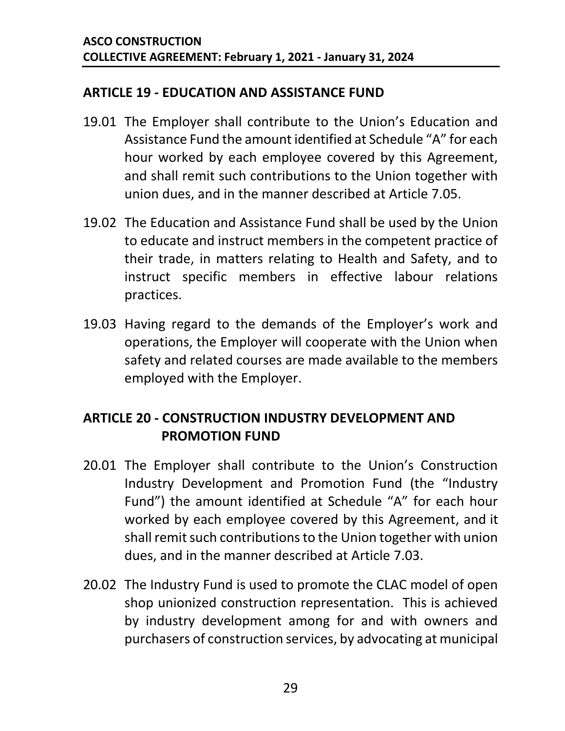## ARTICLE 19 - EDUCATION AND ASSISTANCE FUND

19.01 The Employer shall contribute to the Union's Education and Assistance Fund the amount identified at Schedule "A" for each hour worked by each employee covered by this Agreement, and shall remit such contributions to the Union together with union dues, and in the manner described at Article 7.05.

19.02 The Education and Assistance Fund shall be used by the Union to educate and instruct members in the competent practice of their trade, in matters relating to Health and Safety, and to instruct specific members in effective labour relations practices.

19.03 Having regard to the demands of the Employer's work and operations, the Employer will cooperate with the Union when safety and related courses are made available to the members employed with the Employer.

## ARTICLE 20 - CONSTRUCTION INDUSTRY DEVELOPMENT AND PROMOTION FUND

20.01 The Employer shall contribute to the Union's Construction Industry Development and Promotion Fund (the "Industry Fund") the amount identified at Schedule "A" for each hour worked by each employee covered by this Agreement, and it shall remit such contributions to the Union together with union dues, and in the manner described at Article 7.03.

20.02 The Industry Fund is used to promote the CLAC model of open shop unionized construction representation. This is achieved by industry development among for and with owners and purchasers of construction services, by advocating at municipal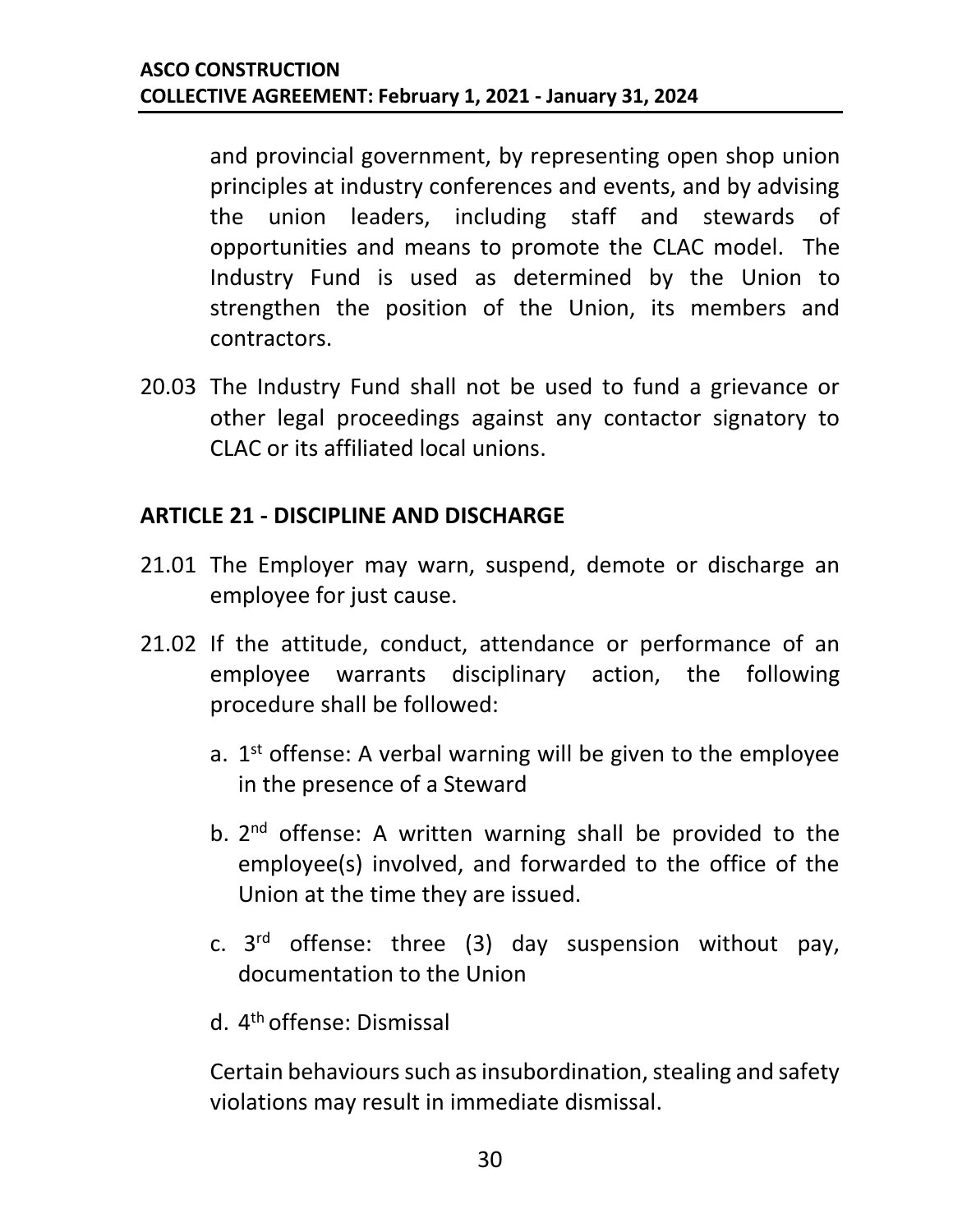and provincial government, by representing open shop union principles at industry conferences and events, and by advising the union leaders, including staff and stewards of opportunities and means to promote the CLAC model. The Industry Fund is used as determined by the Union to strengthen the position of the Union, its members and contractors.

20.03 The Industry Fund shall not be used to fund a grievance or other legal proceedings against any contactor signatory to CLAC or its affiliated local unions.

## ARTICLE 21 - DISCIPLINE AND DISCHARGE

21.01 The Employer may warn, suspend, demote or discharge an employee for just cause.

21.02 If the attitude, conduct, attendance or performance of an employee warrants disciplinary action, the following procedure shall be followed:

a. 1st offense: A verbal warning will be given to the employee in the presence of a Steward

b. 2nd offense: A written warning shall be provided to the employee(s) involved, and forwarded to the office of the Union at the time they are issued.

c. 3rd offense: three (3) day suspension without pay, documentation to the Union

d. 4th offense: Dismissal

Certain behaviours such as insubordination, stealing and safety violations may result in immediate dismissal.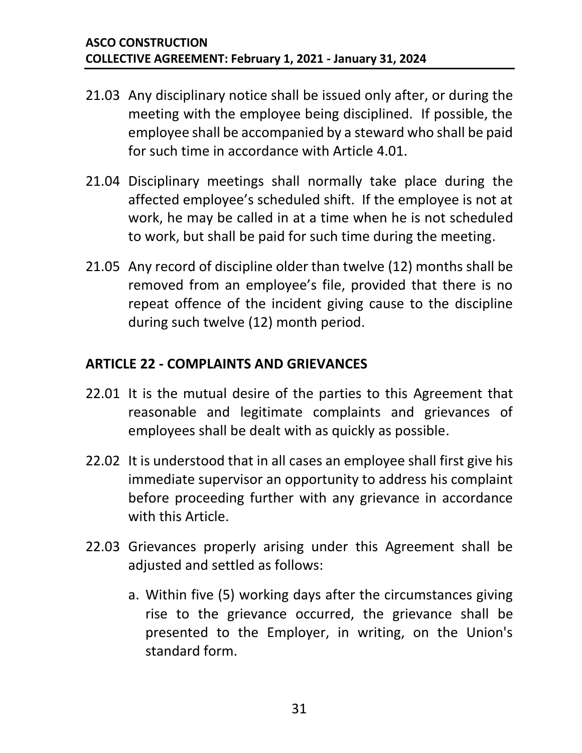21.03 Any disciplinary notice shall be issued only after, or during the meeting with the employee being disciplined. If possible, the employee shall be accompanied by a steward who shall be paid for such time in accordance with Article 4.01.

21.04 Disciplinary meetings shall normally take place during the affected employee's scheduled shift. If the employee is not at work, he may be called in at a time when he is not scheduled to work, but shall be paid for such time during the meeting.

21.05 Any record of discipline older than twelve (12) months shall be removed from an employee's file, provided that there is no repeat offence of the incident giving cause to the discipline during such twelve (12) month period.

## ARTICLE 22 - COMPLAINTS AND GRIEVANCES

22.01 It is the mutual desire of the parties to this Agreement that reasonable and legitimate complaints and grievances of employees shall be dealt with as quickly as possible.

22.02 It is understood that in all cases an employee shall first give his immediate supervisor an opportunity to address his complaint before proceeding further with any grievance in accordance with this Article.

22.03 Grievances properly arising under this Agreement shall be adjusted and settled as follows:

a. Within five (5) working days after the circumstances giving rise to the grievance occurred, the grievance shall be presented to the Employer, in writing, on the Union's standard form.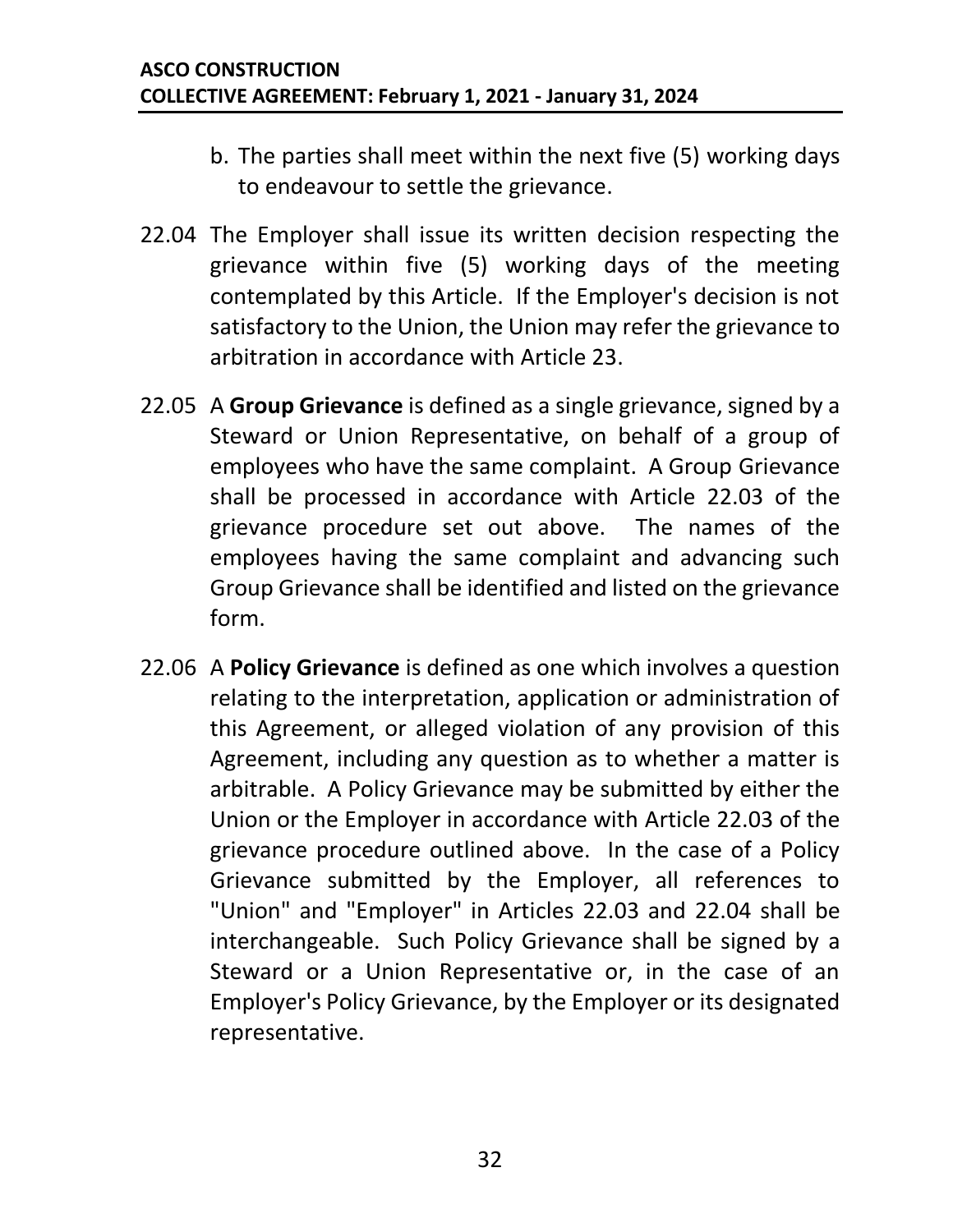b. The parties shall meet within the next five (5) working days to endeavour to settle the grievance.

22.04 The Employer shall issue its written decision respecting the grievance within five (5) working days of the meeting contemplated by this Article. If the Employer's decision is not satisfactory to the Union, the Union may refer the grievance to arbitration in accordance with Article 23.

22.05 A **Group Grievance** is defined as a single grievance, signed by a Steward or Union Representative, on behalf of a group of employees who have the same complaint. A Group Grievance shall be processed in accordance with Article 22.03 of the grievance procedure set out above. The names of the employees having the same complaint and advancing such Group Grievance shall be identified and listed on the grievance form.

22.06 A **Policy Grievance** is defined as one which involves a question relating to the interpretation, application or administration of this Agreement, or alleged violation of any provision of this Agreement, including any question as to whether a matter is arbitrable. A Policy Grievance may be submitted by either the Union or the Employer in accordance with Article 22.03 of the grievance procedure outlined above. In the case of a Policy Grievance submitted by the Employer, all references to "Union" and "Employer" in Articles 22.03 and 22.04 shall be interchangeable. Such Policy Grievance shall be signed by a Steward or a Union Representative or, in the case of an Employer's Policy Grievance, by the Employer or its designated representative.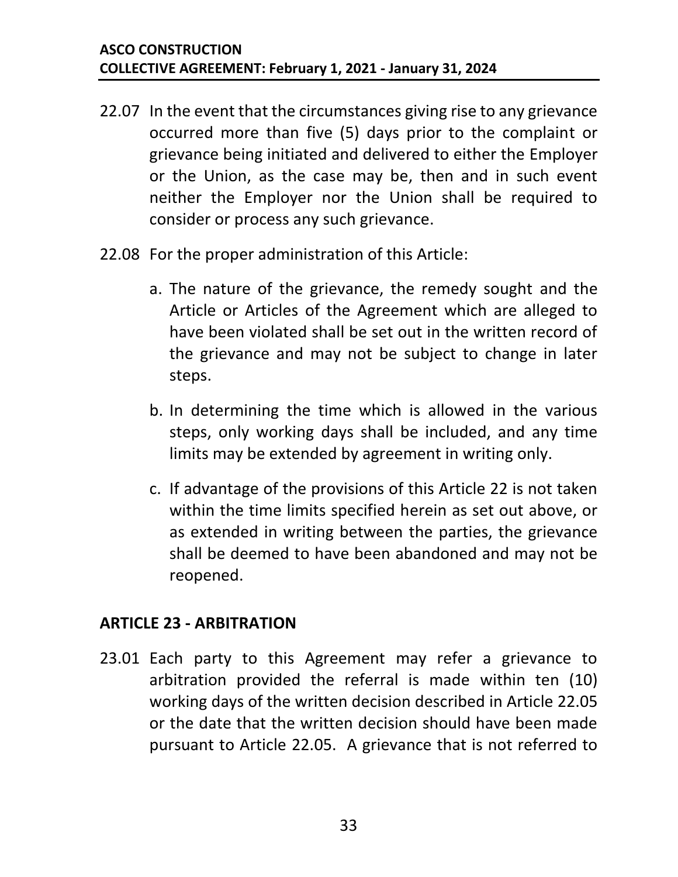22.07 In the event that the circumstances giving rise to any grievance occurred more than five (5) days prior to the complaint or grievance being initiated and delivered to either the Employer or the Union, as the case may be, then and in such event neither the Employer nor the Union shall be required to consider or process any such grievance.

22.08 For the proper administration of this Article:

a. The nature of the grievance, the remedy sought and the Article or Articles of the Agreement which are alleged to have been violated shall be set out in the written record of the grievance and may not be subject to change in later steps.

b. In determining the time which is allowed in the various steps, only working days shall be included, and any time limits may be extended by agreement in writing only.

c. If advantage of the provisions of this Article 22 is not taken within the time limits specified herein as set out above, or as extended in writing between the parties, the grievance shall be deemed to have been abandoned and may not be reopened.

## ARTICLE 23 - ARBITRATION

23.01 Each party to this Agreement may refer a grievance to arbitration provided the referral is made within ten (10) working days of the written decision described in Article 22.05 or the date that the written decision should have been made pursuant to Article 22.05. A grievance that is not referred to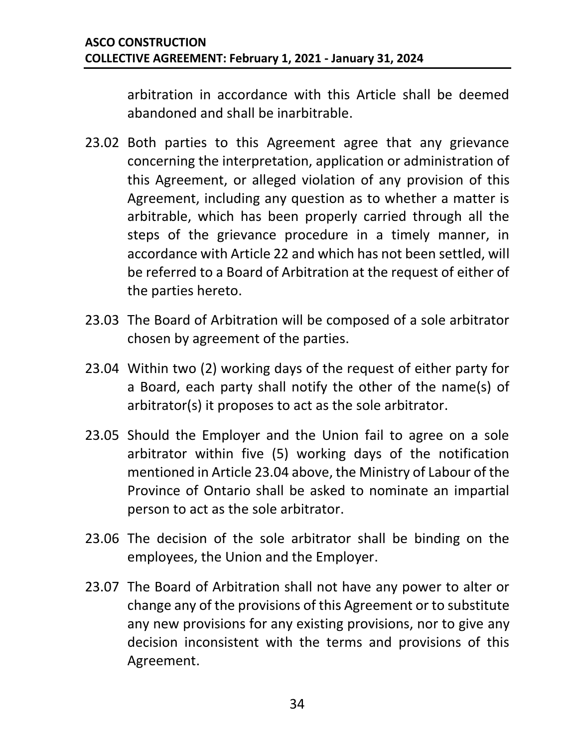arbitration in accordance with this Article shall be deemed abandoned and shall be inarbitrable.

23.02 Both parties to this Agreement agree that any grievance concerning the interpretation, application or administration of this Agreement, or alleged violation of any provision of this Agreement, including any question as to whether a matter is arbitrable, which has been properly carried through all the steps of the grievance procedure in a timely manner, in accordance with Article 22 and which has not been settled, will be referred to a Board of Arbitration at the request of either of the parties hereto.

23.03 The Board of Arbitration will be composed of a sole arbitrator chosen by agreement of the parties.

23.04 Within two (2) working days of the request of either party for a Board, each party shall notify the other of the name(s) of arbitrator(s) it proposes to act as the sole arbitrator.

23.05 Should the Employer and the Union fail to agree on a sole arbitrator within five (5) working days of the notification mentioned in Article 23.04 above, the Ministry of Labour of the Province of Ontario shall be asked to nominate an impartial person to act as the sole arbitrator.

23.06 The decision of the sole arbitrator shall be binding on the employees, the Union and the Employer.

23.07 The Board of Arbitration shall not have any power to alter or change any of the provisions of this Agreement or to substitute any new provisions for any existing provisions, nor to give any decision inconsistent with the terms and provisions of this Agreement.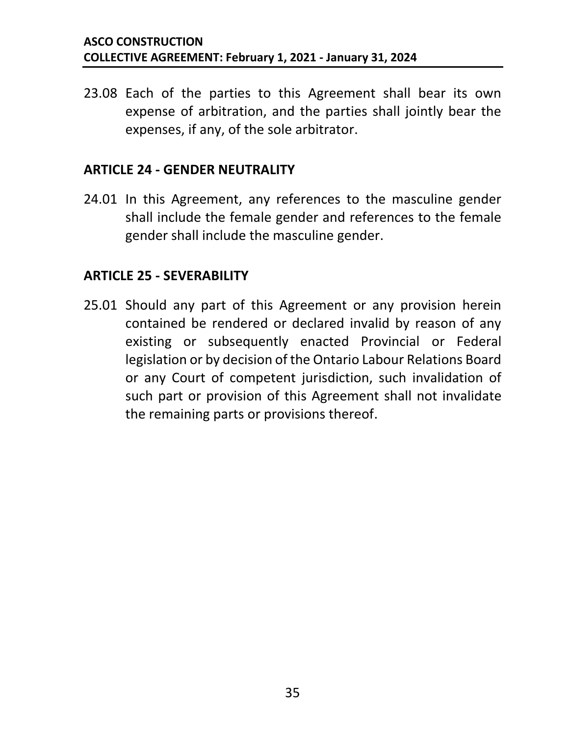23.08 Each of the parties to this Agreement shall bear its own expense of arbitration, and the parties shall jointly bear the expenses, if any, of the sole arbitrator.

## ARTICLE 24 - GENDER NEUTRALITY

24.01 In this Agreement, any references to the masculine gender shall include the female gender and references to the female gender shall include the masculine gender.

## ARTICLE 25 - SEVERABILITY

25.01 Should any part of this Agreement or any provision herein contained be rendered or declared invalid by reason of any existing or subsequently enacted Provincial or Federal legislation or by decision of the Ontario Labour Relations Board or any Court of competent jurisdiction, such invalidation of such part or provision of this Agreement shall not invalidate the remaining parts or provisions thereof.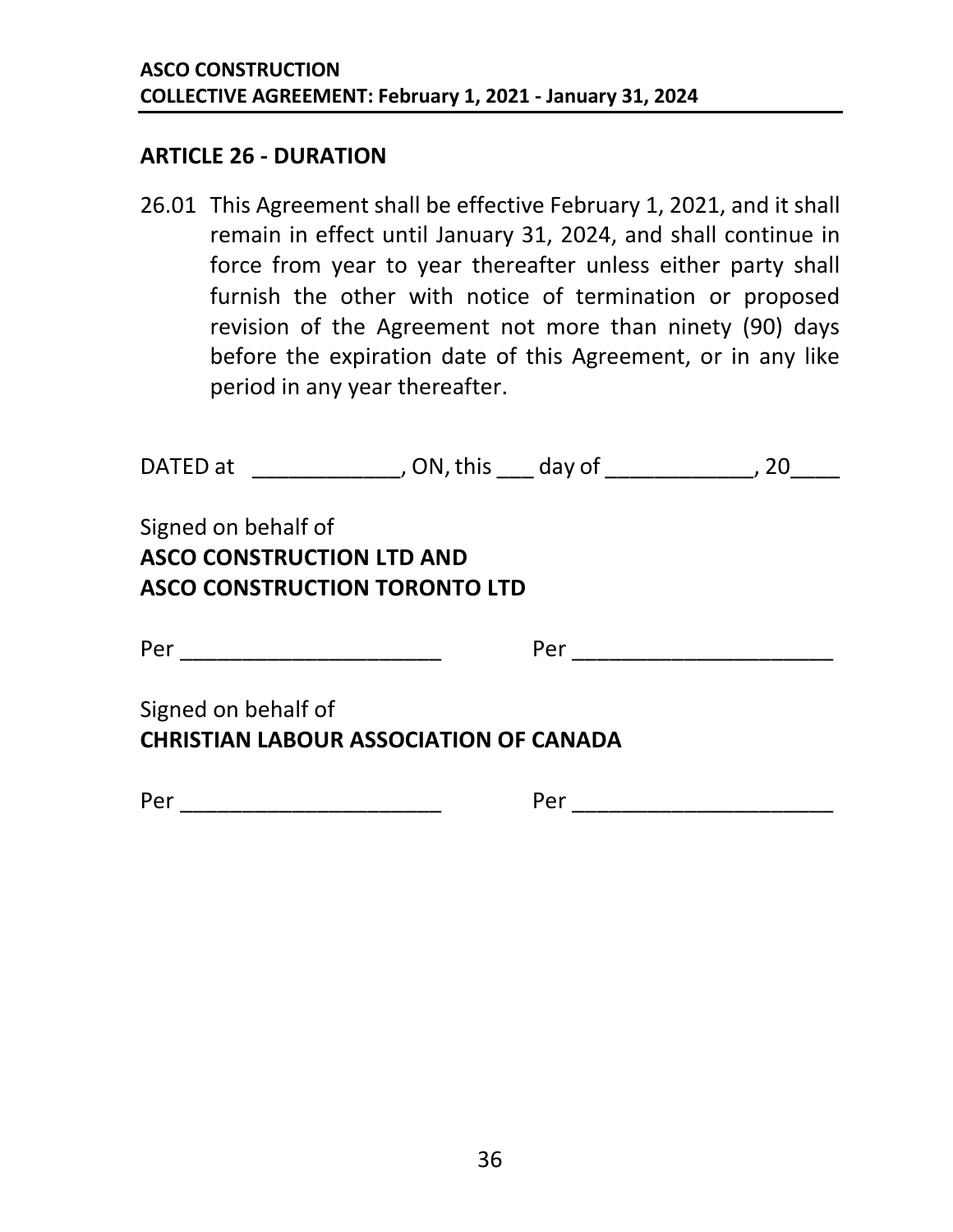## ARTICLE 26 - DURATION

26.01 This Agreement shall be effective February 1, 2021, and it shall remain in effect until January 31, 2024, and shall continue in force from year to year thereafter unless either party shall furnish the other with notice of termination or proposed revision of the Agreement not more than ninety (90) days before the expiration date of this Agreement, or in any like period in any year thereafter.

DATED at ____________, ON, this ___ day of ____________, 20____

Signed on behalf of
**ASCO CONSTRUCTION LTD AND**
**ASCO CONSTRUCTION TORONTO LTD**

Per ______________________ Per ______________________

Signed on behalf of
**CHRISTIAN LABOUR ASSOCIATION OF CANADA**

Per ______________________ Per ______________________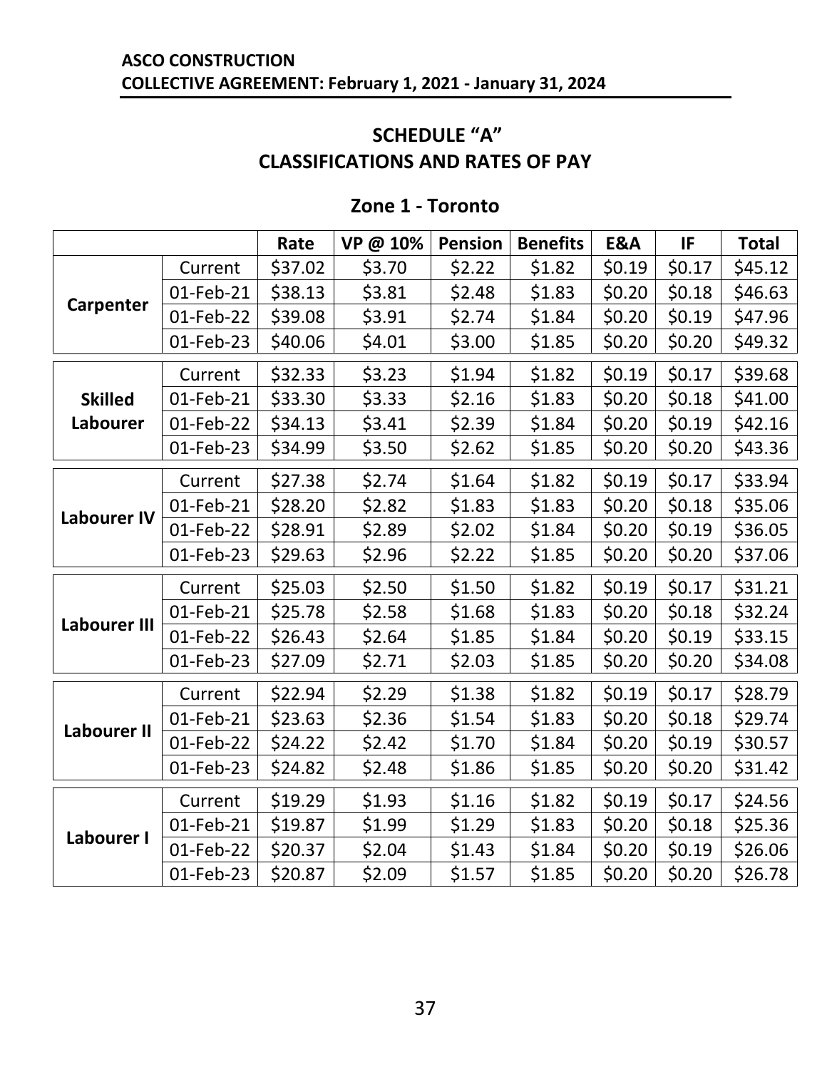## SCHEDULE "A"
## CLASSIFICATIONS AND RATES OF PAY

### Zone 1 - Toronto

| | | Rate | VP @ 10% | Pension | Benefits | E&A | IF | Total |
|---|---|---|---|---|---|---|---|---|
| **Carpenter** | Current | $37.02 | $3.70 | $2.22 | $1.82 | $0.19 | $0.17 | $45.12 |
| | 01-Feb-21 | $38.13 | $3.81 | $2.48 | $1.83 | $0.20 | $0.18 | $46.63 |
| | 01-Feb-22 | $39.08 | $3.91 | $2.74 | $1.84 | $0.20 | $0.19 | $47.96 |
| | 01-Feb-23 | $40.06 | $4.01 | $3.00 | $1.85 | $0.20 | $0.20 | $49.32 |
| **Skilled Labourer** | Current | $32.33 | $3.23 | $1.94 | $1.82 | $0.19 | $0.17 | $39.68 |
| | 01-Feb-21 | $33.30 | $3.33 | $2.16 | $1.83 | $0.20 | $0.18 | $41.00 |
| | 01-Feb-22 | $34.13 | $3.41 | $2.39 | $1.84 | $0.20 | $0.19 | $42.16 |
| | 01-Feb-23 | $34.99 | $3.50 | $2.62 | $1.85 | $0.20 | $0.20 | $43.36 |
| **Labourer IV** | Current | $27.38 | $2.74 | $1.64 | $1.82 | $0.19 | $0.17 | $33.94 |
| | 01-Feb-21 | $28.20 | $2.82 | $1.83 | $1.83 | $0.20 | $0.18 | $35.06 |
| | 01-Feb-22 | $28.91 | $2.89 | $2.02 | $1.84 | $0.20 | $0.19 | $36.05 |
| | 01-Feb-23 | $29.63 | $2.96 | $2.22 | $1.85 | $0.20 | $0.20 | $37.06 |
| **Labourer III** | Current | $25.03 | $2.50 | $1.50 | $1.82 | $0.19 | $0.17 | $31.21 |
| | 01-Feb-21 | $25.78 | $2.58 | $1.68 | $1.83 | $0.20 | $0.18 | $32.24 |
| | 01-Feb-22 | $26.43 | $2.64 | $1.85 | $1.84 | $0.20 | $0.19 | $33.15 |
| | 01-Feb-23 | $27.09 | $2.71 | $2.03 | $1.85 | $0.20 | $0.20 | $34.08 |
| **Labourer II** | Current | $22.94 | $2.29 | $1.38 | $1.82 | $0.19 | $0.17 | $28.79 |
| | 01-Feb-21 | $23.63 | $2.36 | $1.54 | $1.83 | $0.20 | $0.18 | $29.74 |
| | 01-Feb-22 | $24.22 | $2.42 | $1.70 | $1.84 | $0.20 | $0.19 | $30.57 |
| | 01-Feb-23 | $24.82 | $2.48 | $1.86 | $1.85 | $0.20 | $0.20 | $31.42 |
| **Labourer I** | Current | $19.29 | $1.93 | $1.16 | $1.82 | $0.19 | $0.17 | $24.56 |
| | 01-Feb-21 | $19.87 | $1.99 | $1.29 | $1.83 | $0.20 | $0.18 | $25.36 |
| | 01-Feb-22 | $20.37 | $2.04 | $1.43 | $1.84 | $0.20 | $0.19 | $26.06 |
| | 01-Feb-23 | $20.87 | $2.09 | $1.57 | $1.85 | $0.20 | $0.20 | $26.78 |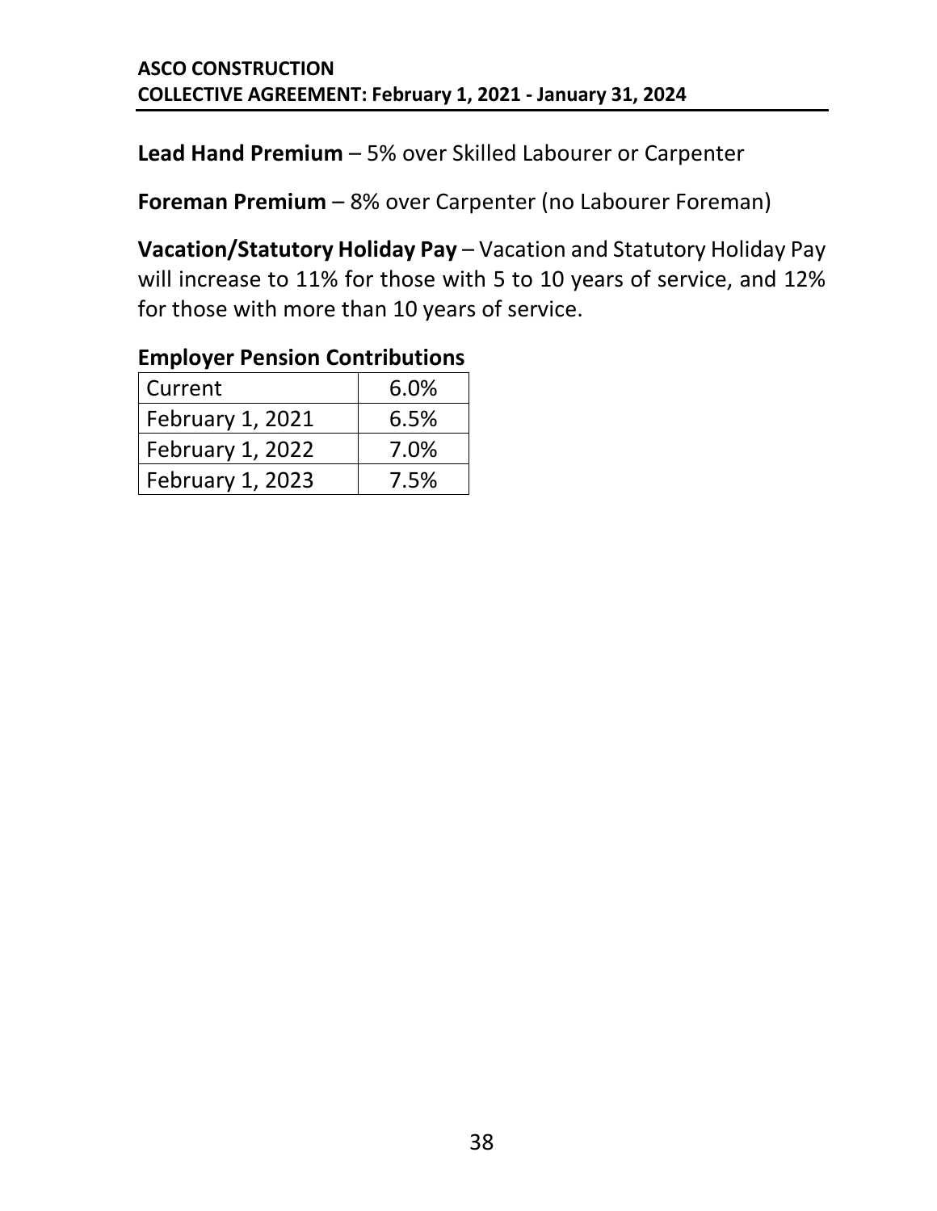**Lead Hand Premium** – 5% over Skilled Labourer or Carpenter

**Foreman Premium** – 8% over Carpenter (no Labourer Foreman)

**Vacation/Statutory Holiday Pay** – Vacation and Statutory Holiday Pay will increase to 11% for those with 5 to 10 years of service, and 12% for those with more than 10 years of service.

**Employer Pension Contributions**

| | |
|---|---|
| Current | 6.0% |
| February 1, 2021 | 6.5% |
| February 1, 2022 | 7.0% |
| February 1, 2023 | 7.5% |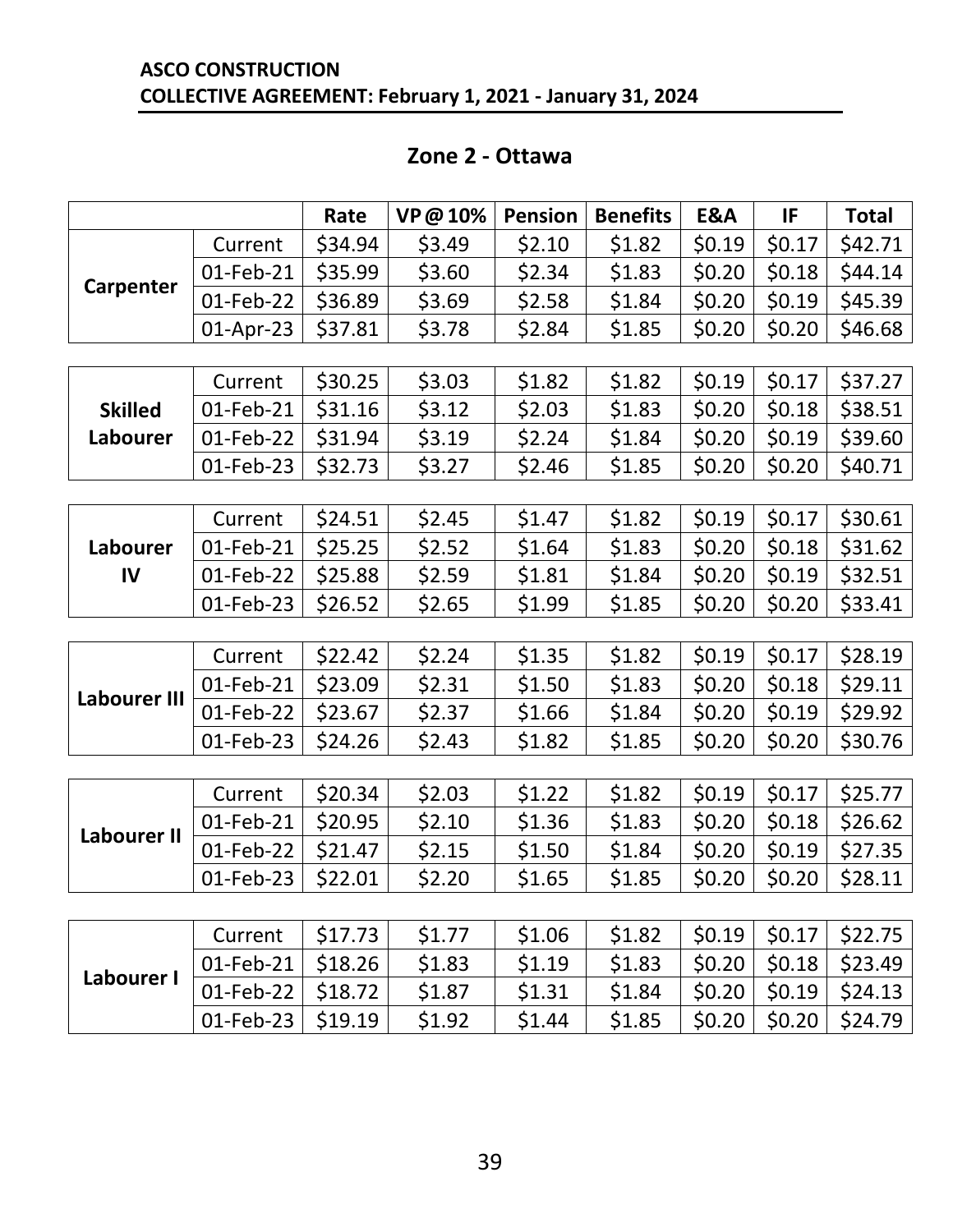**ASCO CONSTRUCTION**
**COLLECTIVE AGREEMENT: February 1, 2021 - January 31, 2024**

## Zone 2 - Ottawa

| | | Rate | VP @ 10% | Pension | Benefits | E&A | IF | Total |
|---|---|---|---|---|---|---|---|---|
| **Carpenter** | Current | $34.94 | $3.49 | $2.10 | $1.82 | $0.19 | $0.17 | $42.71 |
| | 01-Feb-21 | $35.99 | $3.60 | $2.34 | $1.83 | $0.20 | $0.18 | $44.14 |
| | 01-Feb-22 | $36.89 | $3.69 | $2.58 | $1.84 | $0.20 | $0.19 | $45.39 |
| | 01-Apr-23 | $37.81 | $3.78 | $2.84 | $1.85 | $0.20 | $0.20 | $46.68 |
| **Skilled Labourer** | Current | $30.25 | $3.03 | $1.82 | $1.82 | $0.19 | $0.17 | $37.27 |
| | 01-Feb-21 | $31.16 | $3.12 | $2.03 | $1.83 | $0.20 | $0.18 | $38.51 |
| | 01-Feb-22 | $31.94 | $3.19 | $2.24 | $1.84 | $0.20 | $0.19 | $39.60 |
| | 01-Feb-23 | $32.73 | $3.27 | $2.46 | $1.85 | $0.20 | $0.20 | $40.71 |
| **Labourer IV** | Current | $24.51 | $2.45 | $1.47 | $1.82 | $0.19 | $0.17 | $30.61 |
| | 01-Feb-21 | $25.25 | $2.52 | $1.64 | $1.83 | $0.20 | $0.18 | $31.62 |
| | 01-Feb-22 | $25.88 | $2.59 | $1.81 | $1.84 | $0.20 | $0.19 | $32.51 |
| | 01-Feb-23 | $26.52 | $2.65 | $1.99 | $1.85 | $0.20 | $0.20 | $33.41 |
| **Labourer III** | Current | $22.42 | $2.24 | $1.35 | $1.82 | $0.19 | $0.17 | $28.19 |
| | 01-Feb-21 | $23.09 | $2.31 | $1.50 | $1.83 | $0.20 | $0.18 | $29.11 |
| | 01-Feb-22 | $23.67 | $2.37 | $1.66 | $1.84 | $0.20 | $0.19 | $29.92 |
| | 01-Feb-23 | $24.26 | $2.43 | $1.82 | $1.85 | $0.20 | $0.20 | $30.76 |
| **Labourer II** | Current | $20.34 | $2.03 | $1.22 | $1.82 | $0.19 | $0.17 | $25.77 |
| | 01-Feb-21 | $20.95 | $2.10 | $1.36 | $1.83 | $0.20 | $0.18 | $26.62 |
| | 01-Feb-22 | $21.47 | $2.15 | $1.50 | $1.84 | $0.20 | $0.19 | $27.35 |
| | 01-Feb-23 | $22.01 | $2.20 | $1.65 | $1.85 | $0.20 | $0.20 | $28.11 |
| **Labourer I** | Current | $17.73 | $1.77 | $1.06 | $1.82 | $0.19 | $0.17 | $22.75 |
| | 01-Feb-21 | $18.26 | $1.83 | $1.19 | $1.83 | $0.20 | $0.18 | $23.49 |
| | 01-Feb-22 | $18.72 | $1.87 | $1.31 | $1.84 | $0.20 | $0.19 | $24.13 |
| | 01-Feb-23 | $19.19 | $1.92 | $1.44 | $1.85 | $0.20 | $0.20 | $24.79 |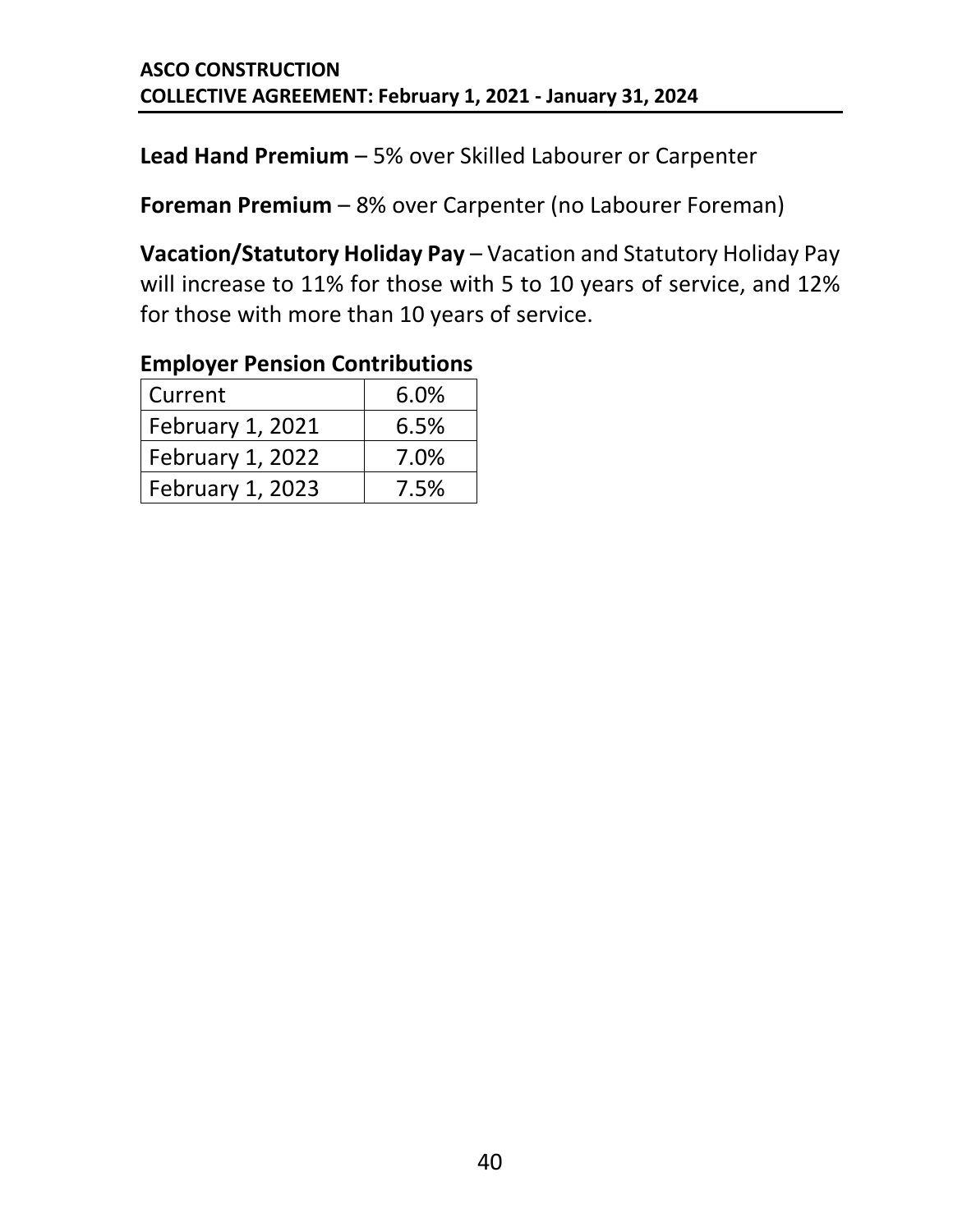**Lead Hand Premium** – 5% over Skilled Labourer or Carpenter

**Foreman Premium** – 8% over Carpenter (no Labourer Foreman)

**Vacation/Statutory Holiday Pay** – Vacation and Statutory Holiday Pay will increase to 11% for those with 5 to 10 years of service, and 12% for those with more than 10 years of service.

**Employer Pension Contributions**

| | |
|---|---|
| Current | 6.0% |
| February 1, 2021 | 6.5% |
| February 1, 2022 | 7.0% |
| February 1, 2023 | 7.5% |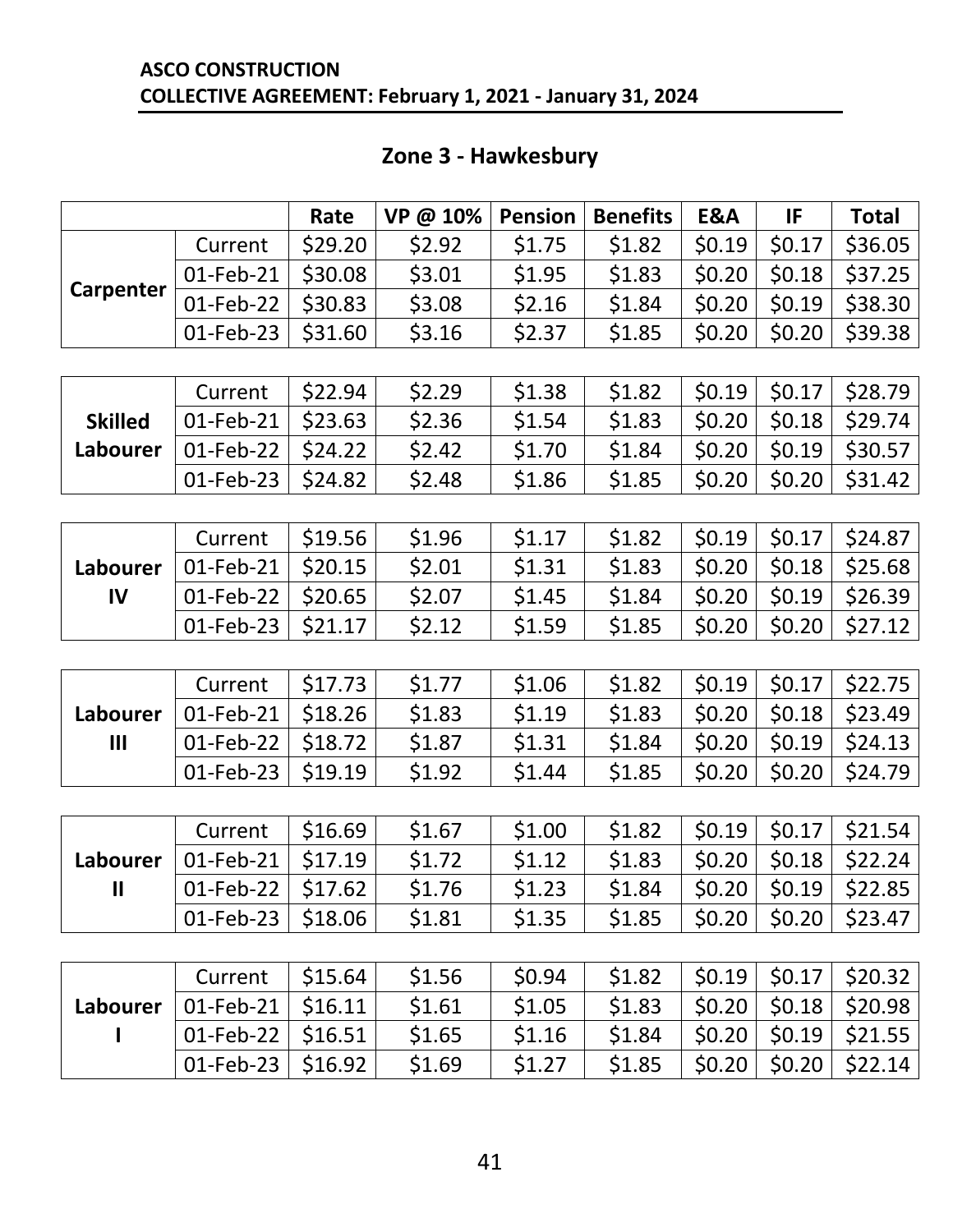**ASCO CONSTRUCTION**
**COLLECTIVE AGREEMENT: February 1, 2021 - January 31, 2024**

## Zone 3 - Hawkesbury

| | | Rate | VP @ 10% | Pension | Benefits | E&A | IF | Total |
|---|---|---|---|---|---|---|---|---|
| **Carpenter** | Current | $29.20 | $2.92 | $1.75 | $1.82 | $0.19 | $0.17 | $36.05 |
| | 01-Feb-21 | $30.08 | $3.01 | $1.95 | $1.83 | $0.20 | $0.18 | $37.25 |
| | 01-Feb-22 | $30.83 | $3.08 | $2.16 | $1.84 | $0.20 | $0.19 | $38.30 |
| | 01-Feb-23 | $31.60 | $3.16 | $2.37 | $1.85 | $0.20 | $0.20 | $39.38 |
| **Skilled Labourer** | Current | $22.94 | $2.29 | $1.38 | $1.82 | $0.19 | $0.17 | $28.79 |
| | 01-Feb-21 | $23.63 | $2.36 | $1.54 | $1.83 | $0.20 | $0.18 | $29.74 |
| | 01-Feb-22 | $24.22 | $2.42 | $1.70 | $1.84 | $0.20 | $0.19 | $30.57 |
| | 01-Feb-23 | $24.82 | $2.48 | $1.86 | $1.85 | $0.20 | $0.20 | $31.42 |
| **Labourer IV** | Current | $19.56 | $1.96 | $1.17 | $1.82 | $0.19 | $0.17 | $24.87 |
| | 01-Feb-21 | $20.15 | $2.01 | $1.31 | $1.83 | $0.20 | $0.18 | $25.68 |
| | 01-Feb-22 | $20.65 | $2.07 | $1.45 | $1.84 | $0.20 | $0.19 | $26.39 |
| | 01-Feb-23 | $21.17 | $2.12 | $1.59 | $1.85 | $0.20 | $0.20 | $27.12 |
| **Labourer III** | Current | $17.73 | $1.77 | $1.06 | $1.82 | $0.19 | $0.17 | $22.75 |
| | 01-Feb-21 | $18.26 | $1.83 | $1.19 | $1.83 | $0.20 | $0.18 | $23.49 |
| | 01-Feb-22 | $18.72 | $1.87 | $1.31 | $1.84 | $0.20 | $0.19 | $24.13 |
| | 01-Feb-23 | $19.19 | $1.92 | $1.44 | $1.85 | $0.20 | $0.20 | $24.79 |
| **Labourer II** | Current | $16.69 | $1.67 | $1.00 | $1.82 | $0.19 | $0.17 | $21.54 |
| | 01-Feb-21 | $17.19 | $1.72 | $1.12 | $1.83 | $0.20 | $0.18 | $22.24 |
| | 01-Feb-22 | $17.62 | $1.76 | $1.23 | $1.84 | $0.20 | $0.19 | $22.85 |
| | 01-Feb-23 | $18.06 | $1.81 | $1.35 | $1.85 | $0.20 | $0.20 | $23.47 |
| **Labourer I** | Current | $15.64 | $1.56 | $0.94 | $1.82 | $0.19 | $0.17 | $20.32 |
| | 01-Feb-21 | $16.11 | $1.61 | $1.05 | $1.83 | $0.20 | $0.18 | $20.98 |
| | 01-Feb-22 | $16.51 | $1.65 | $1.16 | $1.84 | $0.20 | $0.19 | $21.55 |
| | 01-Feb-23 | $16.92 | $1.69 | $1.27 | $1.85 | $0.20 | $0.20 | $22.14 |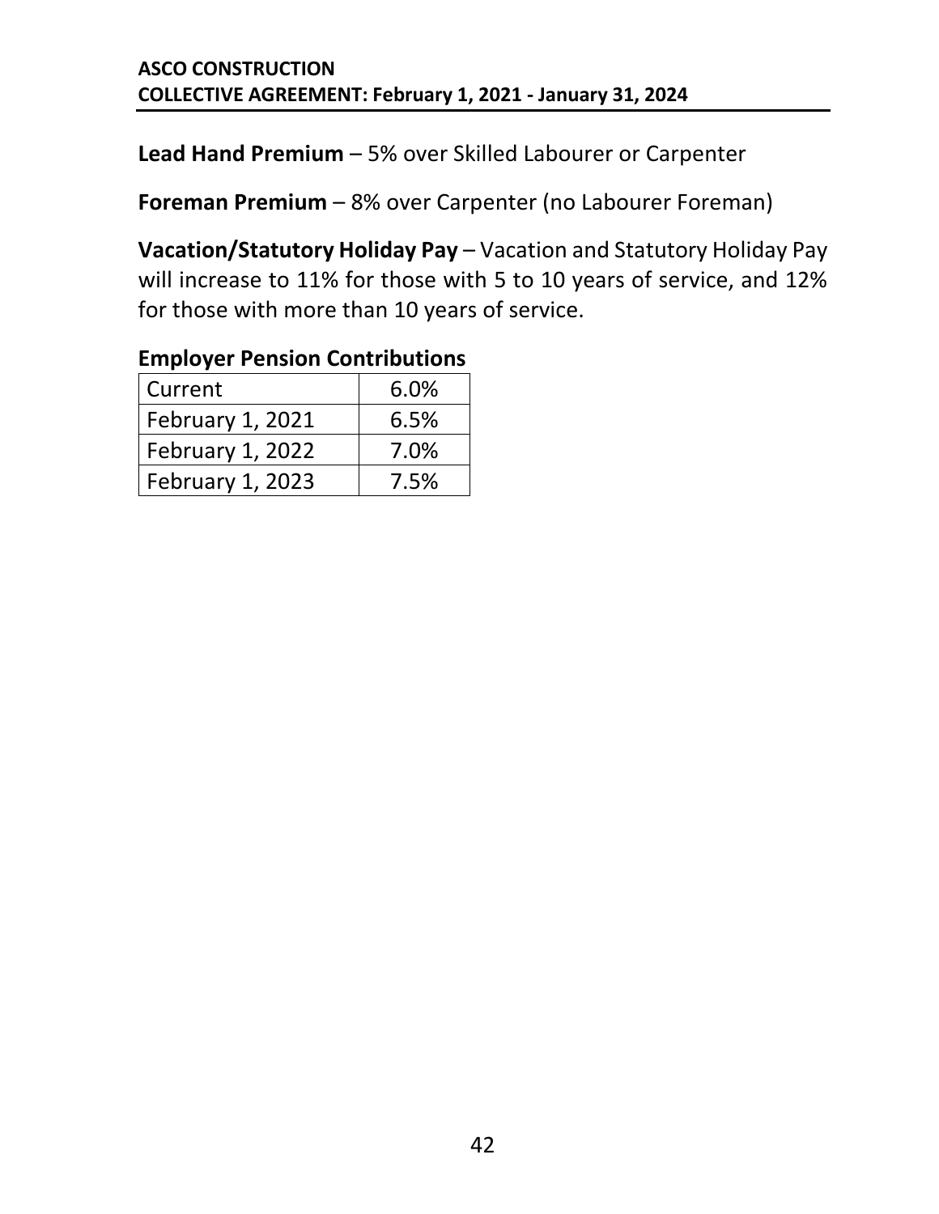**Lead Hand Premium** – 5% over Skilled Labourer or Carpenter

**Foreman Premium** – 8% over Carpenter (no Labourer Foreman)

**Vacation/Statutory Holiday Pay** – Vacation and Statutory Holiday Pay will increase to 11% for those with 5 to 10 years of service, and 12% for those with more than 10 years of service.

**Employer Pension Contributions**

| Current | 6.0% |
|---|---|
| February 1, 2021 | 6.5% |
| February 1, 2022 | 7.0% |
| February 1, 2023 | 7.5% |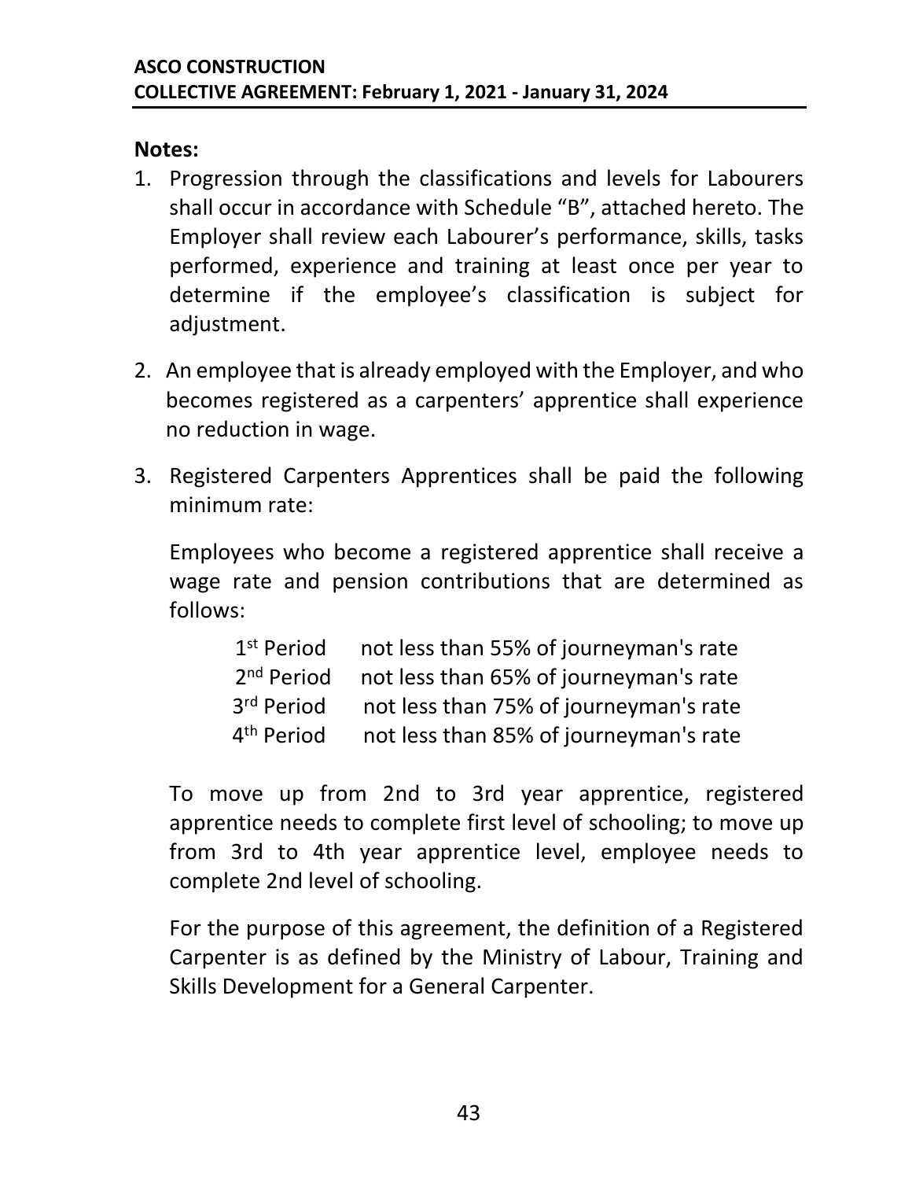**Notes:**

1. Progression through the classifications and levels for Labourers shall occur in accordance with Schedule "B", attached hereto. The Employer shall review each Labourer's performance, skills, tasks performed, experience and training at least once per year to determine if the employee's classification is subject for adjustment.

2. An employee that is already employed with the Employer, and who becomes registered as a carpenters' apprentice shall experience no reduction in wage.

3. Registered Carpenters Apprentices shall be paid the following minimum rate:

   Employees who become a registered apprentice shall receive a wage rate and pension contributions that are determined as follows:

   | | |
   |---|---|
   | 1st Period | not less than 55% of journeyman's rate |
   | 2nd Period | not less than 65% of journeyman's rate |
   | 3rd Period | not less than 75% of journeyman's rate |
   | 4th Period | not less than 85% of journeyman's rate |

   To move up from 2nd to 3rd year apprentice, registered apprentice needs to complete first level of schooling; to move up from 3rd to 4th year apprentice level, employee needs to complete 2nd level of schooling.

   For the purpose of this agreement, the definition of a Registered Carpenter is as defined by the Ministry of Labour, Training and Skills Development for a General Carpenter.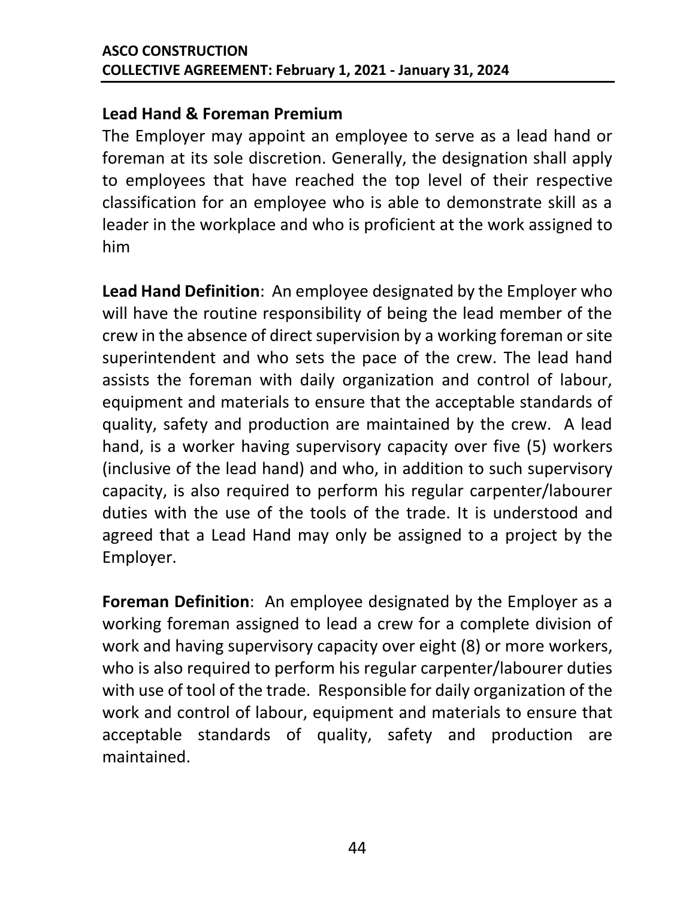**Lead Hand & Foreman Premium**

The Employer may appoint an employee to serve as a lead hand or foreman at its sole discretion. Generally, the designation shall apply to employees that have reached the top level of their respective classification for an employee who is able to demonstrate skill as a leader in the workplace and who is proficient at the work assigned to him

**Lead Hand Definition**: An employee designated by the Employer who will have the routine responsibility of being the lead member of the crew in the absence of direct supervision by a working foreman or site superintendent and who sets the pace of the crew. The lead hand assists the foreman with daily organization and control of labour, equipment and materials to ensure that the acceptable standards of quality, safety and production are maintained by the crew. A lead hand, is a worker having supervisory capacity over five (5) workers (inclusive of the lead hand) and who, in addition to such supervisory capacity, is also required to perform his regular carpenter/labourer duties with the use of the tools of the trade. It is understood and agreed that a Lead Hand may only be assigned to a project by the Employer.

**Foreman Definition**: An employee designated by the Employer as a working foreman assigned to lead a crew for a complete division of work and having supervisory capacity over eight (8) or more workers, who is also required to perform his regular carpenter/labourer duties with use of tool of the trade. Responsible for daily organization of the work and control of labour, equipment and materials to ensure that acceptable standards of quality, safety and production are maintained.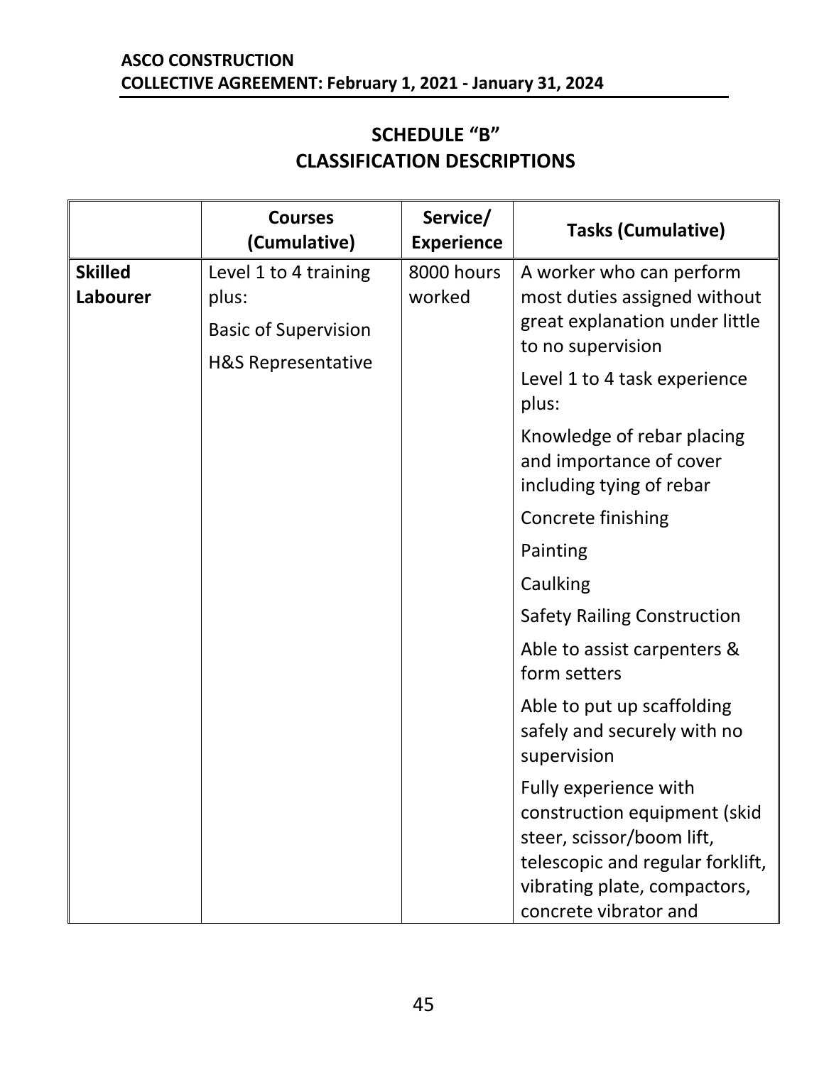## SCHEDULE "B"
## CLASSIFICATION DESCRIPTIONS

| | Courses (Cumulative) | Service/ Experience | Tasks (Cumulative) |
|---|---|---|---|
| **Skilled Labourer** | Level 1 to 4 training plus:<br>Basic of Supervision<br>H&S Representative | 8000 hours worked | A worker who can perform most duties assigned without great explanation under little to no supervision<br>Level 1 to 4 task experience plus:<br>Knowledge of rebar placing and importance of cover including tying of rebar<br>Concrete finishing<br>Painting<br>Caulking<br>Safety Railing Construction<br>Able to assist carpenters & form setters<br>Able to put up scaffolding safely and securely with no supervision<br>Fully experience with construction equipment (skid steer, scissor/boom lift, telescopic and regular forklift, vibrating plate, compactors, concrete vibrator and |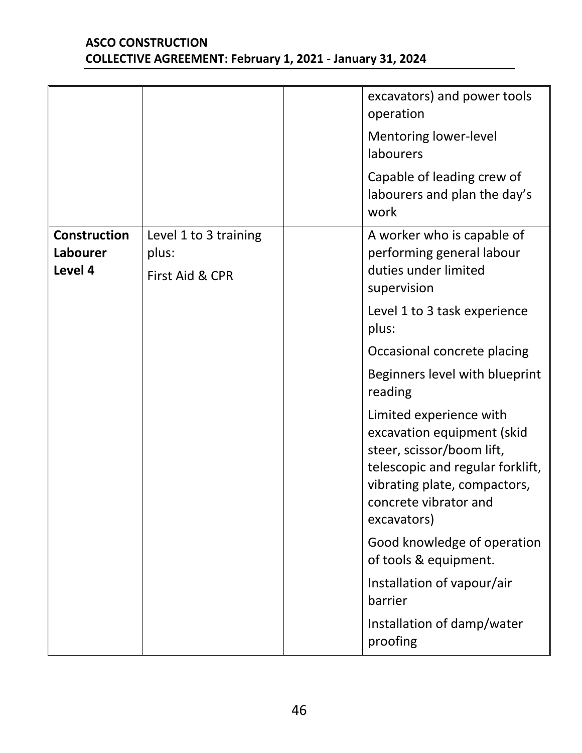| | | | |
|---|---|---|---|
| | | | excavators) and power tools operation<br>Mentoring lower-level labourers<br>Capable of leading crew of labourers and plan the day's work |
| **Construction Labourer Level 4** | Level 1 to 3 training plus:<br>First Aid & CPR | | A worker who is capable of performing general labour duties under limited supervision<br>Level 1 to 3 task experience plus:<br>Occasional concrete placing<br>Beginners level with blueprint reading<br>Limited experience with excavation equipment (skid steer, scissor/boom lift, telescopic and regular forklift, vibrating plate, compactors, concrete vibrator and excavators)<br>Good knowledge of operation of tools & equipment.<br>Installation of vapour/air barrier<br>Installation of damp/water proofing |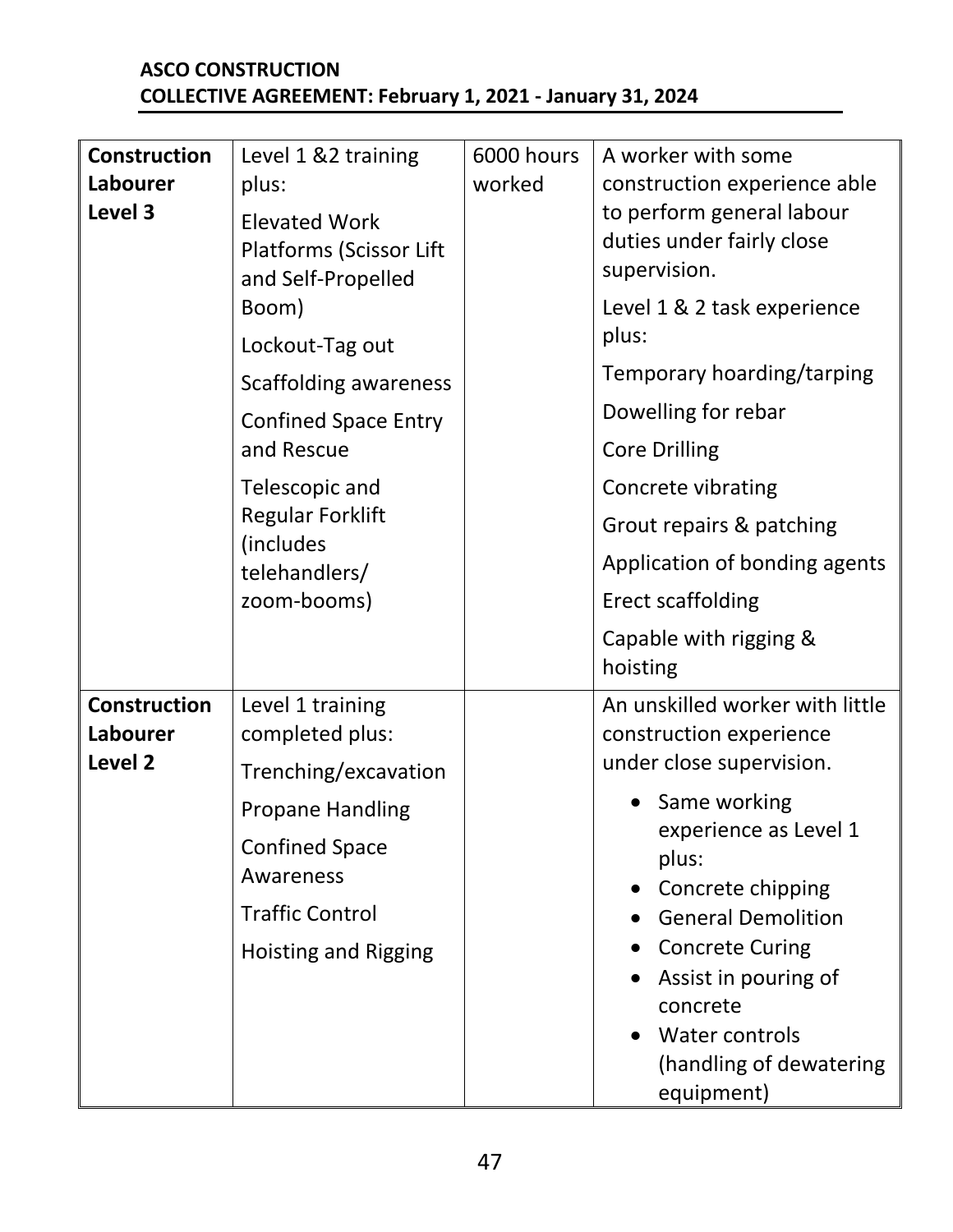| Construction Labourer Level 3 | Level 1 &2 training plus:<br>Elevated Work Platforms (Scissor Lift and Self-Propelled Boom)<br>Lockout-Tag out<br>Scaffolding awareness<br>Confined Space Entry and Rescue<br>Telescopic and Regular Forklift (includes telehandlers/ zoom-booms) | 6000 hours worked | A worker with some construction experience able to perform general labour duties under fairly close supervision.<br>Level 1 & 2 task experience plus:<br>Temporary hoarding/tarping<br>Dowelling for rebar<br>Core Drilling<br>Concrete vibrating<br>Grout repairs & patching<br>Application of bonding agents<br>Erect scaffolding<br>Capable with rigging & hoisting |
|---|---|---|---|
| **Construction Labourer Level 2** | Level 1 training completed plus:<br>Trenching/excavation<br>Propane Handling<br>Confined Space Awareness<br>Traffic Control<br>Hoisting and Rigging | | An unskilled worker with little construction experience under close supervision.<br>• Same working experience as Level 1 plus:<br>• Concrete chipping<br>• General Demolition<br>• Concrete Curing<br>• Assist in pouring of concrete<br>• Water controls (handling of dewatering equipment) |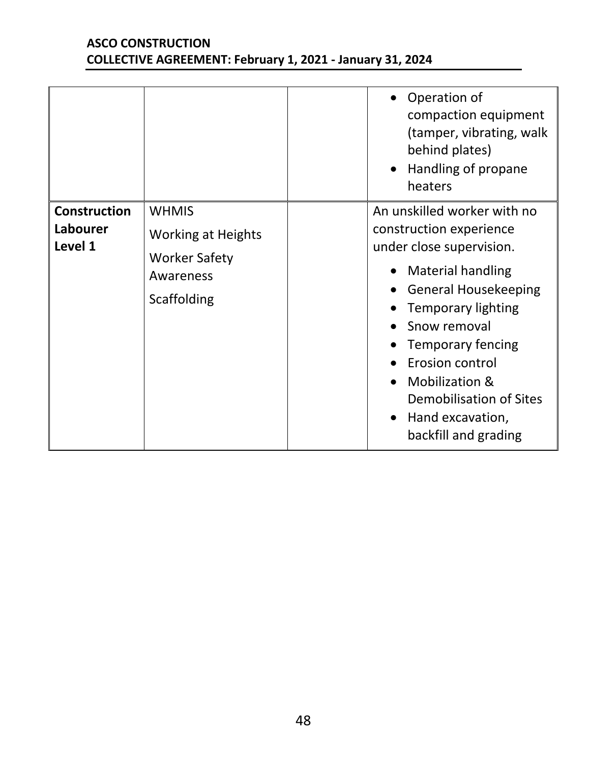| | | | |
|---|---|---|---|
| | | | • Operation of compaction equipment (tamper, vibrating, walk behind plates)<br>• Handling of propane heaters |
| **Construction Labourer Level 1** | WHMIS<br>Working at Heights<br>Worker Safety Awareness<br>Scaffolding | | An unskilled worker with no construction experience under close supervision.<br>• Material handling<br>• General Housekeeping<br>• Temporary lighting<br>• Snow removal<br>• Temporary fencing<br>• Erosion control<br>• Mobilization & Demobilisation of Sites<br>• Hand excavation, backfill and grading |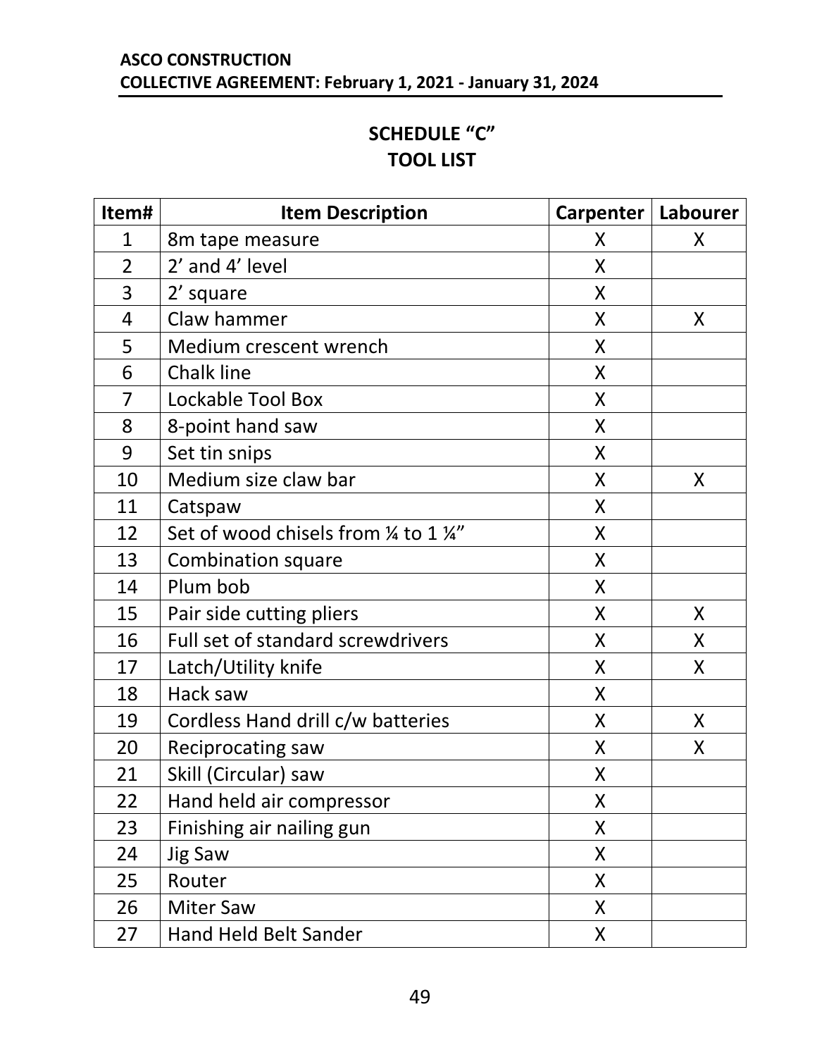## SCHEDULE "C"
## TOOL LIST

| Item# | Item Description | Carpenter | Labourer |
|---|---|---|---|
| 1 | 8m tape measure | X | X |
| 2 | 2' and 4' level | X | |
| 3 | 2' square | X | |
| 4 | Claw hammer | X | X |
| 5 | Medium crescent wrench | X | |
| 6 | Chalk line | X | |
| 7 | Lockable Tool Box | X | |
| 8 | 8-point hand saw | X | |
| 9 | Set tin snips | X | |
| 10 | Medium size claw bar | X | X |
| 11 | Catspaw | X | |
| 12 | Set of wood chisels from ¼ to 1 ¼" | X | |
| 13 | Combination square | X | |
| 14 | Plum bob | X | |
| 15 | Pair side cutting pliers | X | X |
| 16 | Full set of standard screwdrivers | X | X |
| 17 | Latch/Utility knife | X | X |
| 18 | Hack saw | X | |
| 19 | Cordless Hand drill c/w batteries | X | X |
| 20 | Reciprocating saw | X | X |
| 21 | Skill (Circular) saw | X | |
| 22 | Hand held air compressor | X | |
| 23 | Finishing air nailing gun | X | |
| 24 | Jig Saw | X | |
| 25 | Router | X | |
| 26 | Miter Saw | X | |
| 27 | Hand Held Belt Sander | X | |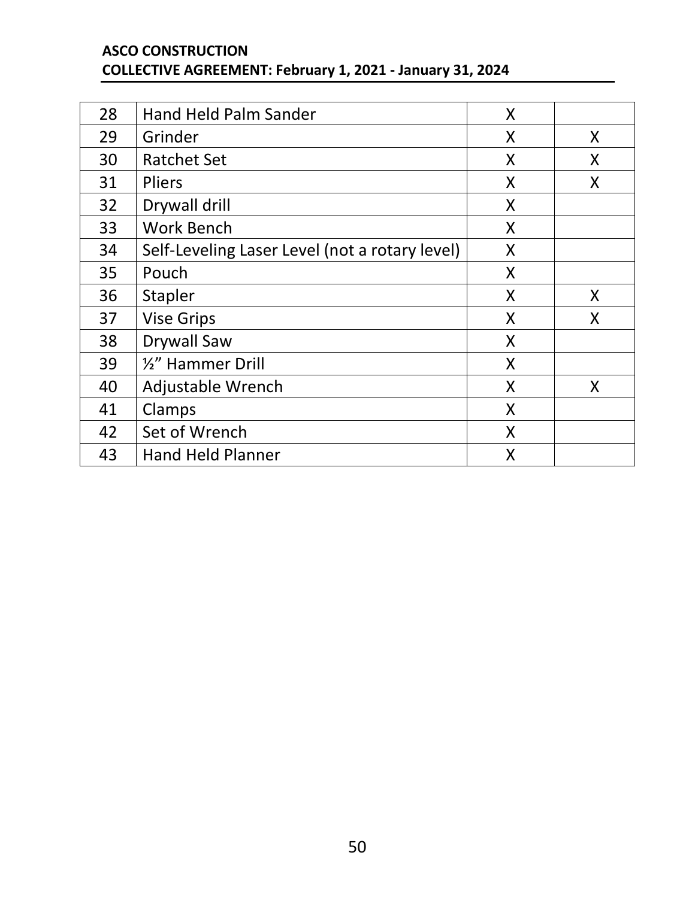| | | | |
|---|---|---|---|
| 28 | Hand Held Palm Sander | X | |
| 29 | Grinder | X | X |
| 30 | Ratchet Set | X | X |
| 31 | Pliers | X | X |
| 32 | Drywall drill | X | |
| 33 | Work Bench | X | |
| 34 | Self-Leveling Laser Level (not a rotary level) | X | |
| 35 | Pouch | X | |
| 36 | Stapler | X | X |
| 37 | Vise Grips | X | X |
| 38 | Drywall Saw | X | |
| 39 | ½" Hammer Drill | X | |
| 40 | Adjustable Wrench | X | X |
| 41 | Clamps | X | |
| 42 | Set of Wrench | X | |
| 43 | Hand Held Planner | X | |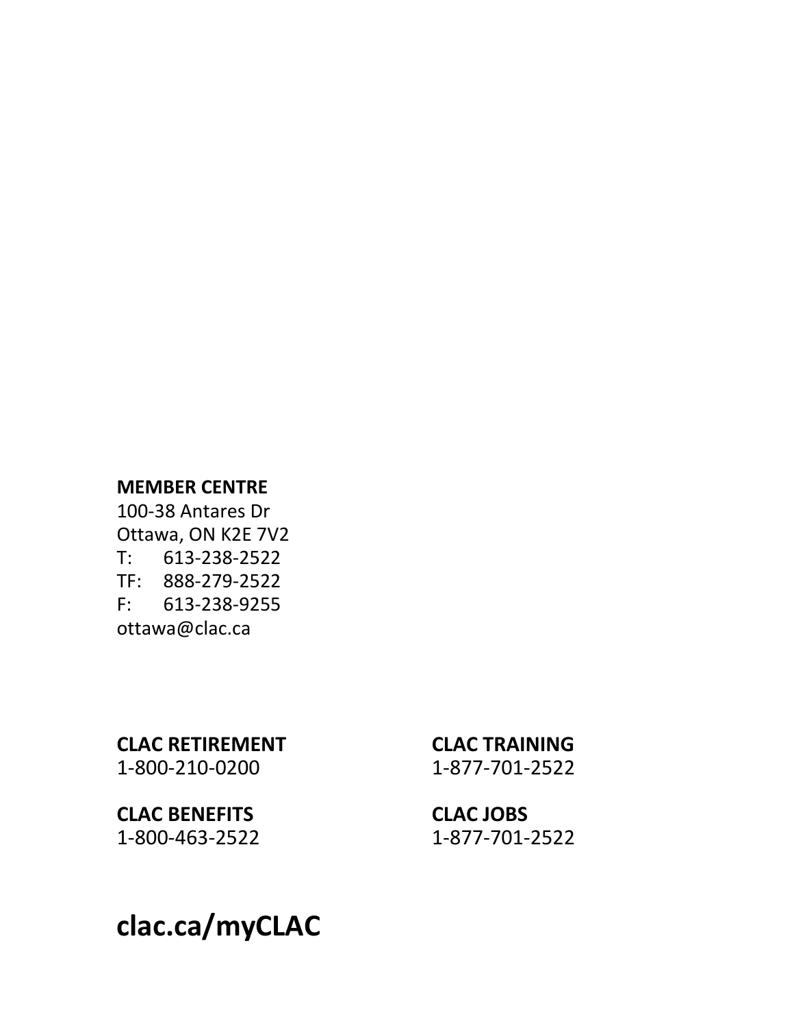**MEMBER CENTRE**
100-38 Antares Dr
Ottawa, ON K2E 7V2
T: 613-238-2522
TF: 888-279-2522
F: 613-238-9255
ottawa@clac.ca

**CLAC RETIREMENT**
1-800-210-0200

**CLAC BENEFITS**
1-800-463-2522

**CLAC TRAINING**
1-877-701-2522

**CLAC JOBS**
1-877-701-2522

**clac.ca/myCLAC**